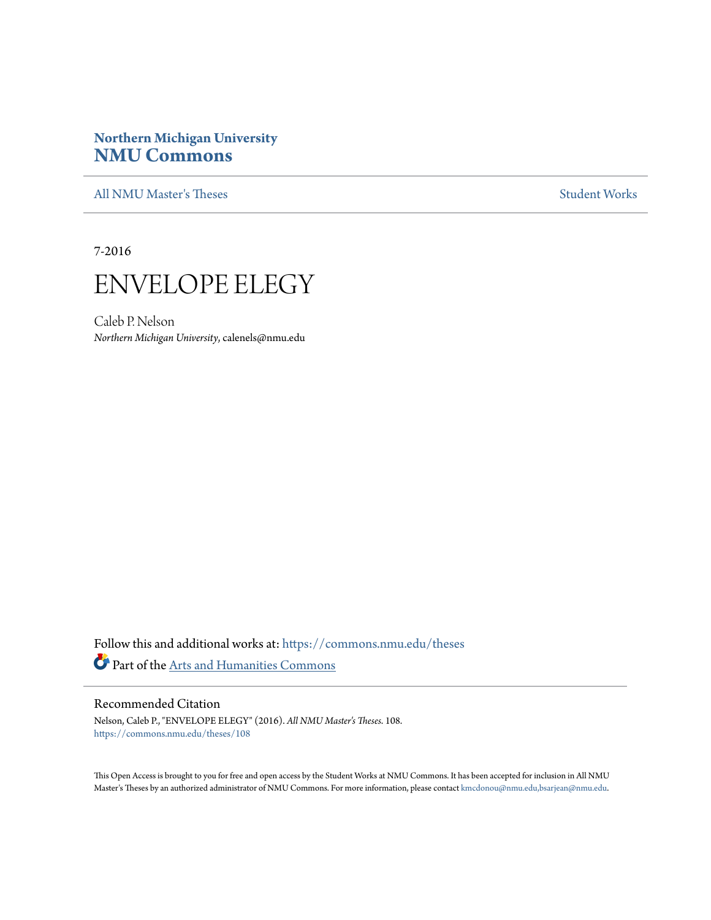**Northern Michigan University**
# NMU Commons

All NMU Master's Theses | Student Works

7-2016

# ENVELOPE ELEGY

Caleb P. Nelson
*Northern Michigan University*, calenels@nmu.edu

Follow this and additional works at: https://commons.nmu.edu/theses

Part of the Arts and Humanities Commons

## Recommended Citation

Nelson, Caleb P., "ENVELOPE ELEGY" (2016). *All NMU Master's Theses*. 108.
https://commons.nmu.edu/theses/108

This Open Access is brought to you for free and open access by the Student Works at NMU Commons. It has been accepted for inclusion in All NMU Master's Theses by an authorized administrator of NMU Commons. For more information, please contact kmcdonou@nmu.edu,bsarjean@nmu.edu.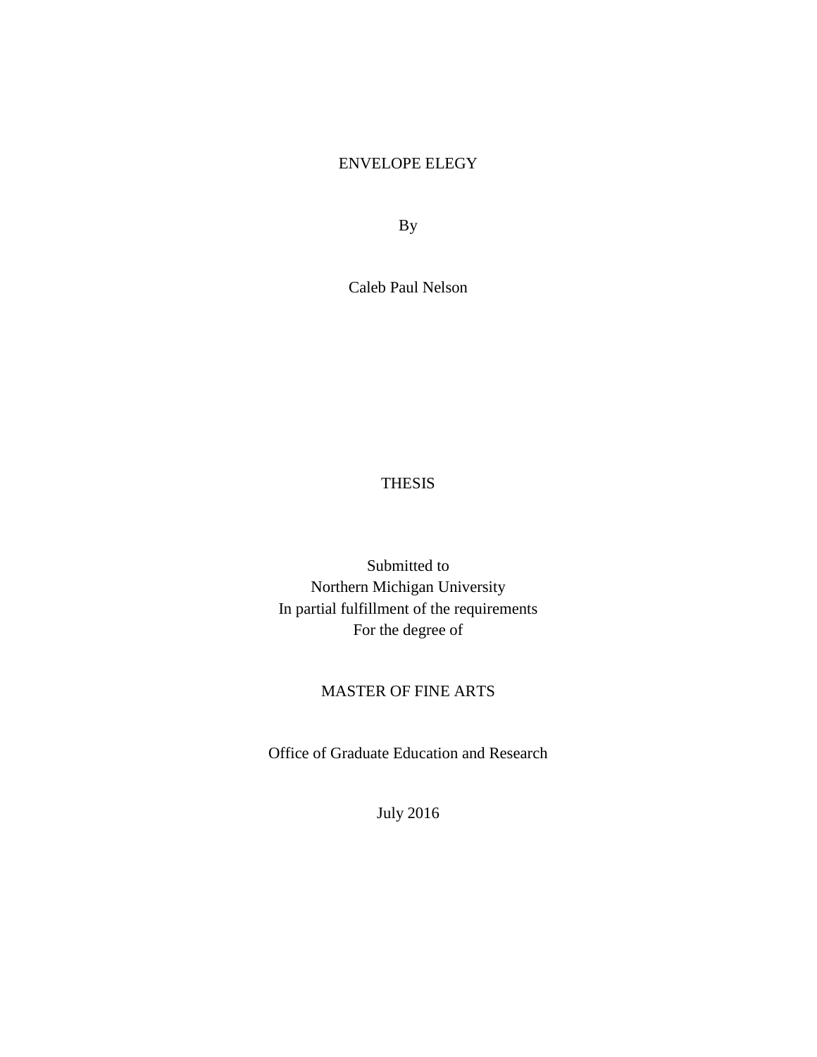# ENVELOPE ELEGY

By

Caleb Paul Nelson

THESIS

Submitted to  
Northern Michigan University  
In partial fulfillment of the requirements  
For the degree of

MASTER OF FINE ARTS

Office of Graduate Education and Research

July 2016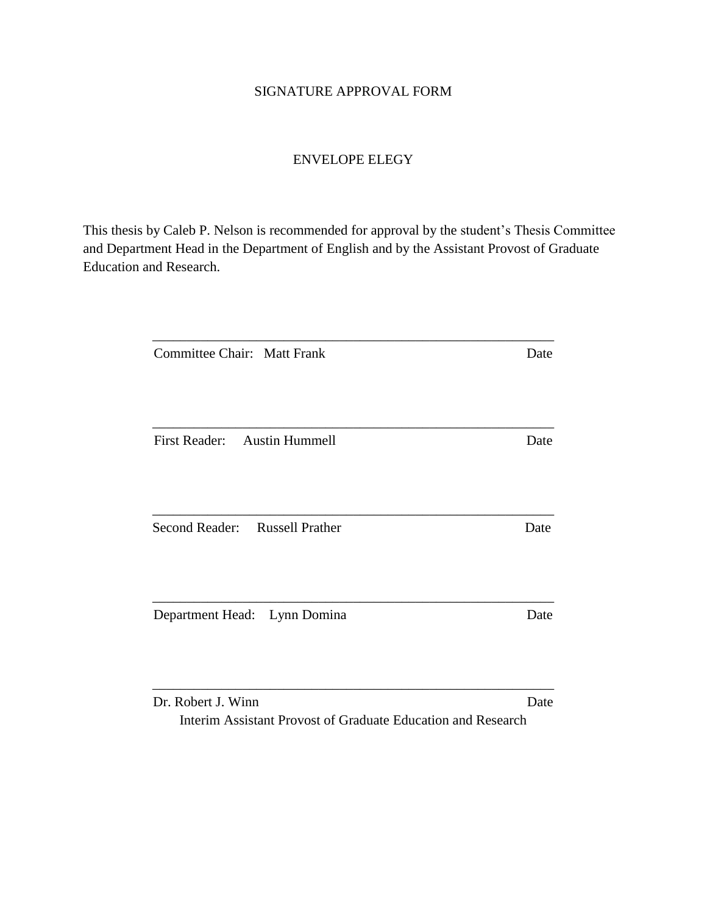SIGNATURE APPROVAL FORM

ENVELOPE ELEGY

This thesis by Caleb P. Nelson is recommended for approval by the student's Thesis Committee and Department Head in the Department of English and by the Assistant Provost of Graduate Education and Research.

\_\_\_\_\_\_\_\_\_\_\_\_\_\_\_\_\_\_\_\_\_\_\_\_\_\_\_\_\_\_\_\_\_\_\_\_\_\_\_\_\_\_\_\_\_\_\_\_\_\_\_\_

Committee Chair: Matt Frank Date

\_\_\_\_\_\_\_\_\_\_\_\_\_\_\_\_\_\_\_\_\_\_\_\_\_\_\_\_\_\_\_\_\_\_\_\_\_\_\_\_\_\_\_\_\_\_\_\_\_\_\_\_

First Reader: Austin Hummell Date

\_\_\_\_\_\_\_\_\_\_\_\_\_\_\_\_\_\_\_\_\_\_\_\_\_\_\_\_\_\_\_\_\_\_\_\_\_\_\_\_\_\_\_\_\_\_\_\_\_\_\_\_

Second Reader: Russell Prather Date

\_\_\_\_\_\_\_\_\_\_\_\_\_\_\_\_\_\_\_\_\_\_\_\_\_\_\_\_\_\_\_\_\_\_\_\_\_\_\_\_\_\_\_\_\_\_\_\_\_\_\_\_

Department Head: Lynn Domina Date

\_\_\_\_\_\_\_\_\_\_\_\_\_\_\_\_\_\_\_\_\_\_\_\_\_\_\_\_\_\_\_\_\_\_\_\_\_\_\_\_\_\_\_\_\_\_\_\_\_\_\_\_

Dr. Robert J. Winn Date

Interim Assistant Provost of Graduate Education and Research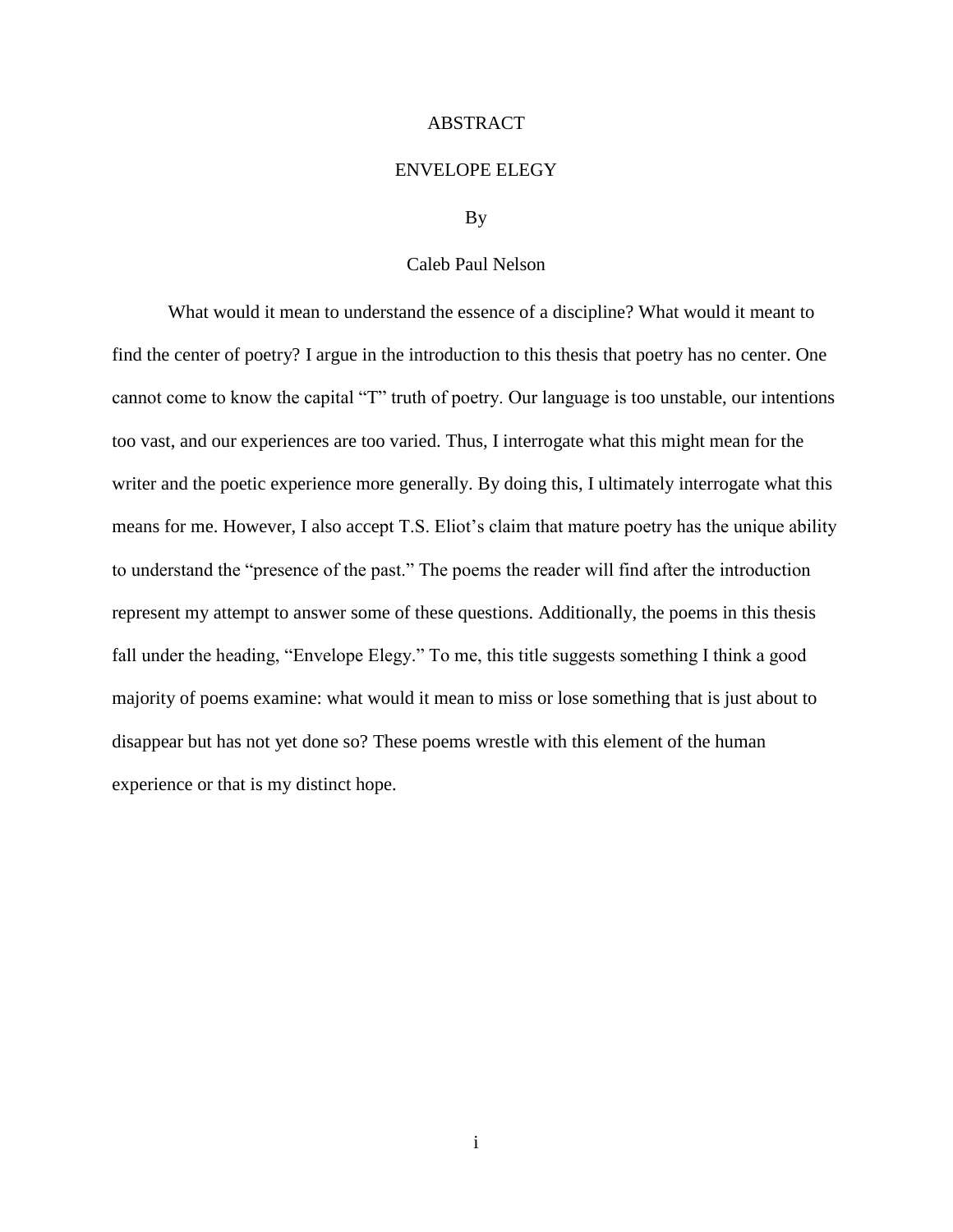# ABSTRACT

## ENVELOPE ELEGY

By

Caleb Paul Nelson

What would it mean to understand the essence of a discipline? What would it meant to find the center of poetry? I argue in the introduction to this thesis that poetry has no center. One cannot come to know the capital "T" truth of poetry. Our language is too unstable, our intentions too vast, and our experiences are too varied. Thus, I interrogate what this might mean for the writer and the poetic experience more generally. By doing this, I ultimately interrogate what this means for me. However, I also accept T.S. Eliot's claim that mature poetry has the unique ability to understand the "presence of the past." The poems the reader will find after the introduction represent my attempt to answer some of these questions. Additionally, the poems in this thesis fall under the heading, "Envelope Elegy." To me, this title suggests something I think a good majority of poems examine: what would it mean to miss or lose something that is just about to disappear but has not yet done so? These poems wrestle with this element of the human experience or that is my distinct hope.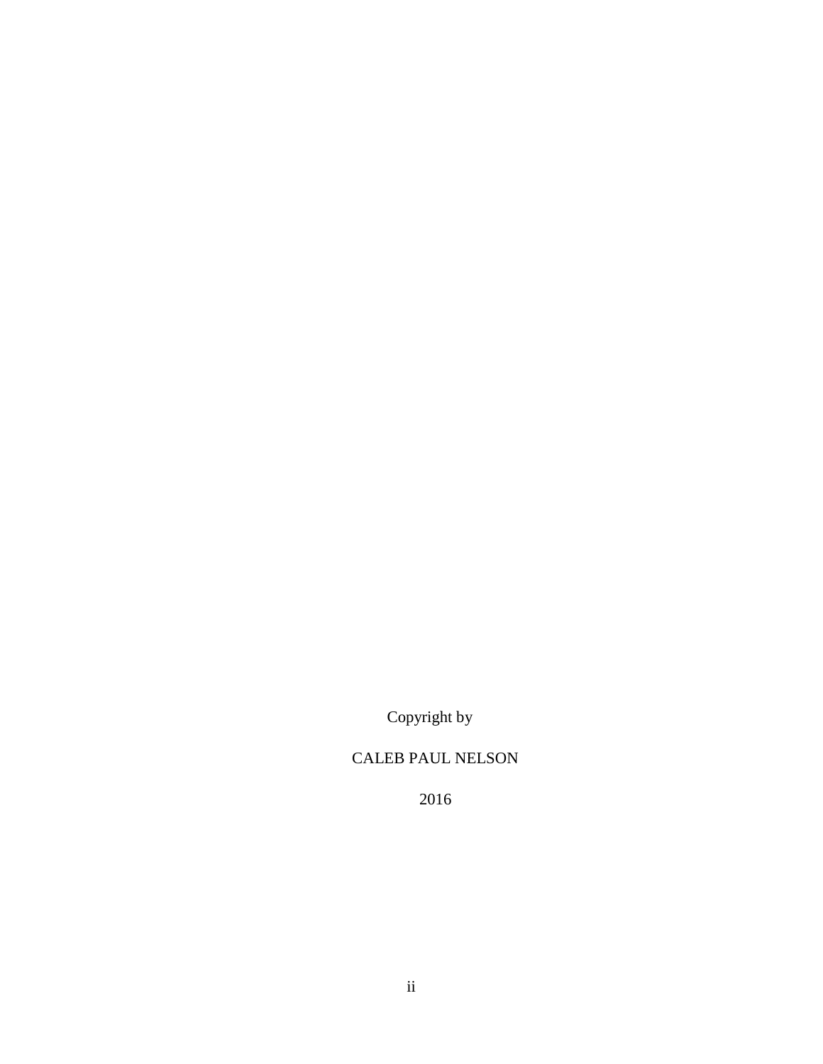Copyright by

CALEB PAUL NELSON

2016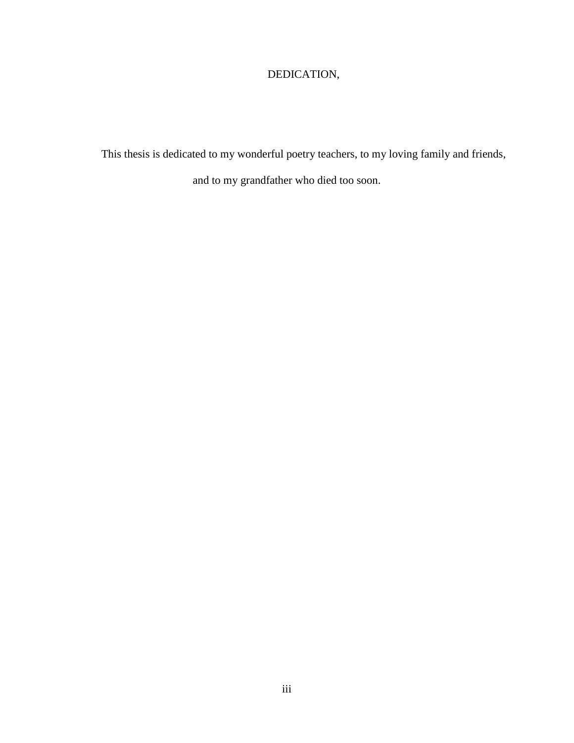# DEDICATION,

This thesis is dedicated to my wonderful poetry teachers, to my loving family and friends, and to my grandfather who died too soon.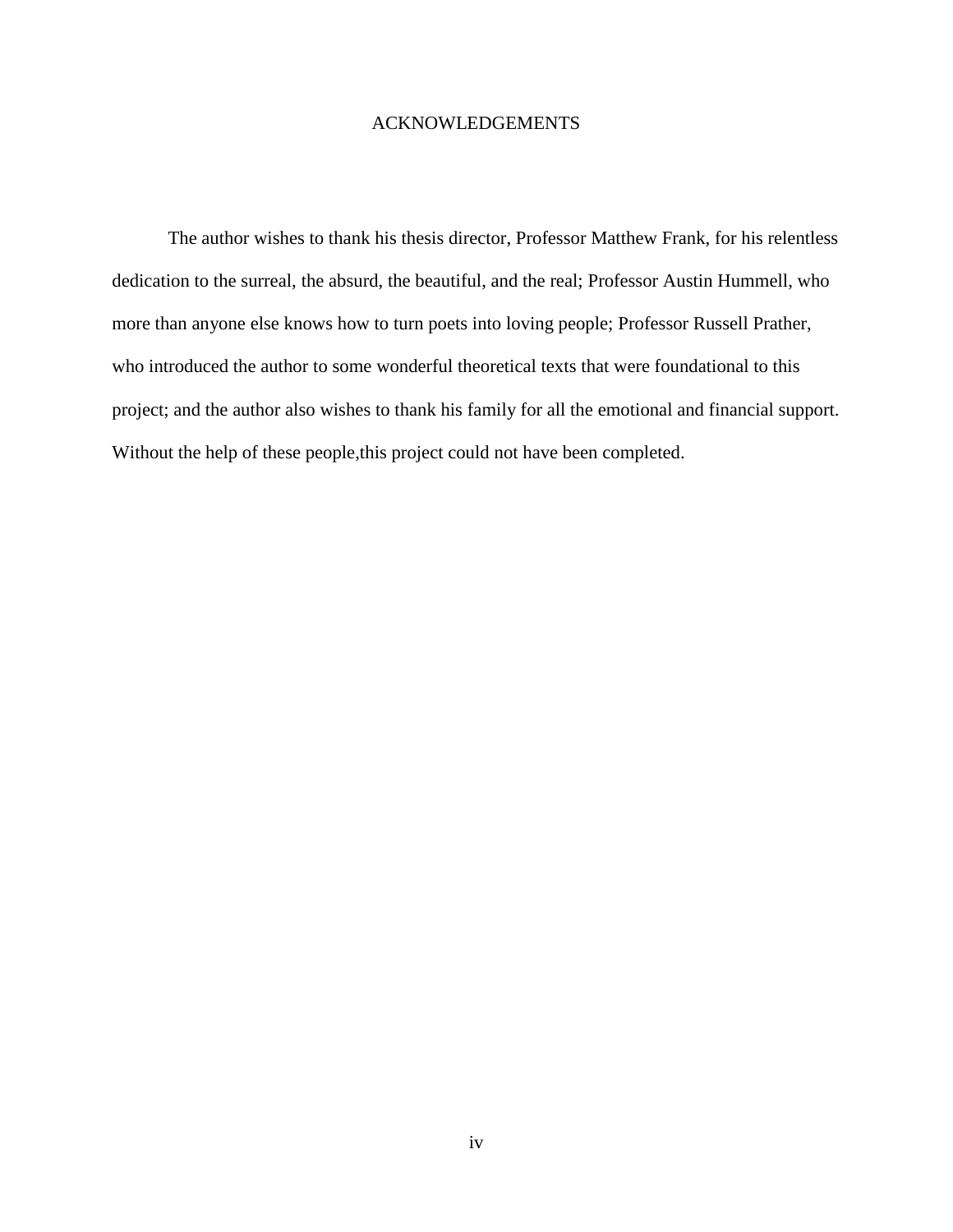# ACKNOWLEDGEMENTS

The author wishes to thank his thesis director, Professor Matthew Frank, for his relentless dedication to the surreal, the absurd, the beautiful, and the real; Professor Austin Hummell, who more than anyone else knows how to turn poets into loving people; Professor Russell Prather, who introduced the author to some wonderful theoretical texts that were foundational to this project; and the author also wishes to thank his family for all the emotional and financial support. Without the help of these people,this project could not have been completed.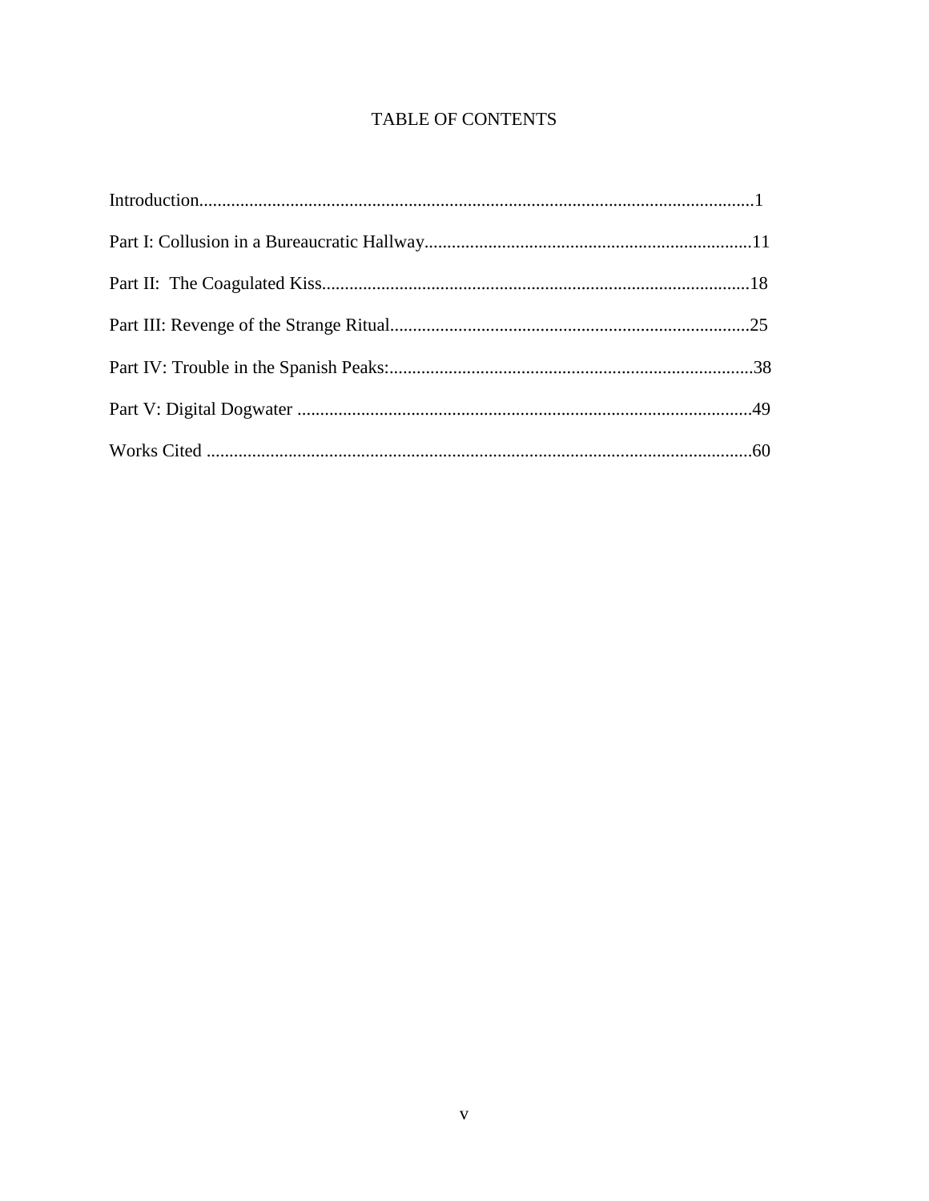# TABLE OF CONTENTS

Introduction..........................................................................................................................1

Part I: Collusion in a Bureaucratic Hallway........................................................................11

Part II: The Coagulated Kiss..............................................................................................18

Part III: Revenge of the Strange Ritual...............................................................................25

Part IV: Trouble in the Spanish Peaks:................................................................................38

Part V: Digital Dogwater ....................................................................................................49

Works Cited ........................................................................................................................60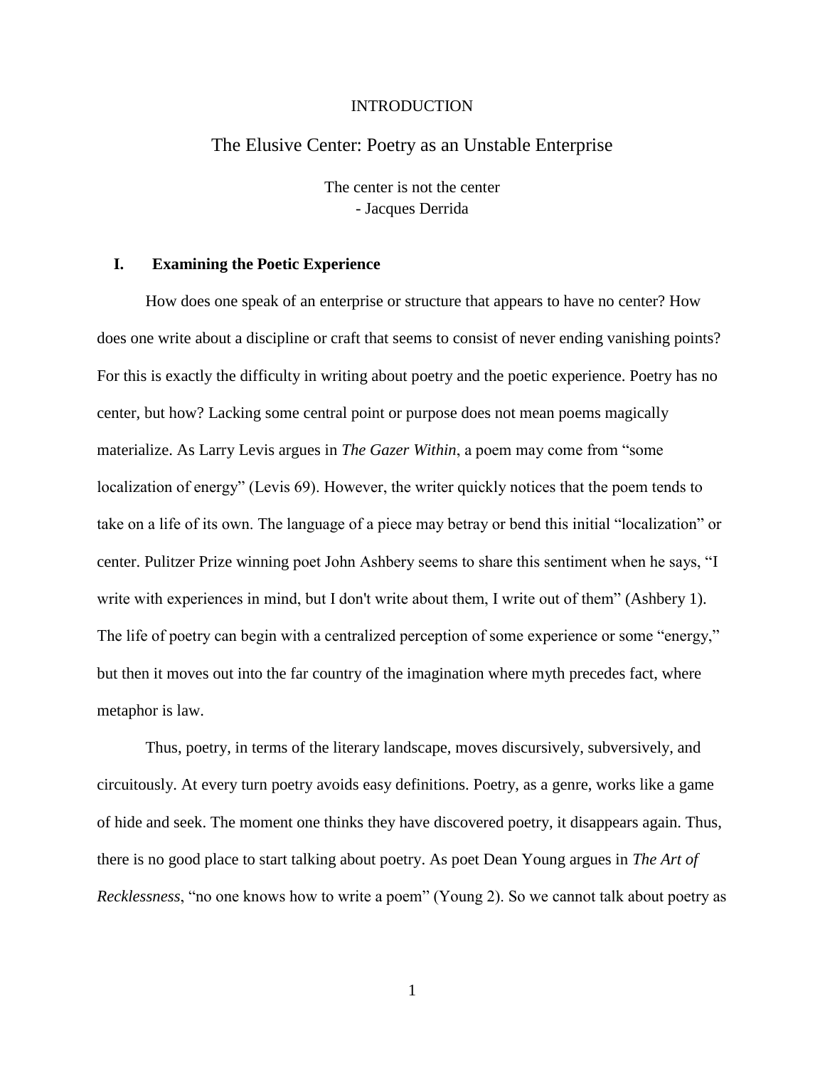# INTRODUCTION

## The Elusive Center: Poetry as an Unstable Enterprise

The center is not the center
- Jacques Derrida

### I. Examining the Poetic Experience

How does one speak of an enterprise or structure that appears to have no center? How does one write about a discipline or craft that seems to consist of never ending vanishing points? For this is exactly the difficulty in writing about poetry and the poetic experience. Poetry has no center, but how? Lacking some central point or purpose does not mean poems magically materialize. As Larry Levis argues in *The Gazer Within*, a poem may come from "some localization of energy" (Levis 69). However, the writer quickly notices that the poem tends to take on a life of its own. The language of a piece may betray or bend this initial "localization" or center. Pulitzer Prize winning poet John Ashbery seems to share this sentiment when he says, "I write with experiences in mind, but I don't write about them, I write out of them" (Ashbery 1). The life of poetry can begin with a centralized perception of some experience or some "energy," but then it moves out into the far country of the imagination where myth precedes fact, where metaphor is law.

Thus, poetry, in terms of the literary landscape, moves discursively, subversively, and circuitously. At every turn poetry avoids easy definitions. Poetry, as a genre, works like a game of hide and seek. The moment one thinks they have discovered poetry, it disappears again. Thus, there is no good place to start talking about poetry. As poet Dean Young argues in *The Art of Recklessness*, "no one knows how to write a poem" (Young 2). So we cannot talk about poetry as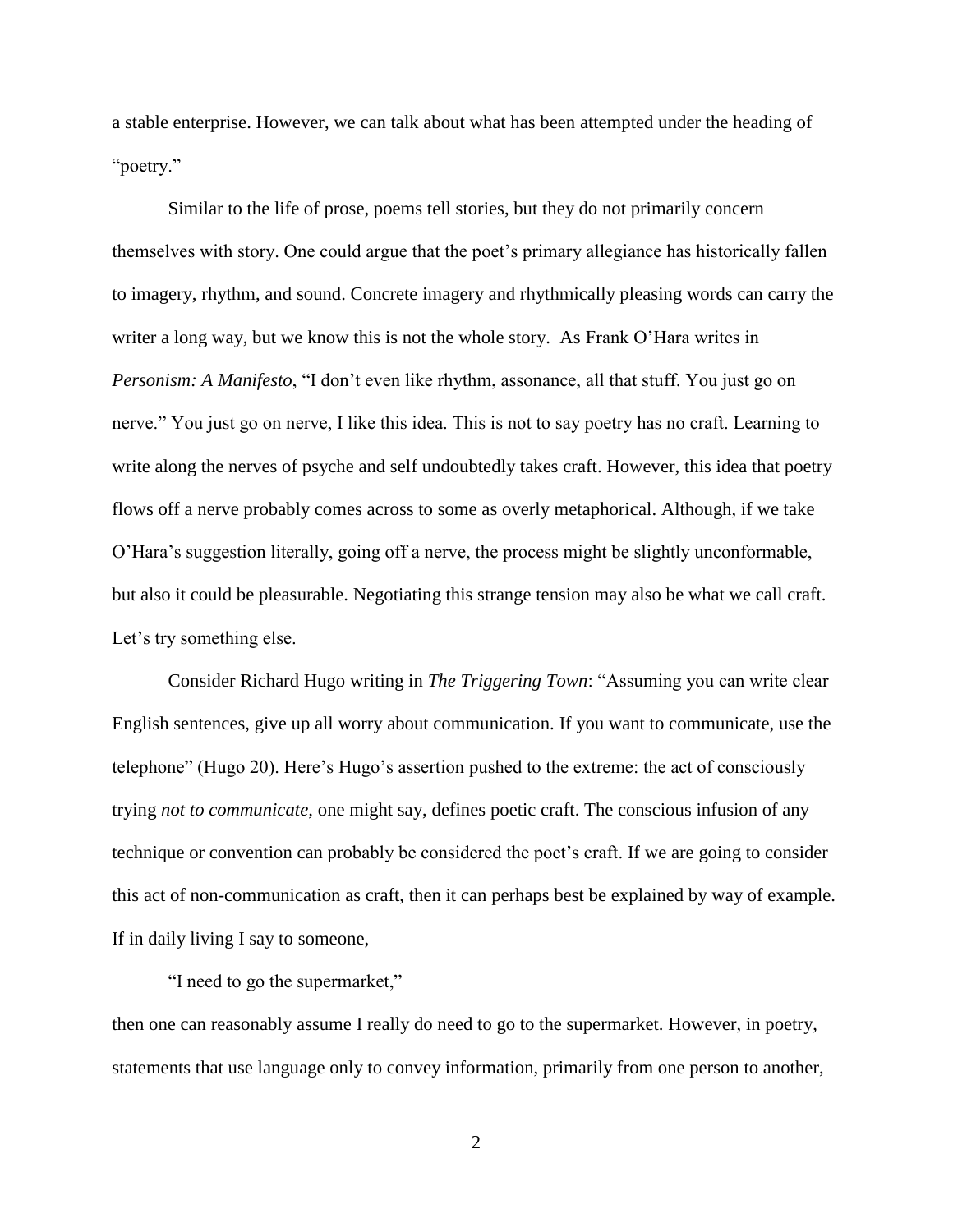a stable enterprise. However, we can talk about what has been attempted under the heading of "poetry."

Similar to the life of prose, poems tell stories, but they do not primarily concern themselves with story. One could argue that the poet's primary allegiance has historically fallen to imagery, rhythm, and sound. Concrete imagery and rhythmically pleasing words can carry the writer a long way, but we know this is not the whole story. As Frank O'Hara writes in *Personism: A Manifesto*, "I don't even like rhythm, assonance, all that stuff. You just go on nerve." You just go on nerve, I like this idea. This is not to say poetry has no craft. Learning to write along the nerves of psyche and self undoubtedly takes craft. However, this idea that poetry flows off a nerve probably comes across to some as overly metaphorical. Although, if we take O'Hara's suggestion literally, going off a nerve, the process might be slightly unconformable, but also it could be pleasurable. Negotiating this strange tension may also be what we call craft. Let's try something else.

Consider Richard Hugo writing in *The Triggering Town*: "Assuming you can write clear English sentences, give up all worry about communication. If you want to communicate, use the telephone" (Hugo 20). Here's Hugo's assertion pushed to the extreme: the act of consciously trying *not to communicate*, one might say, defines poetic craft. The conscious infusion of any technique or convention can probably be considered the poet's craft. If we are going to consider this act of non-communication as craft, then it can perhaps best be explained by way of example. If in daily living I say to someone,

"I need to go the supermarket,"

then one can reasonably assume I really do need to go to the supermarket. However, in poetry, statements that use language only to convey information, primarily from one person to another,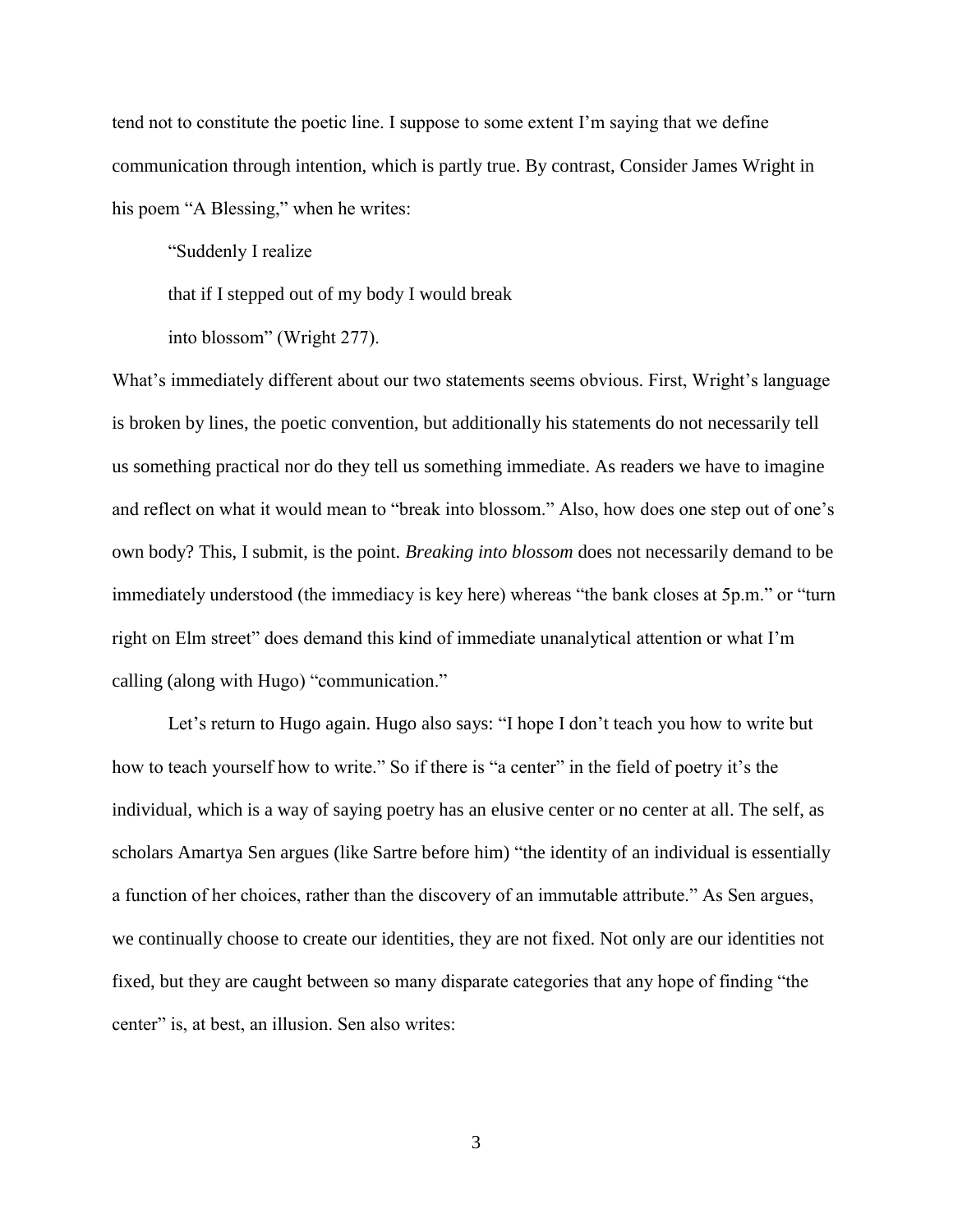tend not to constitute the poetic line. I suppose to some extent I'm saying that we define communication through intention, which is partly true. By contrast, Consider James Wright in his poem "A Blessing," when he writes:

> "Suddenly I realize
>
> that if I stepped out of my body I would break
>
> into blossom" (Wright 277).

What's immediately different about our two statements seems obvious. First, Wright's language is broken by lines, the poetic convention, but additionally his statements do not necessarily tell us something practical nor do they tell us something immediate. As readers we have to imagine and reflect on what it would mean to "break into blossom." Also, how does one step out of one's own body? This, I submit, is the point. *Breaking into blossom* does not necessarily demand to be immediately understood (the immediacy is key here) whereas "the bank closes at 5p.m." or "turn right on Elm street" does demand this kind of immediate unanalytical attention or what I'm calling (along with Hugo) "communication."

Let's return to Hugo again. Hugo also says: "I hope I don't teach you how to write but how to teach yourself how to write." So if there is "a center" in the field of poetry it's the individual, which is a way of saying poetry has an elusive center or no center at all. The self, as scholars Amartya Sen argues (like Sartre before him) "the identity of an individual is essentially a function of her choices, rather than the discovery of an immutable attribute." As Sen argues, we continually choose to create our identities, they are not fixed. Not only are our identities not fixed, but they are caught between so many disparate categories that any hope of finding "the center" is, at best, an illusion. Sen also writes: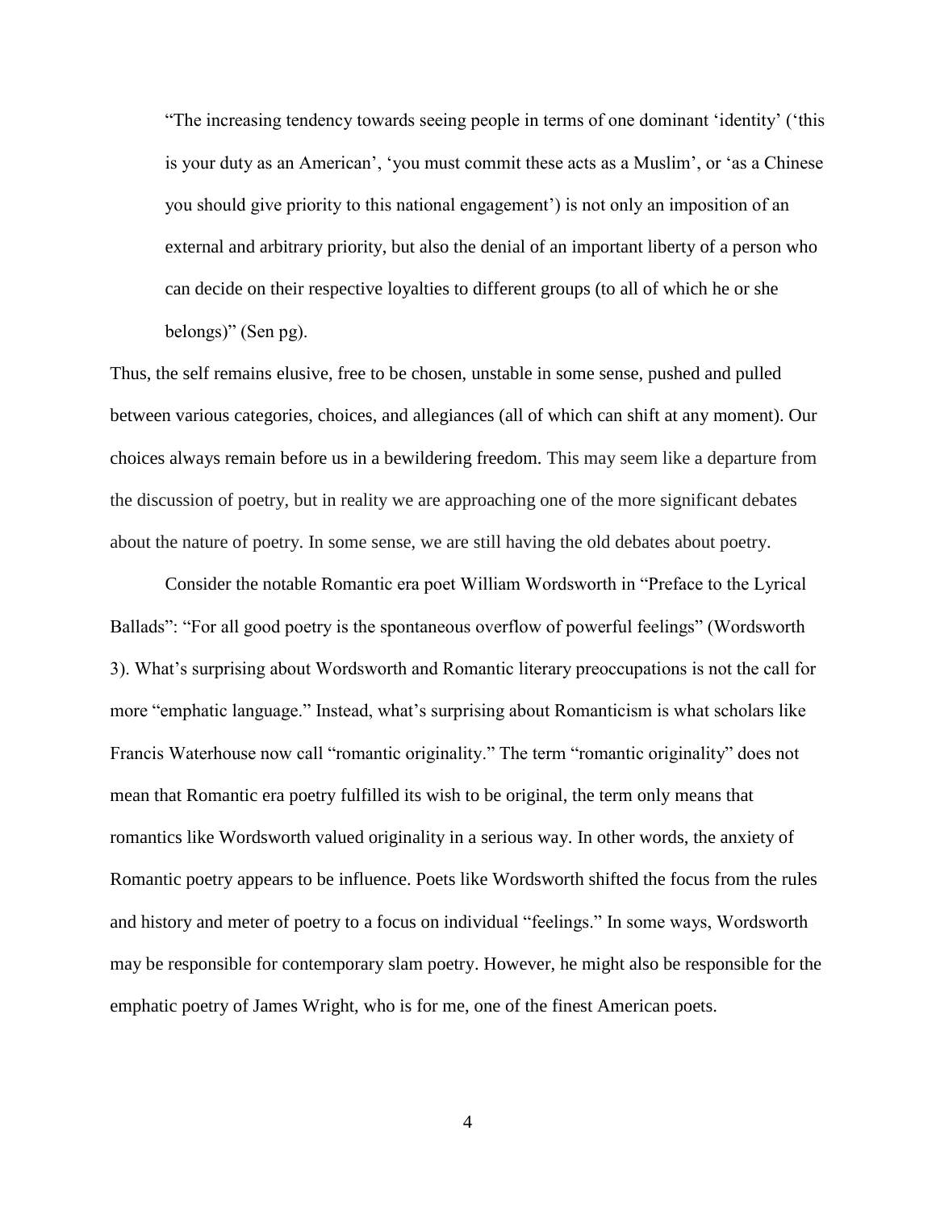> "The increasing tendency towards seeing people in terms of one dominant 'identity' ('this is your duty as an American', 'you must commit these acts as a Muslim', or 'as a Chinese you should give priority to this national engagement') is not only an imposition of an external and arbitrary priority, but also the denial of an important liberty of a person who can decide on their respective loyalties to different groups (to all of which he or she belongs)" (Sen pg).

Thus, the self remains elusive, free to be chosen, unstable in some sense, pushed and pulled between various categories, choices, and allegiances (all of which can shift at any moment). Our choices always remain before us in a bewildering freedom. This may seem like a departure from the discussion of poetry, but in reality we are approaching one of the more significant debates about the nature of poetry. In some sense, we are still having the old debates about poetry.

Consider the notable Romantic era poet William Wordsworth in "Preface to the Lyrical Ballads": "For all good poetry is the spontaneous overflow of powerful feelings" (Wordsworth 3). What's surprising about Wordsworth and Romantic literary preoccupations is not the call for more "emphatic language." Instead, what's surprising about Romanticism is what scholars like Francis Waterhouse now call "romantic originality." The term "romantic originality" does not mean that Romantic era poetry fulfilled its wish to be original, the term only means that romantics like Wordsworth valued originality in a serious way. In other words, the anxiety of Romantic poetry appears to be influence. Poets like Wordsworth shifted the focus from the rules and history and meter of poetry to a focus on individual "feelings." In some ways, Wordsworth may be responsible for contemporary slam poetry. However, he might also be responsible for the emphatic poetry of James Wright, who is for me, one of the finest American poets.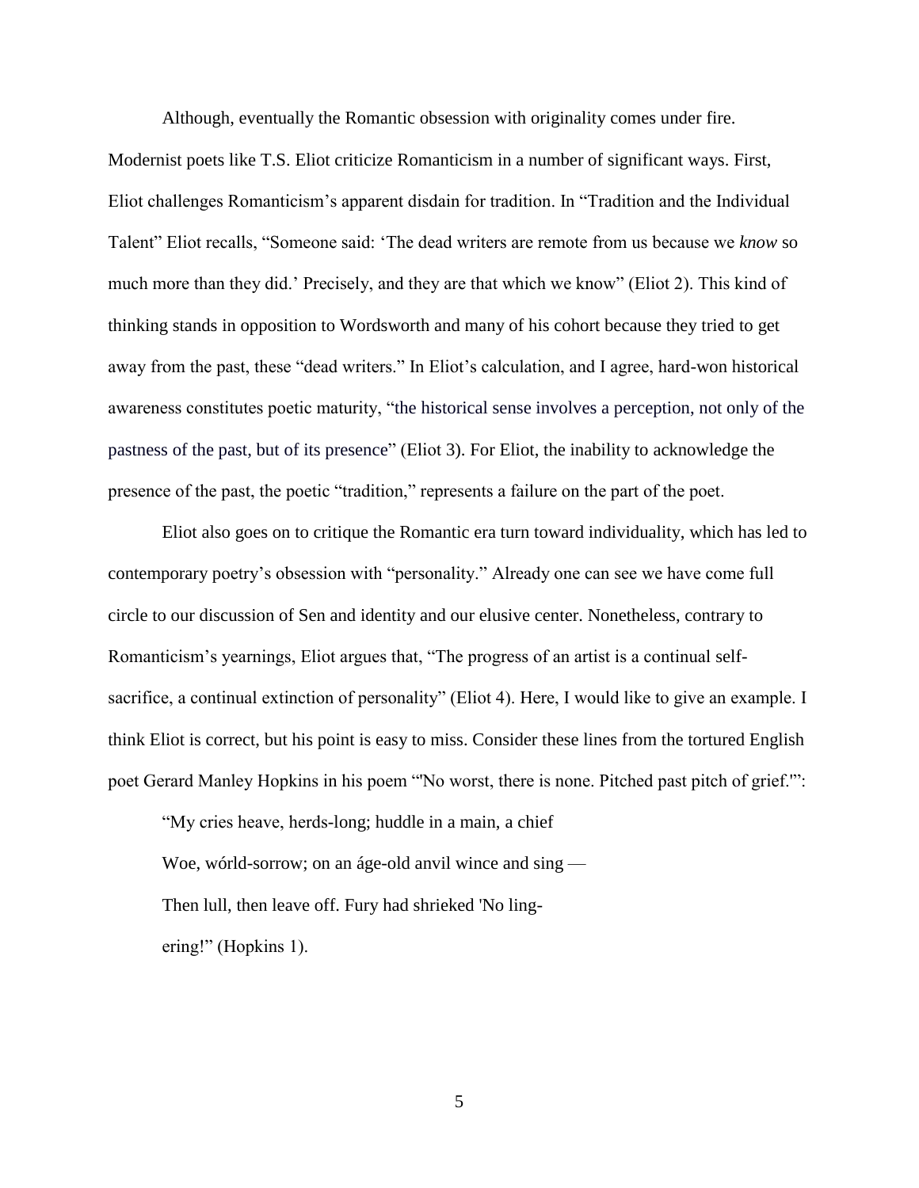Although, eventually the Romantic obsession with originality comes under fire. Modernist poets like T.S. Eliot criticize Romanticism in a number of significant ways. First, Eliot challenges Romanticism's apparent disdain for tradition. In "Tradition and the Individual Talent" Eliot recalls, "Someone said: 'The dead writers are remote from us because we *know* so much more than they did.' Precisely, and they are that which we know" (Eliot 2). This kind of thinking stands in opposition to Wordsworth and many of his cohort because they tried to get away from the past, these "dead writers." In Eliot's calculation, and I agree, hard-won historical awareness constitutes poetic maturity, "the historical sense involves a perception, not only of the pastness of the past, but of its presence" (Eliot 3). For Eliot, the inability to acknowledge the presence of the past, the poetic "tradition," represents a failure on the part of the poet.

Eliot also goes on to critique the Romantic era turn toward individuality, which has led to contemporary poetry's obsession with "personality." Already one can see we have come full circle to our discussion of Sen and identity and our elusive center. Nonetheless, contrary to Romanticism's yearnings, Eliot argues that, "The progress of an artist is a continual self-sacrifice, a continual extinction of personality" (Eliot 4). Here, I would like to give an example. I think Eliot is correct, but his point is easy to miss. Consider these lines from the tortured English poet Gerard Manley Hopkins in his poem "'No worst, there is none. Pitched past pitch of grief.'":

> "My cries heave, herds-long; huddle in a main, a chief
> Woe, wórld-sorrow; on an áge-old anvil wince and sing —
> Then lull, then leave off. Fury had shrieked 'No ling-
> ering!" (Hopkins 1).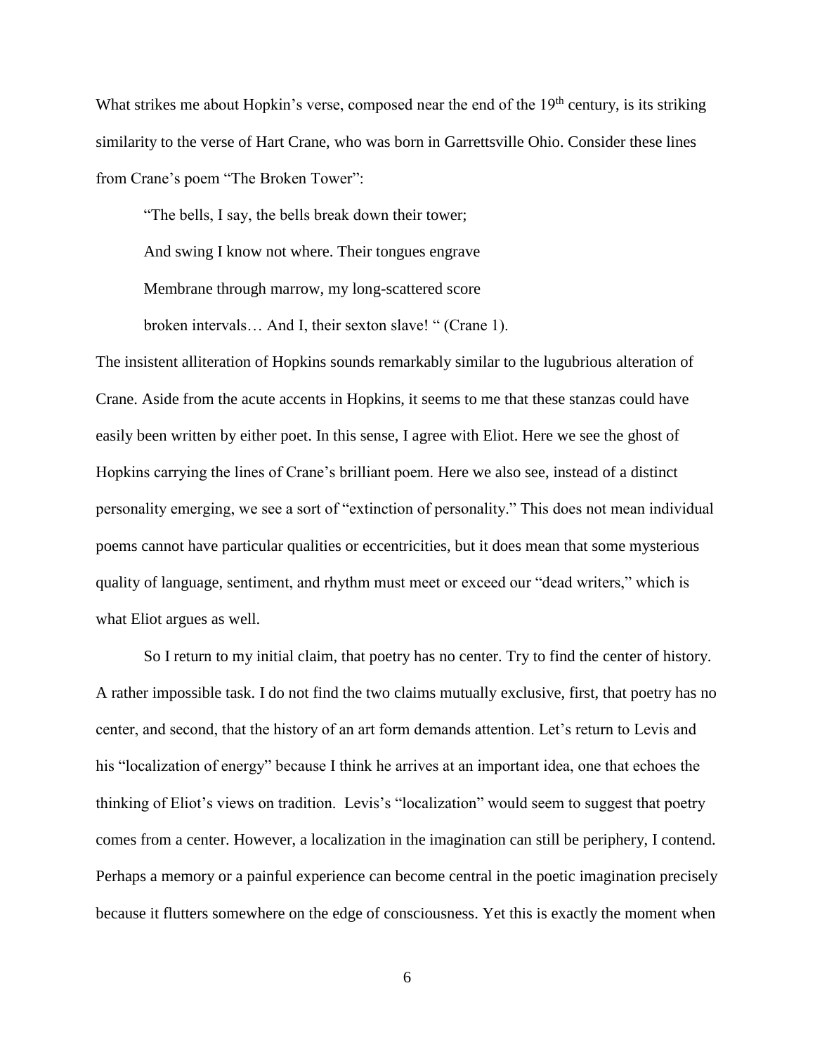What strikes me about Hopkin's verse, composed near the end of the 19th century, is its striking similarity to the verse of Hart Crane, who was born in Garrettsville Ohio. Consider these lines from Crane's poem "The Broken Tower":

> "The bells, I say, the bells break down their tower;
>
> And swing I know not where. Their tongues engrave
>
> Membrane through marrow, my long-scattered score
>
> broken intervals… And I, their sexton slave! " (Crane 1).

The insistent alliteration of Hopkins sounds remarkably similar to the lugubrious alteration of Crane. Aside from the acute accents in Hopkins, it seems to me that these stanzas could have easily been written by either poet. In this sense, I agree with Eliot. Here we see the ghost of Hopkins carrying the lines of Crane's brilliant poem. Here we also see, instead of a distinct personality emerging, we see a sort of "extinction of personality." This does not mean individual poems cannot have particular qualities or eccentricities, but it does mean that some mysterious quality of language, sentiment, and rhythm must meet or exceed our "dead writers," which is what Eliot argues as well.

So I return to my initial claim, that poetry has no center. Try to find the center of history. A rather impossible task. I do not find the two claims mutually exclusive, first, that poetry has no center, and second, that the history of an art form demands attention. Let's return to Levis and his "localization of energy" because I think he arrives at an important idea, one that echoes the thinking of Eliot's views on tradition. Levis's "localization" would seem to suggest that poetry comes from a center. However, a localization in the imagination can still be periphery, I contend. Perhaps a memory or a painful experience can become central in the poetic imagination precisely because it flutters somewhere on the edge of consciousness. Yet this is exactly the moment when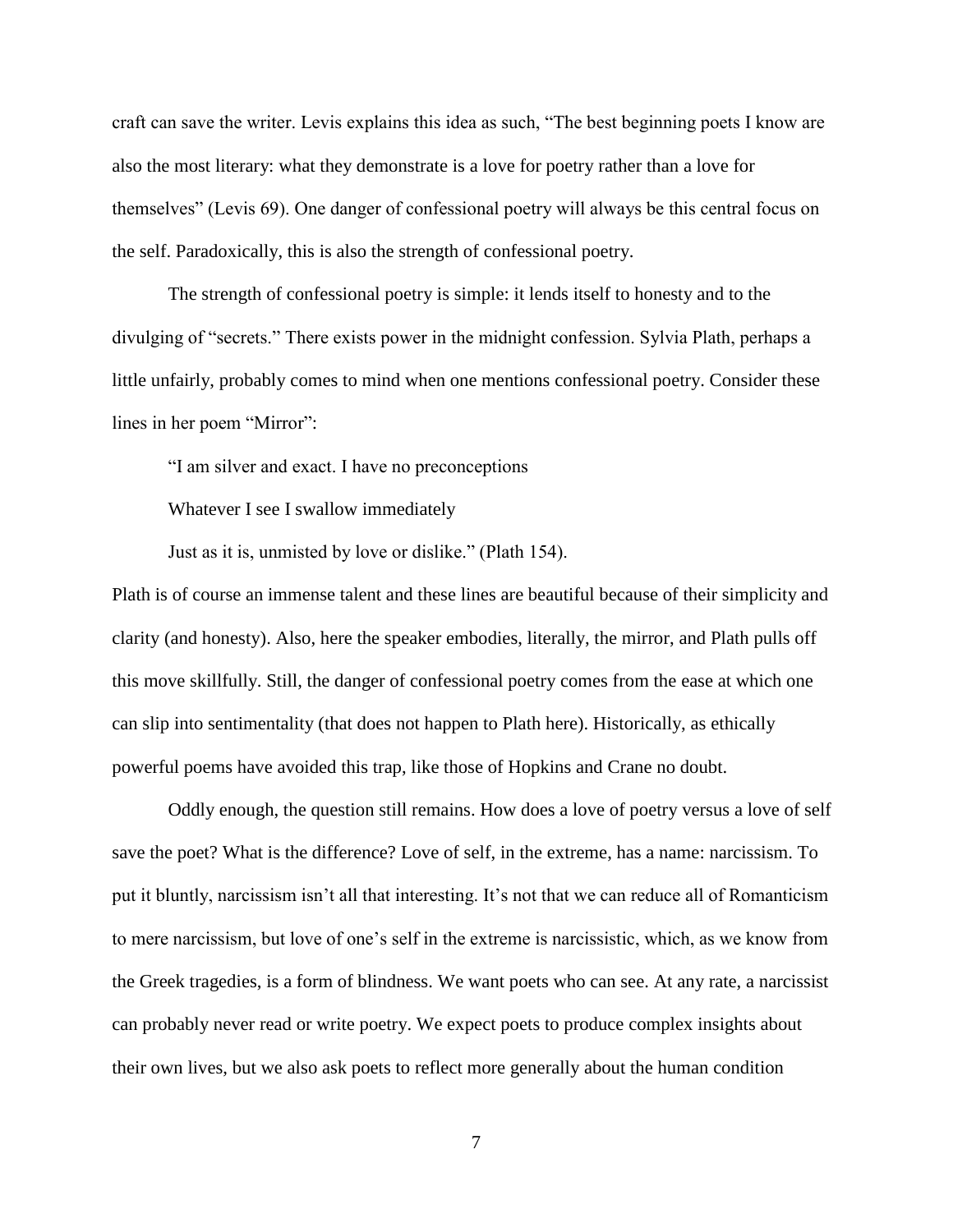craft can save the writer. Levis explains this idea as such, "The best beginning poets I know are also the most literary: what they demonstrate is a love for poetry rather than a love for themselves" (Levis 69). One danger of confessional poetry will always be this central focus on the self. Paradoxically, this is also the strength of confessional poetry.

The strength of confessional poetry is simple: it lends itself to honesty and to the divulging of "secrets." There exists power in the midnight confession. Sylvia Plath, perhaps a little unfairly, probably comes to mind when one mentions confessional poetry. Consider these lines in her poem "Mirror":

> "I am silver and exact. I have no preconceptions
>
> Whatever I see I swallow immediately
>
> Just as it is, unmisted by love or dislike." (Plath 154).

Plath is of course an immense talent and these lines are beautiful because of their simplicity and clarity (and honesty). Also, here the speaker embodies, literally, the mirror, and Plath pulls off this move skillfully. Still, the danger of confessional poetry comes from the ease at which one can slip into sentimentality (that does not happen to Plath here). Historically, as ethically powerful poems have avoided this trap, like those of Hopkins and Crane no doubt.

Oddly enough, the question still remains. How does a love of poetry versus a love of self save the poet? What is the difference? Love of self, in the extreme, has a name: narcissism. To put it bluntly, narcissism isn't all that interesting. It's not that we can reduce all of Romanticism to mere narcissism, but love of one's self in the extreme is narcissistic, which, as we know from the Greek tragedies, is a form of blindness. We want poets who can see. At any rate, a narcissist can probably never read or write poetry. We expect poets to produce complex insights about their own lives, but we also ask poets to reflect more generally about the human condition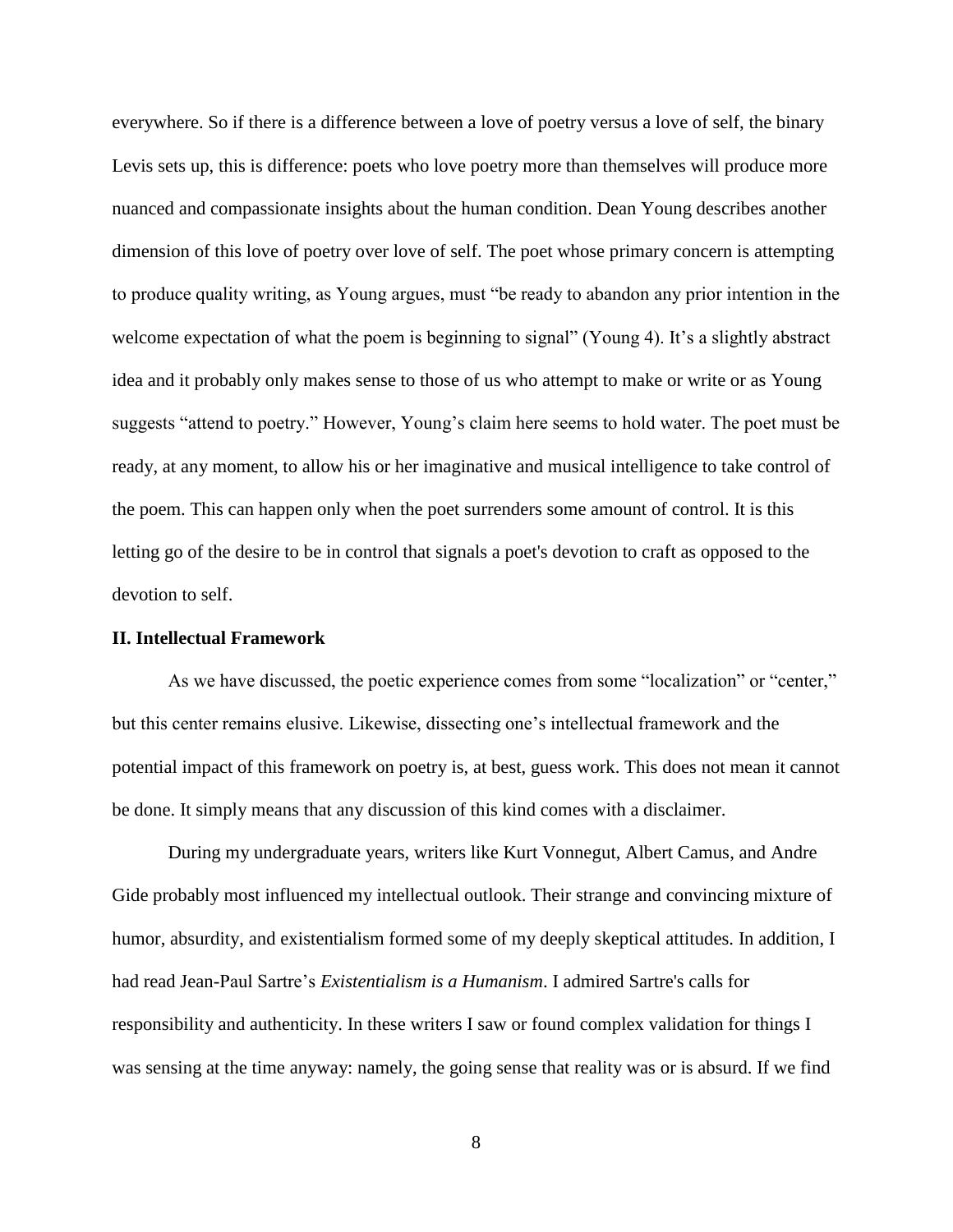everywhere. So if there is a difference between a love of poetry versus a love of self, the binary Levis sets up, this is difference: poets who love poetry more than themselves will produce more nuanced and compassionate insights about the human condition. Dean Young describes another dimension of this love of poetry over love of self. The poet whose primary concern is attempting to produce quality writing, as Young argues, must "be ready to abandon any prior intention in the welcome expectation of what the poem is beginning to signal" (Young 4). It's a slightly abstract idea and it probably only makes sense to those of us who attempt to make or write or as Young suggests "attend to poetry." However, Young's claim here seems to hold water. The poet must be ready, at any moment, to allow his or her imaginative and musical intelligence to take control of the poem. This can happen only when the poet surrenders some amount of control. It is this letting go of the desire to be in control that signals a poet's devotion to craft as opposed to the devotion to self.

## II. Intellectual Framework

As we have discussed, the poetic experience comes from some "localization" or "center," but this center remains elusive. Likewise, dissecting one's intellectual framework and the potential impact of this framework on poetry is, at best, guess work. This does not mean it cannot be done. It simply means that any discussion of this kind comes with a disclaimer.

During my undergraduate years, writers like Kurt Vonnegut, Albert Camus, and Andre Gide probably most influenced my intellectual outlook. Their strange and convincing mixture of humor, absurdity, and existentialism formed some of my deeply skeptical attitudes. In addition, I had read Jean-Paul Sartre's *Existentialism is a Humanism*. I admired Sartre's calls for responsibility and authenticity. In these writers I saw or found complex validation for things I was sensing at the time anyway: namely, the going sense that reality was or is absurd. If we find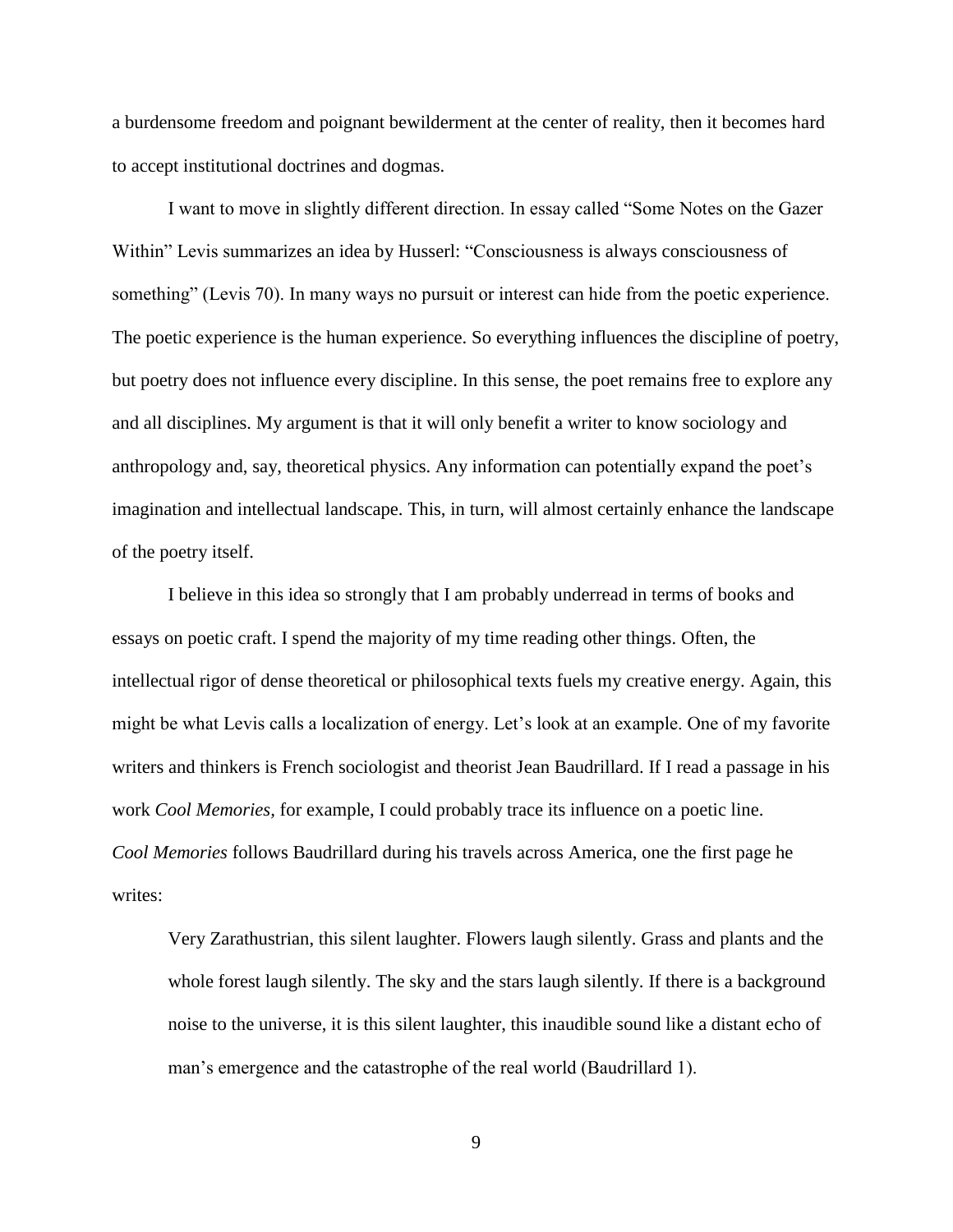a burdensome freedom and poignant bewilderment at the center of reality, then it becomes hard to accept institutional doctrines and dogmas.

I want to move in slightly different direction. In essay called "Some Notes on the Gazer Within" Levis summarizes an idea by Husserl: "Consciousness is always consciousness of something" (Levis 70). In many ways no pursuit or interest can hide from the poetic experience. The poetic experience is the human experience. So everything influences the discipline of poetry, but poetry does not influence every discipline. In this sense, the poet remains free to explore any and all disciplines. My argument is that it will only benefit a writer to know sociology and anthropology and, say, theoretical physics. Any information can potentially expand the poet's imagination and intellectual landscape. This, in turn, will almost certainly enhance the landscape of the poetry itself.

I believe in this idea so strongly that I am probably underread in terms of books and essays on poetic craft. I spend the majority of my time reading other things. Often, the intellectual rigor of dense theoretical or philosophical texts fuels my creative energy. Again, this might be what Levis calls a localization of energy. Let's look at an example. One of my favorite writers and thinkers is French sociologist and theorist Jean Baudrillard. If I read a passage in his work *Cool Memories*, for example, I could probably trace its influence on a poetic line. *Cool Memories* follows Baudrillard during his travels across America, one the first page he writes:

> Very Zarathustrian, this silent laughter. Flowers laugh silently. Grass and plants and the whole forest laugh silently. The sky and the stars laugh silently. If there is a background noise to the universe, it is this silent laughter, this inaudible sound like a distant echo of man's emergence and the catastrophe of the real world (Baudrillard 1).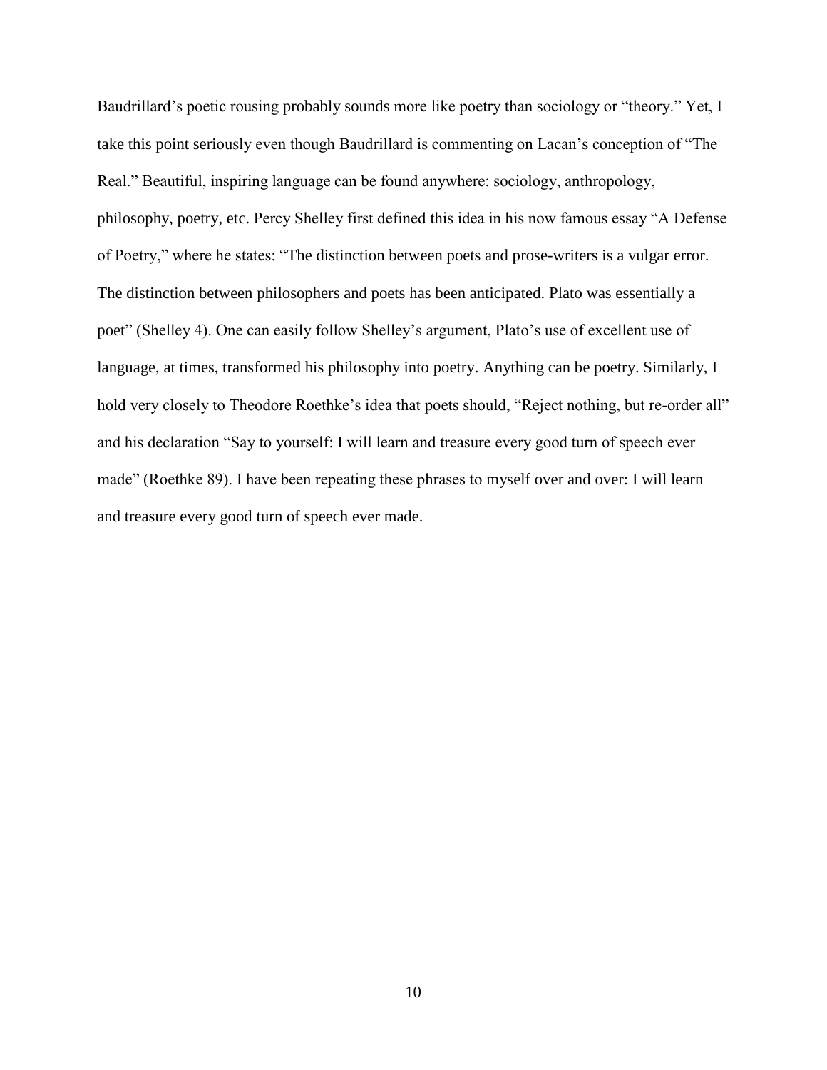Baudrillard's poetic rousing probably sounds more like poetry than sociology or "theory." Yet, I take this point seriously even though Baudrillard is commenting on Lacan's conception of "The Real." Beautiful, inspiring language can be found anywhere: sociology, anthropology, philosophy, poetry, etc. Percy Shelley first defined this idea in his now famous essay "A Defense of Poetry," where he states: "The distinction between poets and prose-writers is a vulgar error. The distinction between philosophers and poets has been anticipated. Plato was essentially a poet" (Shelley 4). One can easily follow Shelley's argument, Plato's use of excellent use of language, at times, transformed his philosophy into poetry. Anything can be poetry. Similarly, I hold very closely to Theodore Roethke's idea that poets should, "Reject nothing, but re-order all" and his declaration "Say to yourself: I will learn and treasure every good turn of speech ever made" (Roethke 89). I have been repeating these phrases to myself over and over: I will learn and treasure every good turn of speech ever made.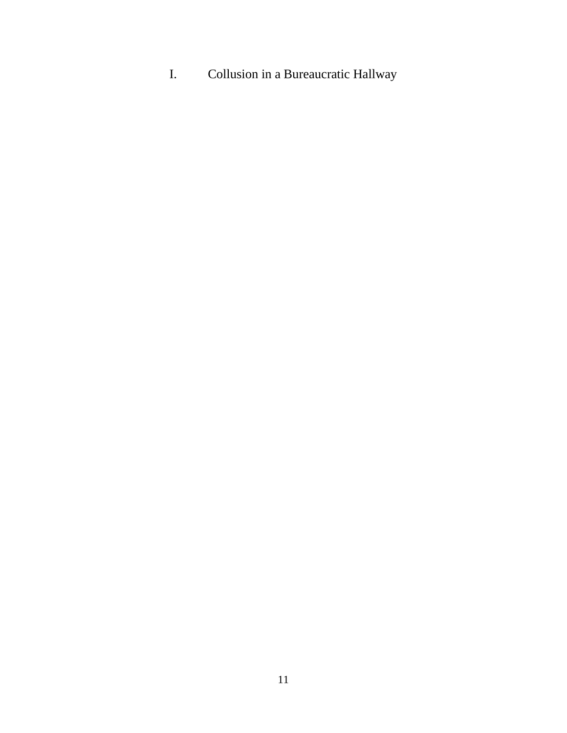# I. Collusion in a Bureaucratic Hallway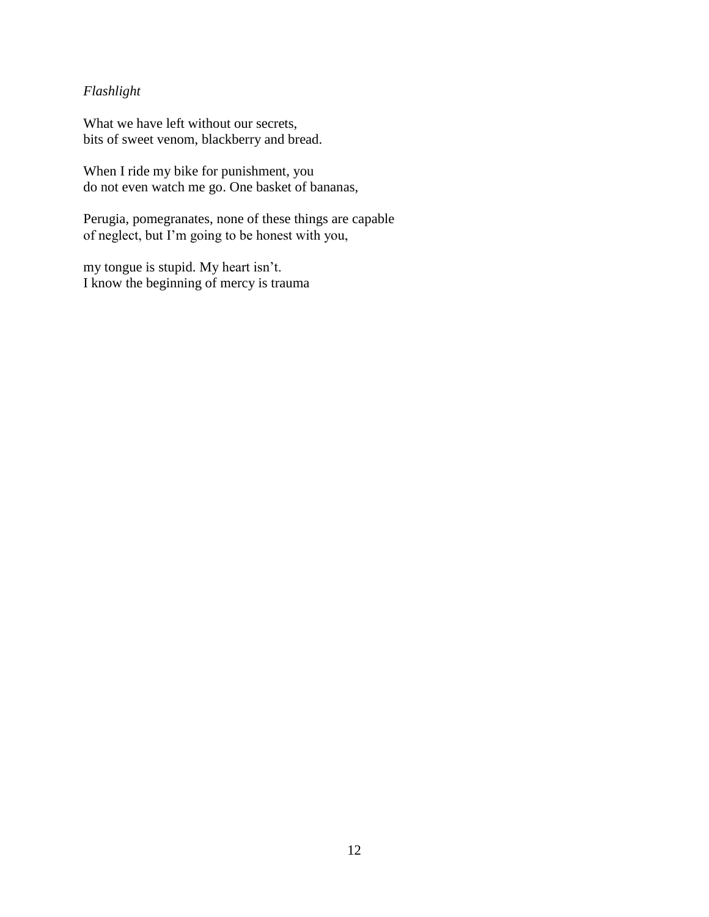*Flashlight*

What we have left without our secrets,  
bits of sweet venom, blackberry and bread.

When I ride my bike for punishment, you  
do not even watch me go. One basket of bananas,

Perugia, pomegranates, none of these things are capable  
of neglect, but I'm going to be honest with you,

my tongue is stupid. My heart isn't.  
I know the beginning of mercy is trauma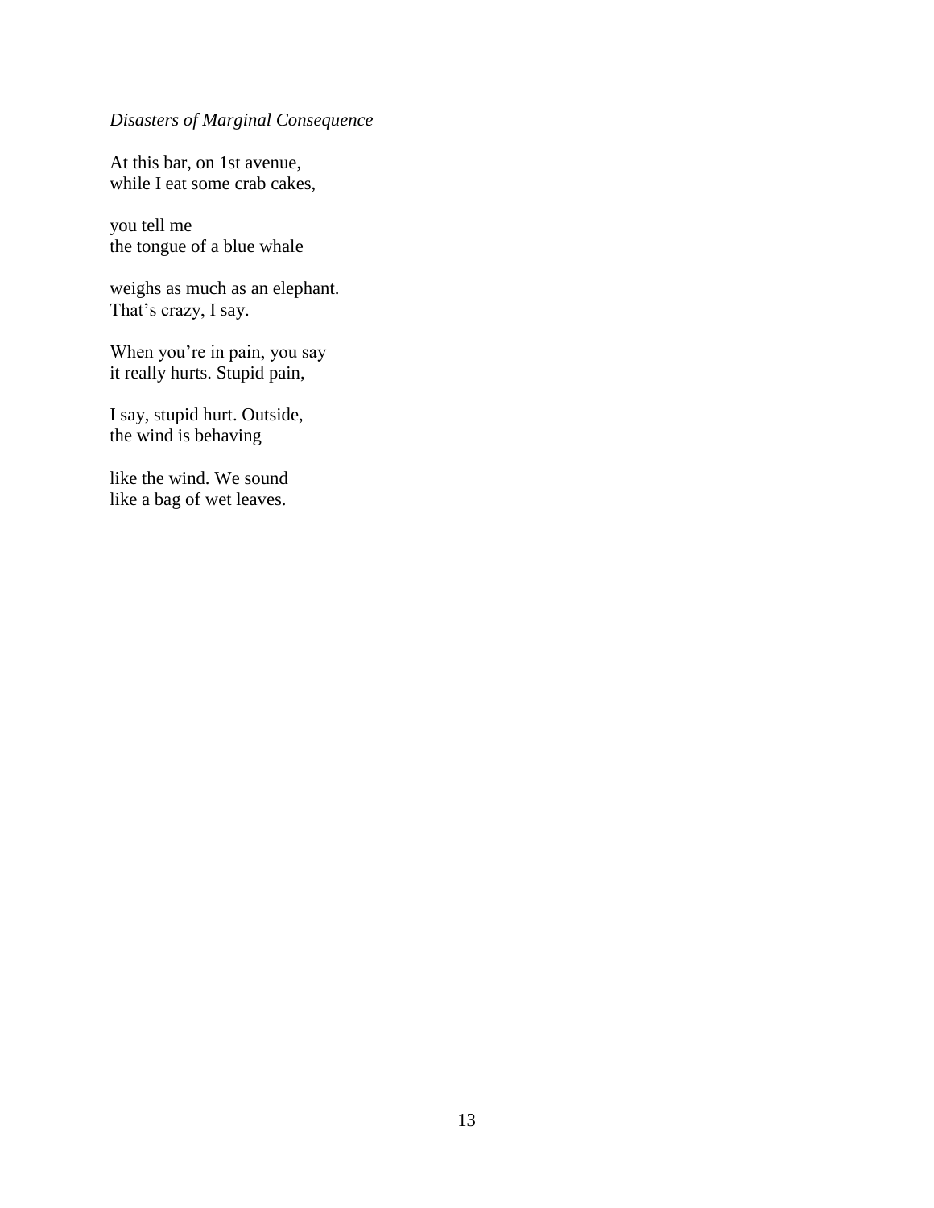*Disasters of Marginal Consequence*

At this bar, on 1st avenue,
while I eat some crab cakes,

you tell me
the tongue of a blue whale

weighs as much as an elephant.
That's crazy, I say.

When you're in pain, you say
it really hurts. Stupid pain,

I say, stupid hurt. Outside,
the wind is behaving

like the wind. We sound
like a bag of wet leaves.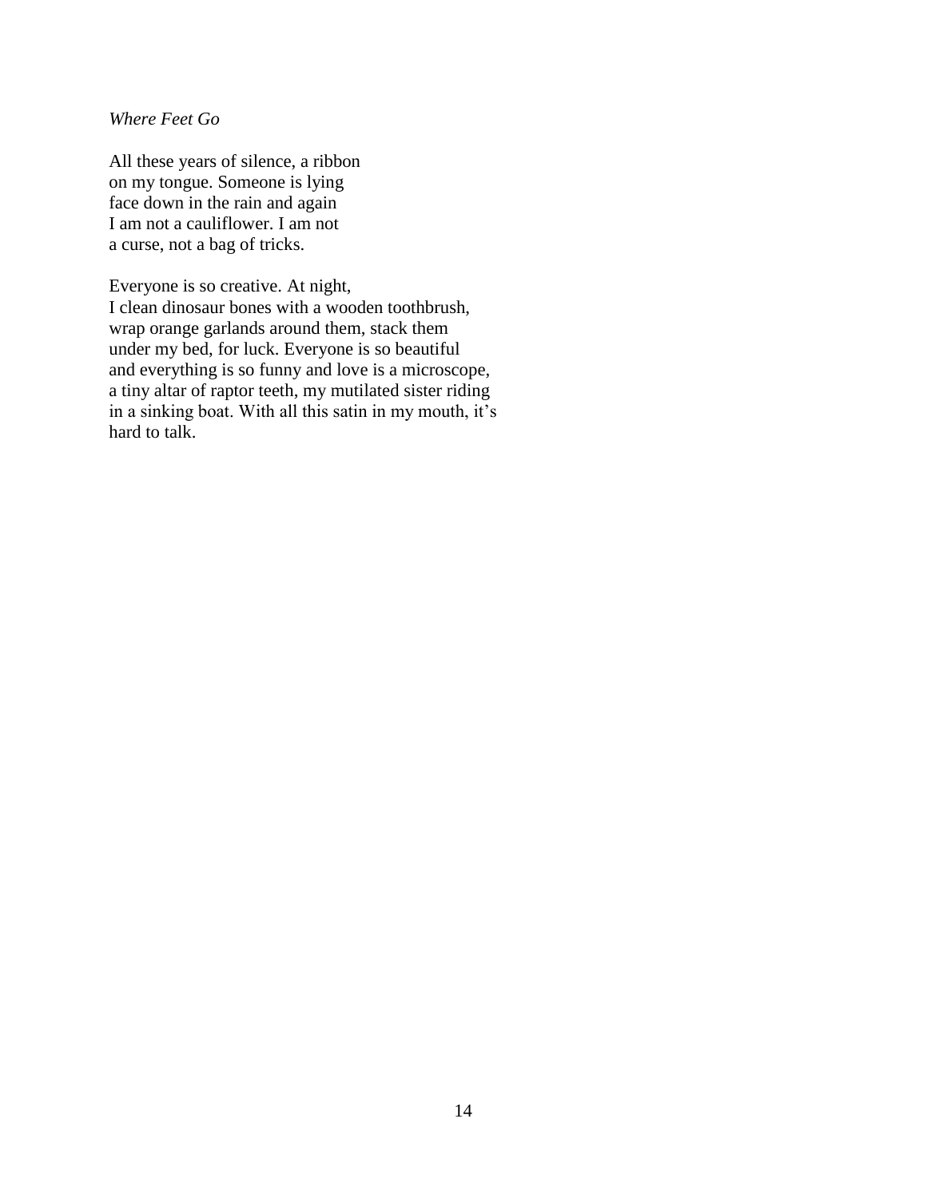*Where Feet Go*

All these years of silence, a ribbon  
on my tongue. Someone is lying  
face down in the rain and again  
I am not a cauliflower. I am not  
a curse, not a bag of tricks.

Everyone is so creative. At night,  
I clean dinosaur bones with a wooden toothbrush,  
wrap orange garlands around them, stack them  
under my bed, for luck. Everyone is so beautiful  
and everything is so funny and love is a microscope,  
a tiny altar of raptor teeth, my mutilated sister riding  
in a sinking boat. With all this satin in my mouth, it's  
hard to talk.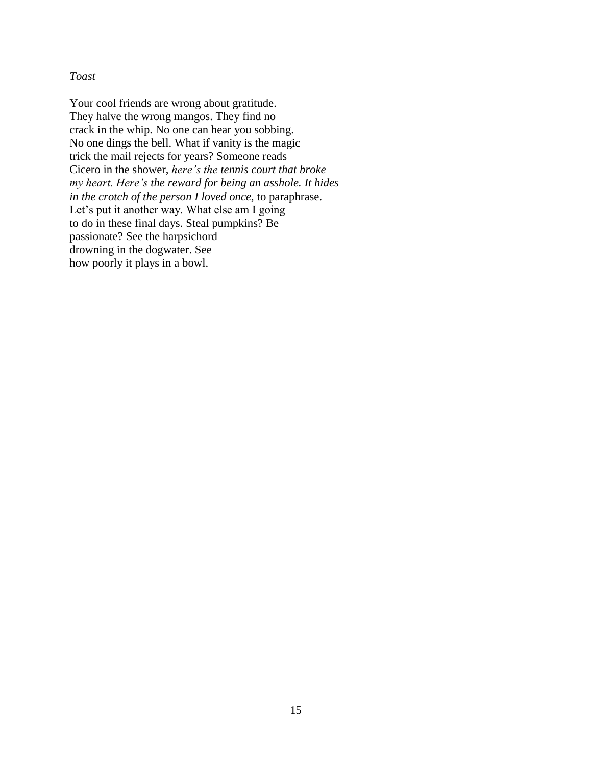*Toast*

Your cool friends are wrong about gratitude.  
They halve the wrong mangos. They find no  
crack in the whip. No one can hear you sobbing.  
No one dings the bell. What if vanity is the magic  
trick the mail rejects for years? Someone reads  
Cicero in the shower, *here's the tennis court that broke*  
*my heart. Here's the reward for being an asshole. It hides*  
*in the crotch of the person I loved once*, to paraphrase.  
Let's put it another way. What else am I going  
to do in these final days. Steal pumpkins? Be  
passionate? See the harpsichord  
drowning in the dogwater. See  
how poorly it plays in a bowl.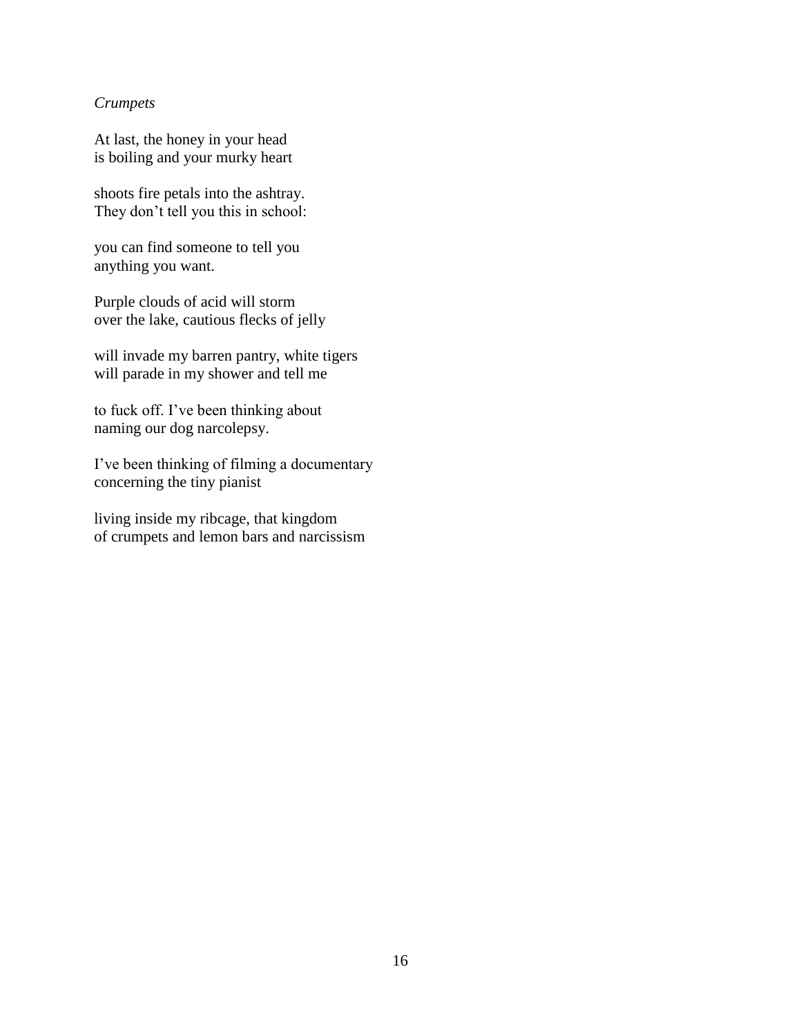*Crumpets*

At last, the honey in your head  
is boiling and your murky heart

shoots fire petals into the ashtray.  
They don't tell you this in school:

you can find someone to tell you  
anything you want.

Purple clouds of acid will storm  
over the lake, cautious flecks of jelly

will invade my barren pantry, white tigers  
will parade in my shower and tell me

to fuck off. I've been thinking about  
naming our dog narcolepsy.

I've been thinking of filming a documentary  
concerning the tiny pianist

living inside my ribcage, that kingdom  
of crumpets and lemon bars and narcissism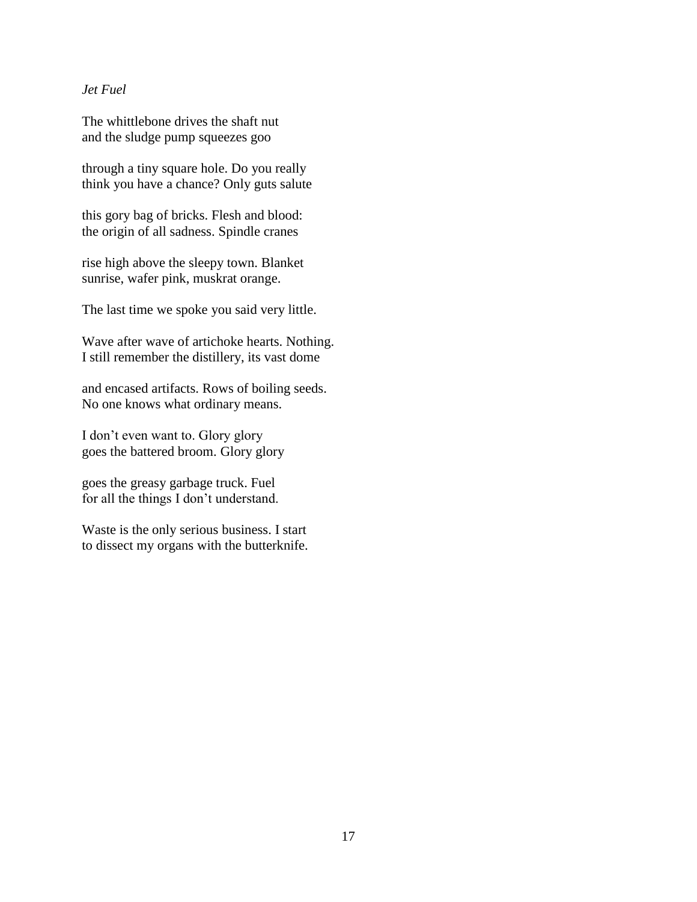*Jet Fuel*

The whittlebone drives the shaft nut  
and the sludge pump squeezes goo

through a tiny square hole. Do you really  
think you have a chance? Only guts salute

this gory bag of bricks. Flesh and blood:  
the origin of all sadness. Spindle cranes

rise high above the sleepy town. Blanket  
sunrise, wafer pink, muskrat orange.

The last time we spoke you said very little.

Wave after wave of artichoke hearts. Nothing.  
I still remember the distillery, its vast dome

and encased artifacts. Rows of boiling seeds.  
No one knows what ordinary means.

I don't even want to. Glory glory  
goes the battered broom. Glory glory

goes the greasy garbage truck. Fuel  
for all the things I don't understand.

Waste is the only serious business. I start  
to dissect my organs with the butterknife.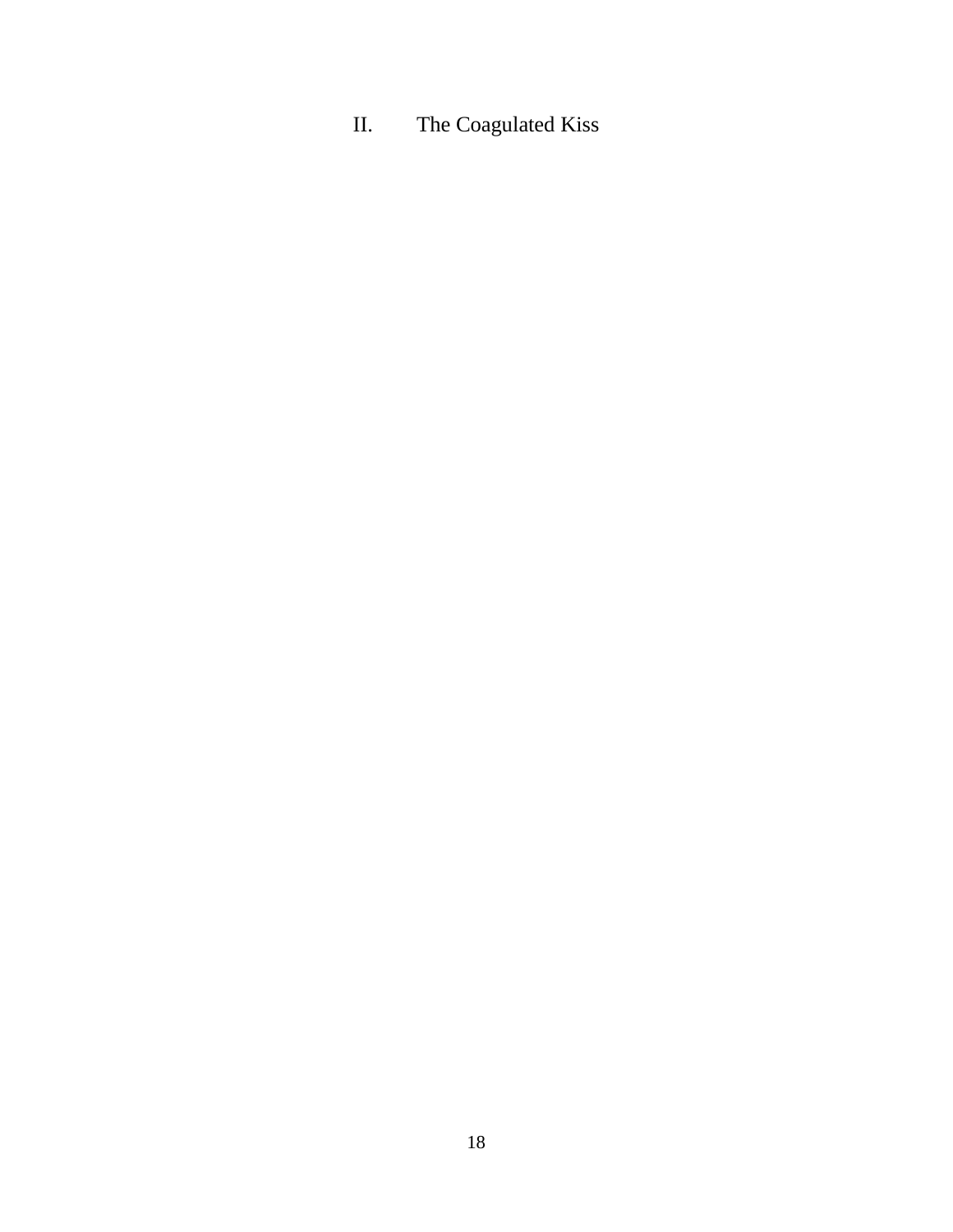## II. The Coagulated Kiss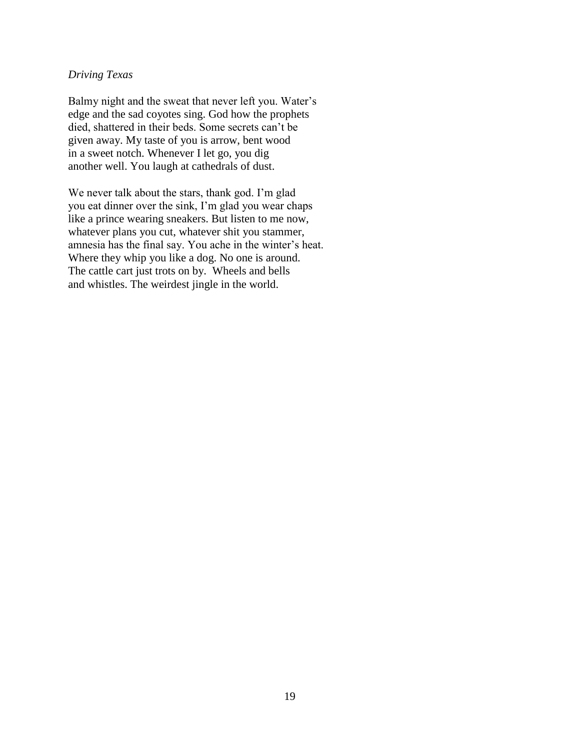*Driving Texas*

Balmy night and the sweat that never left you. Water's
edge and the sad coyotes sing. God how the prophets
died, shattered in their beds. Some secrets can't be
given away. My taste of you is arrow, bent wood
in a sweet notch. Whenever I let go, you dig
another well. You laugh at cathedrals of dust.

We never talk about the stars, thank god. I'm glad
you eat dinner over the sink, I'm glad you wear chaps
like a prince wearing sneakers. But listen to me now,
whatever plans you cut, whatever shit you stammer,
amnesia has the final say. You ache in the winter's heat.
Where they whip you like a dog. No one is around.
The cattle cart just trots on by. Wheels and bells
and whistles. The weirdest jingle in the world.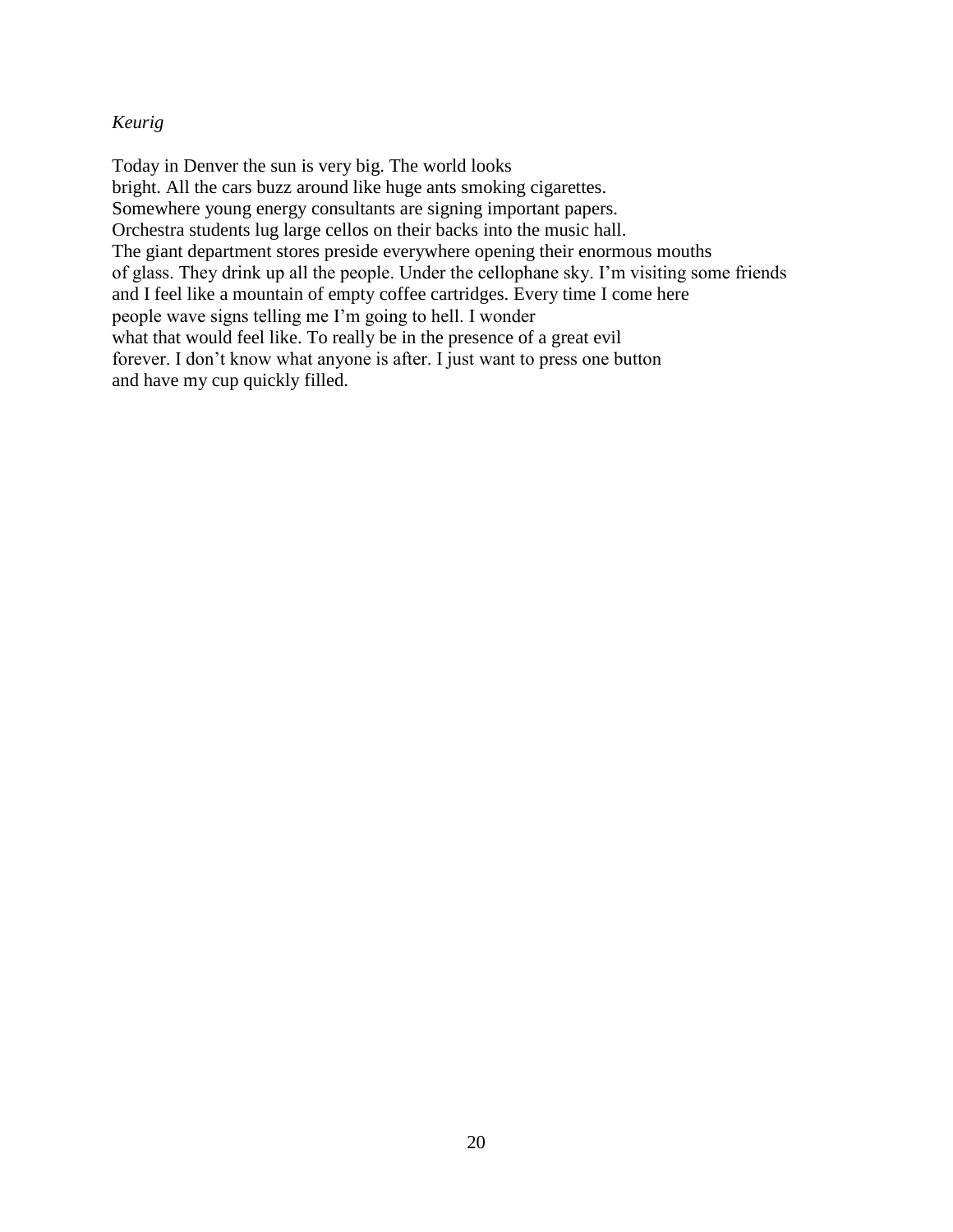*Keurig*

Today in Denver the sun is very big. The world looks  
bright. All the cars buzz around like huge ants smoking cigarettes.  
Somewhere young energy consultants are signing important papers.  
Orchestra students lug large cellos on their backs into the music hall.  
The giant department stores preside everywhere opening their enormous mouths  
of glass. They drink up all the people. Under the cellophane sky. I'm visiting some friends  
and I feel like a mountain of empty coffee cartridges. Every time I come here  
people wave signs telling me I'm going to hell. I wonder  
what that would feel like. To really be in the presence of a great evil  
forever. I don't know what anyone is after. I just want to press one button  
and have my cup quickly filled.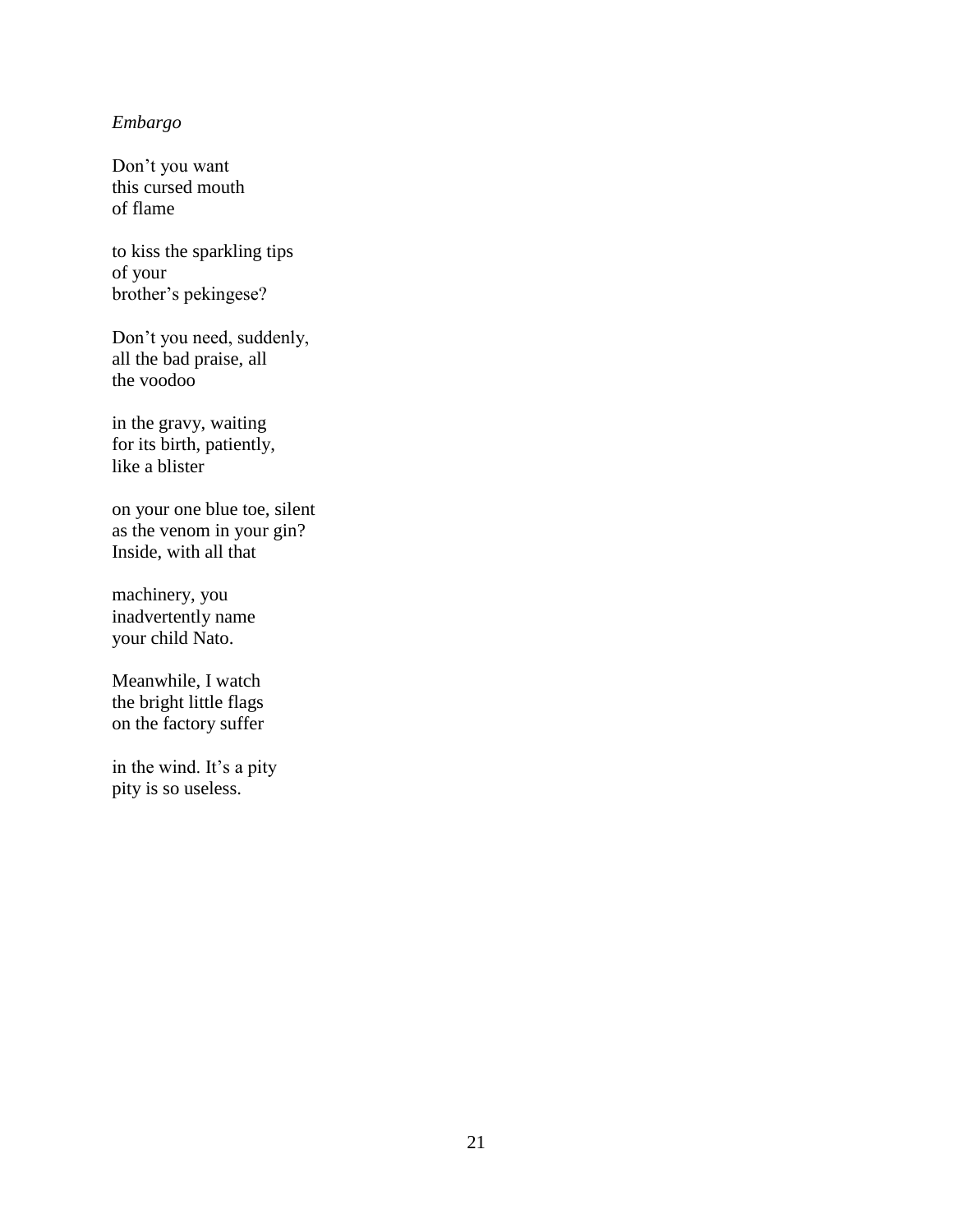*Embargo*

Don't you want  
this cursed mouth  
of flame

to kiss the sparkling tips  
of your  
brother's pekingese?

Don't you need, suddenly,  
all the bad praise, all  
the voodoo

in the gravy, waiting  
for its birth, patiently,  
like a blister

on your one blue toe, silent  
as the venom in your gin?  
Inside, with all that

machinery, you  
inadvertently name  
your child Nato.

Meanwhile, I watch  
the bright little flags  
on the factory suffer

in the wind. It's a pity  
pity is so useless.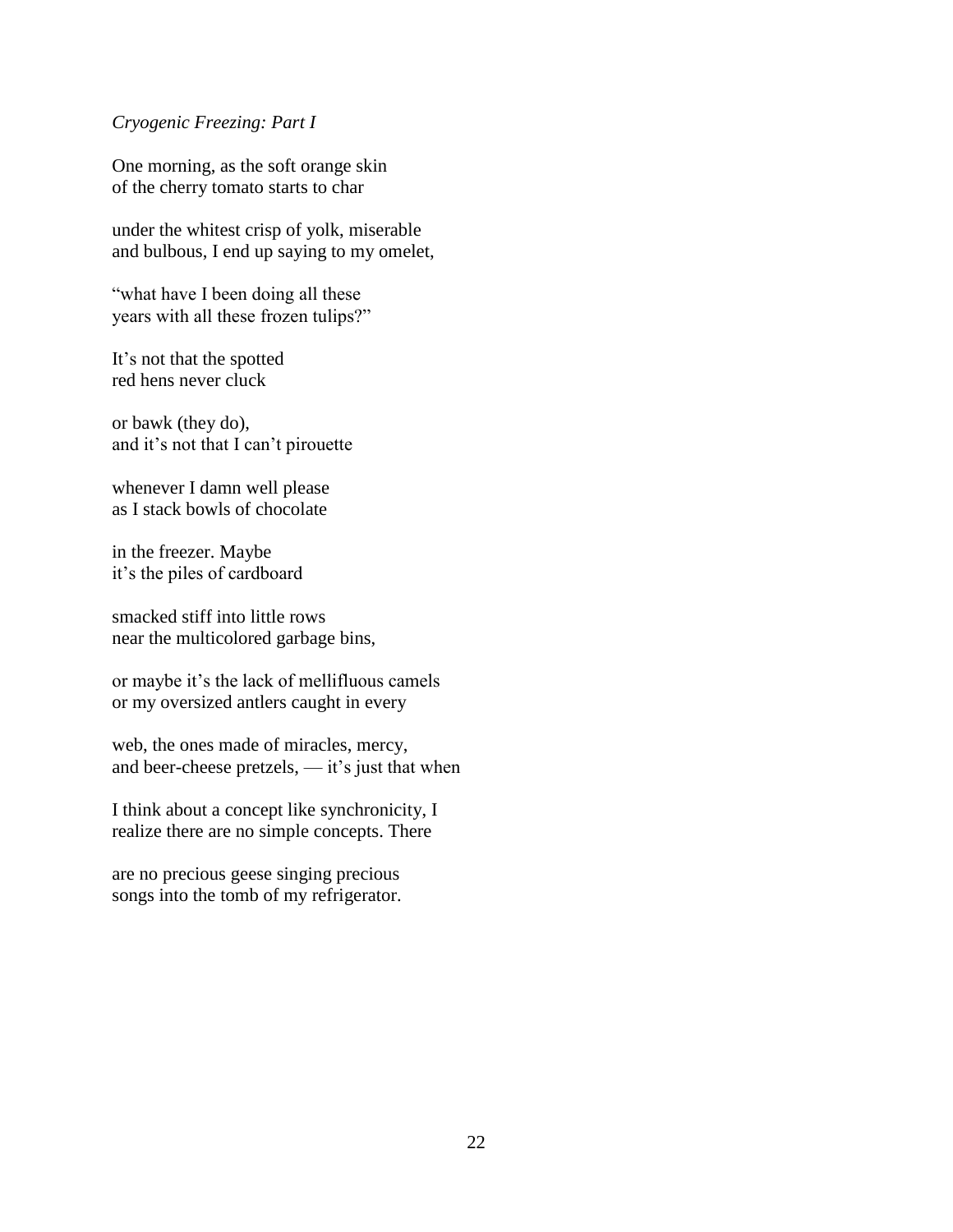*Cryogenic Freezing: Part I*

One morning, as the soft orange skin
of the cherry tomato starts to char

under the whitest crisp of yolk, miserable
and bulbous, I end up saying to my omelet,

"what have I been doing all these
years with all these frozen tulips?"

It's not that the spotted
red hens never cluck

or bawk (they do),
and it's not that I can't pirouette

whenever I damn well please
as I stack bowls of chocolate

in the freezer. Maybe
it's the piles of cardboard

smacked stiff into little rows
near the multicolored garbage bins,

or maybe it's the lack of mellifluous camels
or my oversized antlers caught in every

web, the ones made of miracles, mercy,
and beer-cheese pretzels, — it's just that when

I think about a concept like synchronicity, I
realize there are no simple concepts. There

are no precious geese singing precious
songs into the tomb of my refrigerator.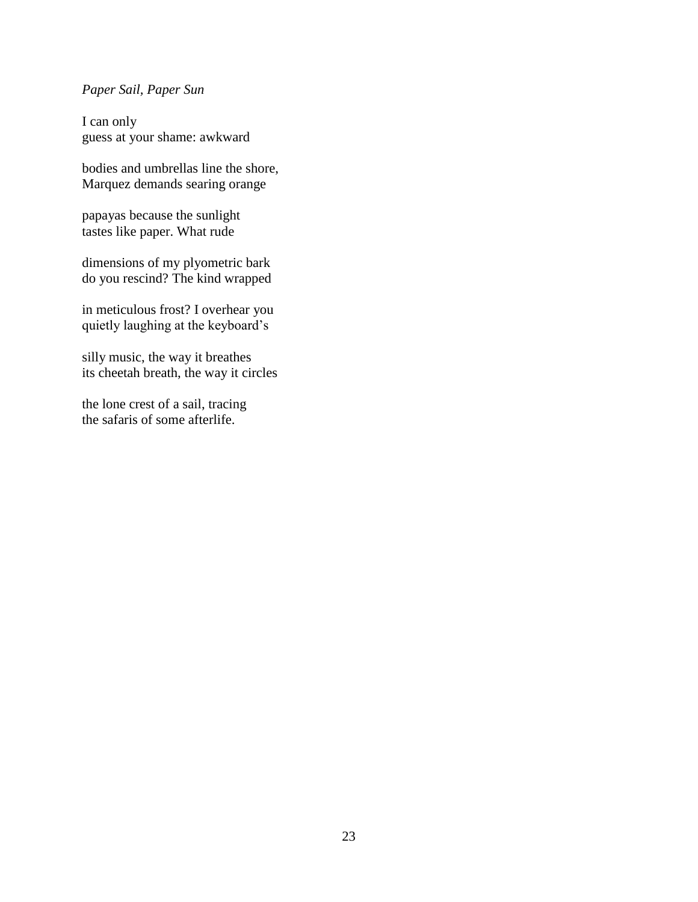*Paper Sail, Paper Sun*

I can only  
guess at your shame: awkward

bodies and umbrellas line the shore,  
Marquez demands searing orange

papayas because the sunlight  
tastes like paper. What rude

dimensions of my plyometric bark  
do you rescind? The kind wrapped

in meticulous frost? I overhear you  
quietly laughing at the keyboard's

silly music, the way it breathes  
its cheetah breath, the way it circles

the lone crest of a sail, tracing  
the safaris of some afterlife.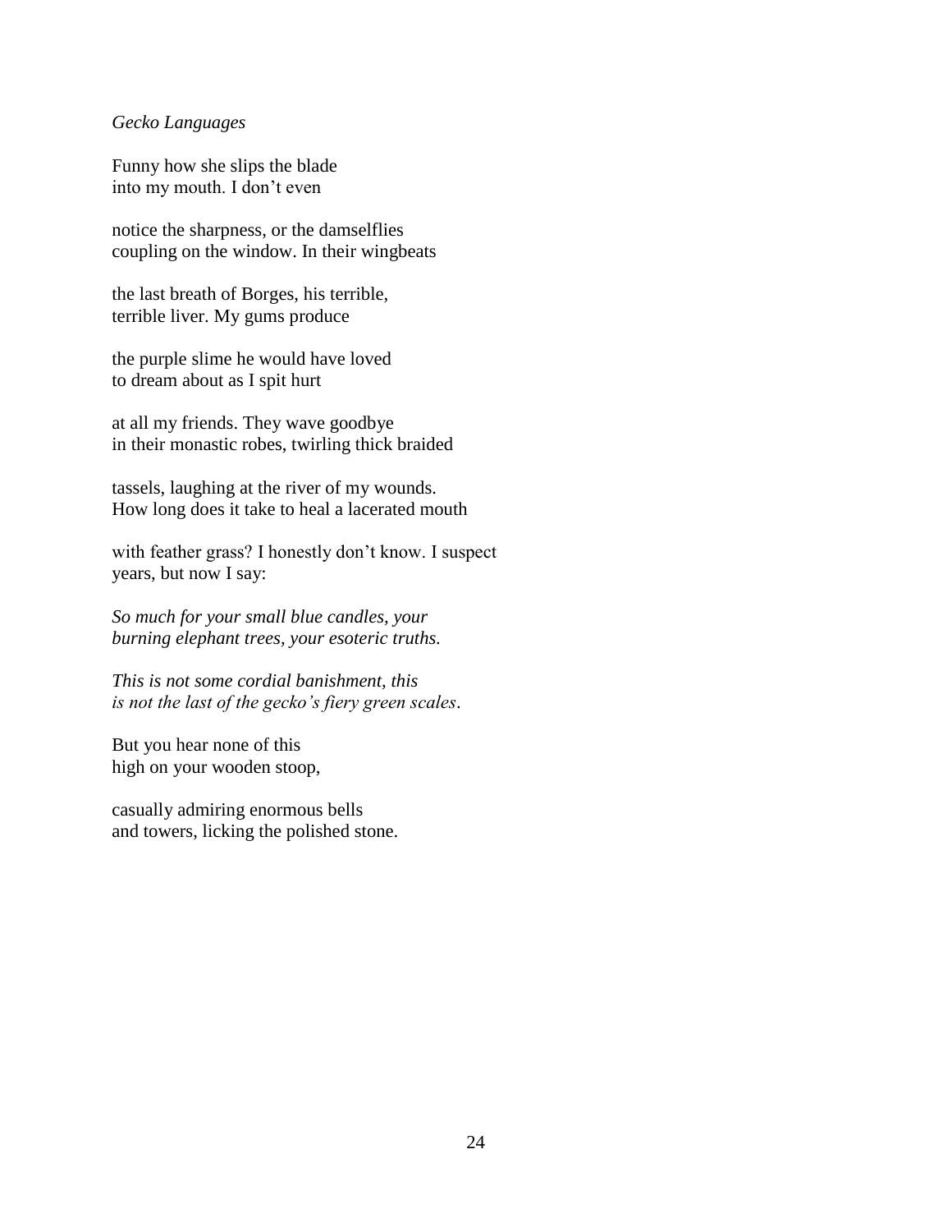*Gecko Languages*

Funny how she slips the blade
into my mouth. I don't even

notice the sharpness, or the damselflies
coupling on the window. In their wingbeats

the last breath of Borges, his terrible,
terrible liver. My gums produce

the purple slime he would have loved
to dream about as I spit hurt

at all my friends. They wave goodbye
in their monastic robes, twirling thick braided

tassels, laughing at the river of my wounds.
How long does it take to heal a lacerated mouth

with feather grass? I honestly don't know. I suspect
years, but now I say:

*So much for your small blue candles, your*
*burning elephant trees, your esoteric truths.*

*This is not some cordial banishment, this*
*is not the last of the gecko's fiery green scales*.

But you hear none of this
high on your wooden stoop,

casually admiring enormous bells
and towers, licking the polished stone.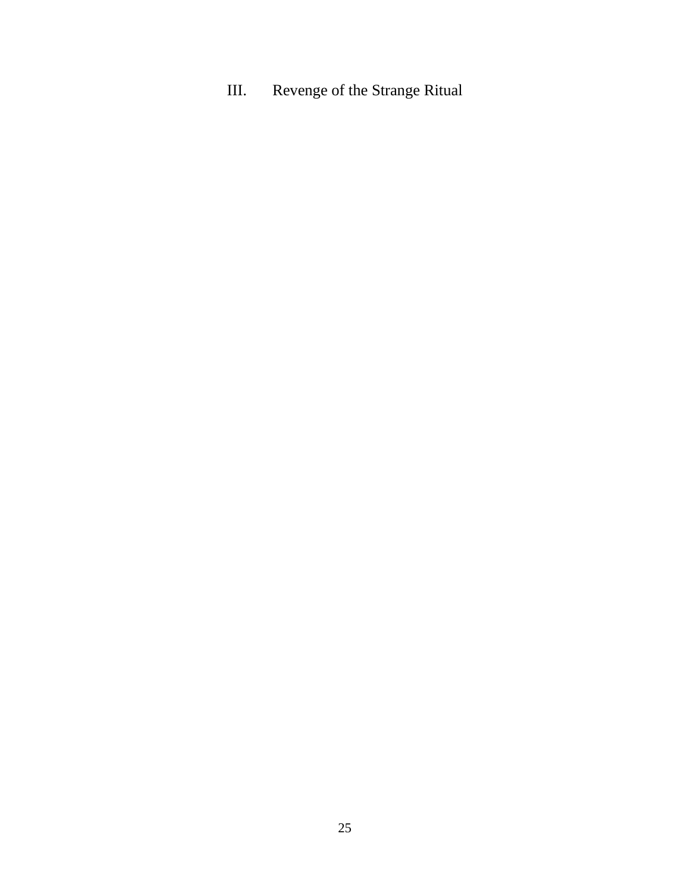# III. Revenge of the Strange Ritual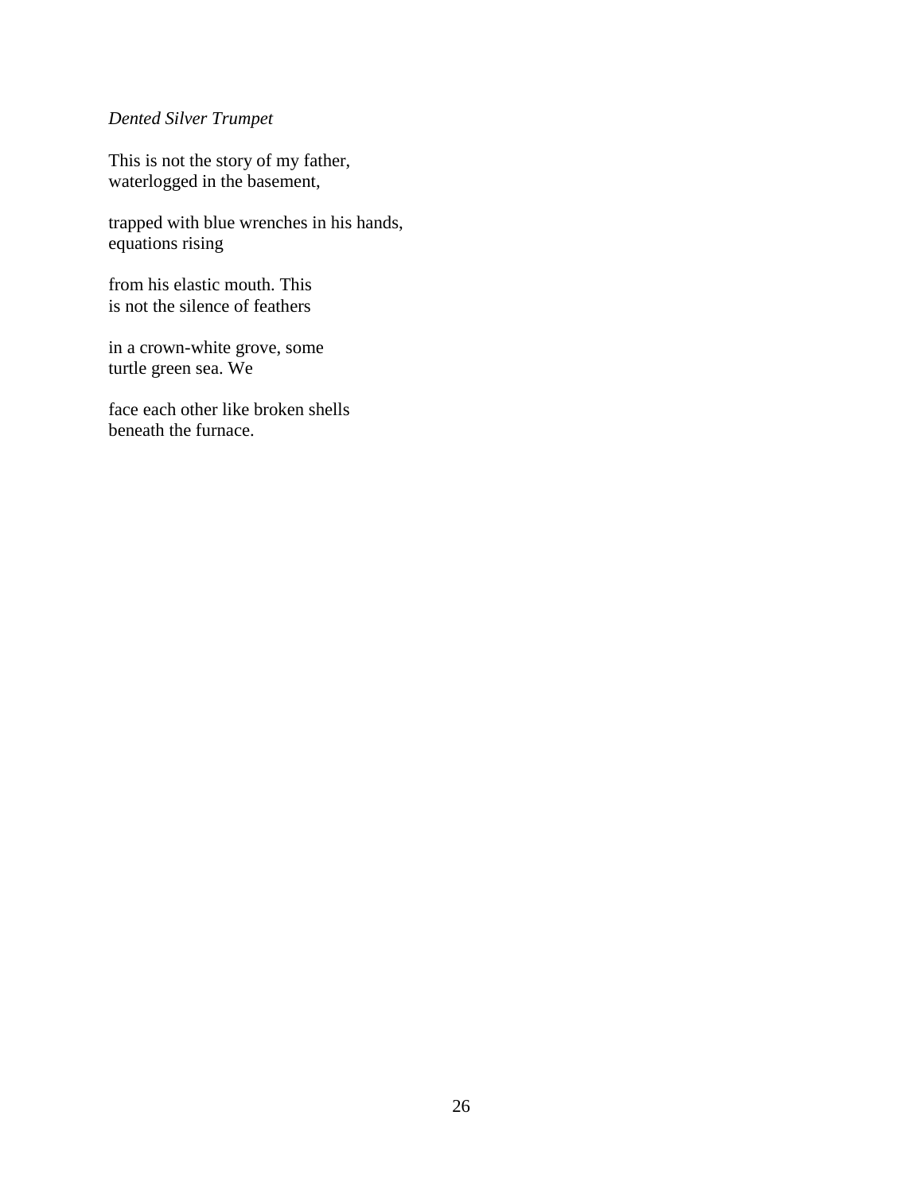*Dented Silver Trumpet*

This is not the story of my father,  
waterlogged in the basement,

trapped with blue wrenches in his hands,  
equations rising

from his elastic mouth. This  
is not the silence of feathers

in a crown-white grove, some  
turtle green sea. We

face each other like broken shells  
beneath the furnace.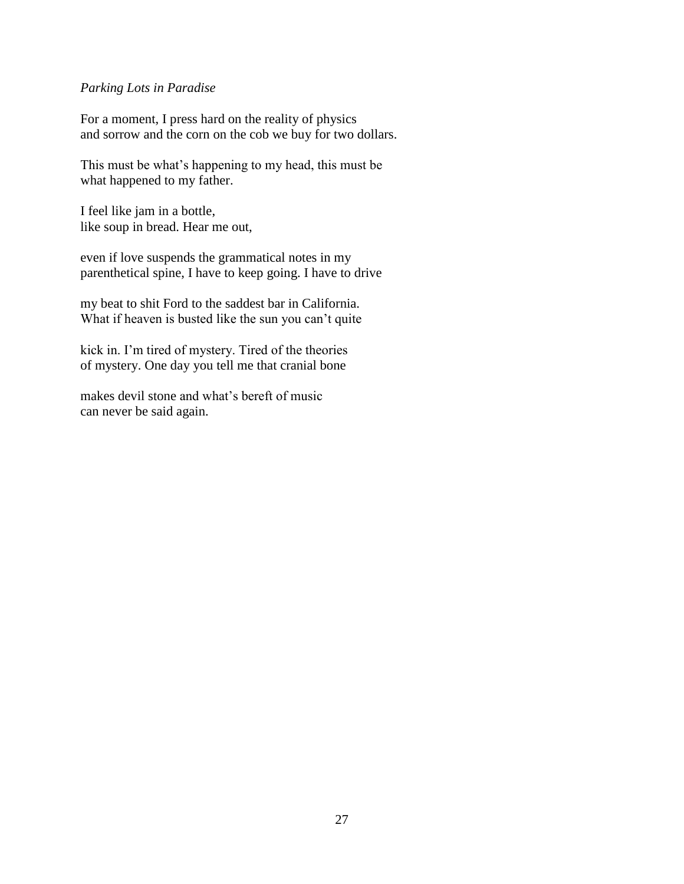*Parking Lots in Paradise*

For a moment, I press hard on the reality of physics
and sorrow and the corn on the cob we buy for two dollars.

This must be what's happening to my head, this must be
what happened to my father.

I feel like jam in a bottle,
like soup in bread. Hear me out,

even if love suspends the grammatical notes in my
parenthetical spine, I have to keep going. I have to drive

my beat to shit Ford to the saddest bar in California.
What if heaven is busted like the sun you can't quite

kick in. I'm tired of mystery. Tired of the theories
of mystery. One day you tell me that cranial bone

makes devil stone and what's bereft of music
can never be said again.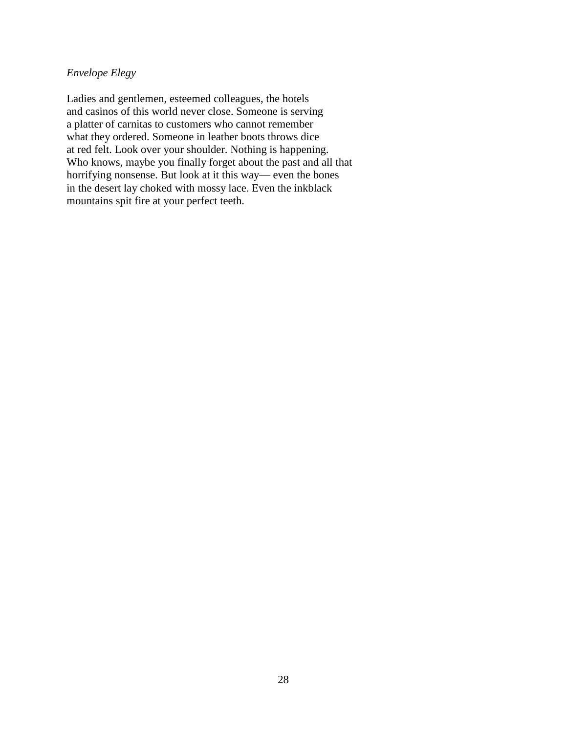*Envelope Elegy*

Ladies and gentlemen, esteemed colleagues, the hotels
and casinos of this world never close. Someone is serving
a platter of carnitas to customers who cannot remember
what they ordered. Someone in leather boots throws dice
at red felt. Look over your shoulder. Nothing is happening.
Who knows, maybe you finally forget about the past and all that
horrifying nonsense. But look at it this way— even the bones
in the desert lay choked with mossy lace. Even the inkblack
mountains spit fire at your perfect teeth.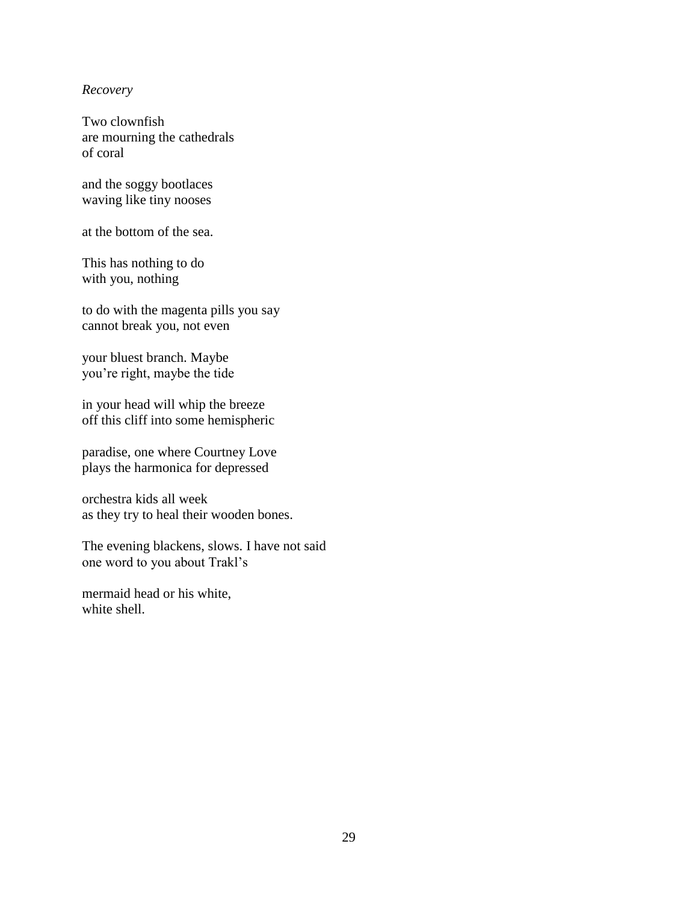*Recovery*

Two clownfish
are mourning the cathedrals
of coral

and the soggy bootlaces
waving like tiny nooses

at the bottom of the sea.

This has nothing to do
with you, nothing

to do with the magenta pills you say
cannot break you, not even

your bluest branch. Maybe
you're right, maybe the tide

in your head will whip the breeze
off this cliff into some hemispheric

paradise, one where Courtney Love
plays the harmonica for depressed

orchestra kids all week
as they try to heal their wooden bones.

The evening blackens, slows. I have not said
one word to you about Trakl's

mermaid head or his white,
white shell.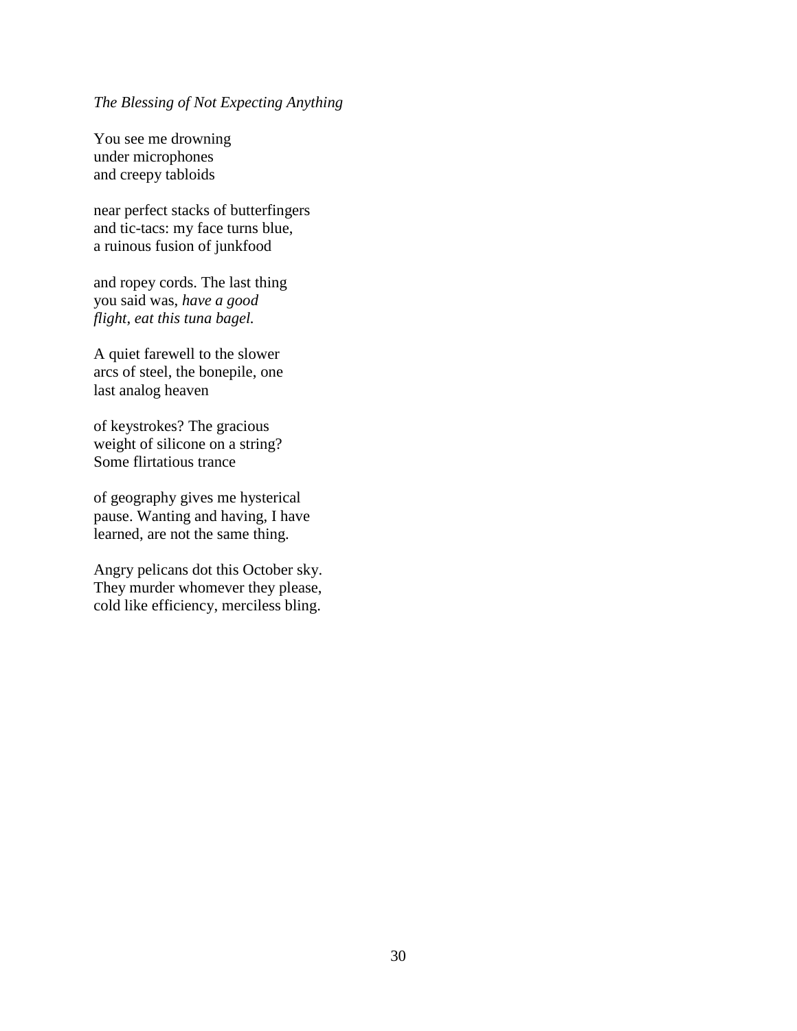*The Blessing of Not Expecting Anything*

You see me drowning  
under microphones  
and creepy tabloids

near perfect stacks of butterfingers  
and tic-tacs: my face turns blue,  
a ruinous fusion of junkfood

and ropey cords. The last thing  
you said was, *have a good*  
*flight*, *eat this tuna bagel.*

A quiet farewell to the slower  
arcs of steel, the bonepile, one  
last analog heaven

of keystrokes? The gracious  
weight of silicone on a string?  
Some flirtatious trance

of geography gives me hysterical  
pause. Wanting and having, I have  
learned, are not the same thing.

Angry pelicans dot this October sky.  
They murder whomever they please,  
cold like efficiency, merciless bling.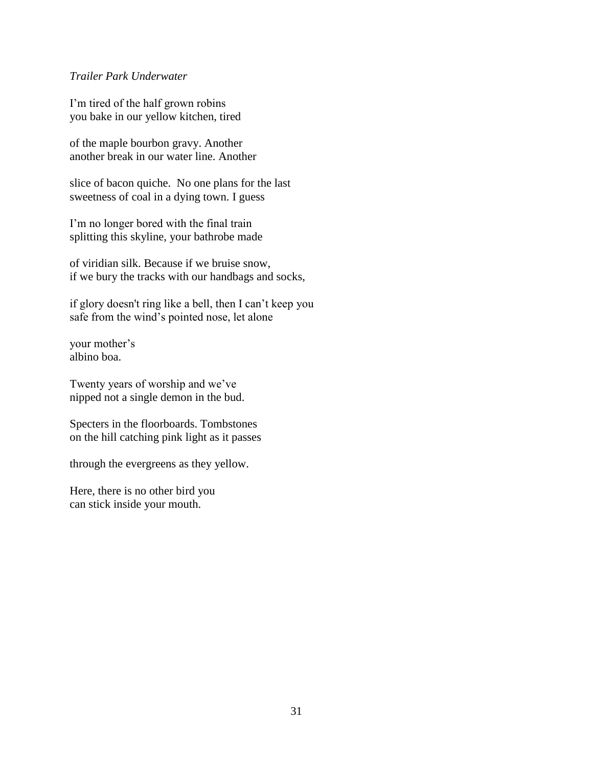*Trailer Park Underwater*

I'm tired of the half grown robins  
you bake in our yellow kitchen, tired

of the maple bourbon gravy. Another  
another break in our water line. Another

slice of bacon quiche.  No one plans for the last  
sweetness of coal in a dying town. I guess

I'm no longer bored with the final train  
splitting this skyline, your bathrobe made

of viridian silk. Because if we bruise snow,  
if we bury the tracks with our handbags and socks,

if glory doesn't ring like a bell, then I can't keep you  
safe from the wind's pointed nose, let alone

your mother's  
albino boa.

Twenty years of worship and we've  
nipped not a single demon in the bud.

Specters in the floorboards. Tombstones  
on the hill catching pink light as it passes

through the evergreens as they yellow.

Here, there is no other bird you  
can stick inside your mouth.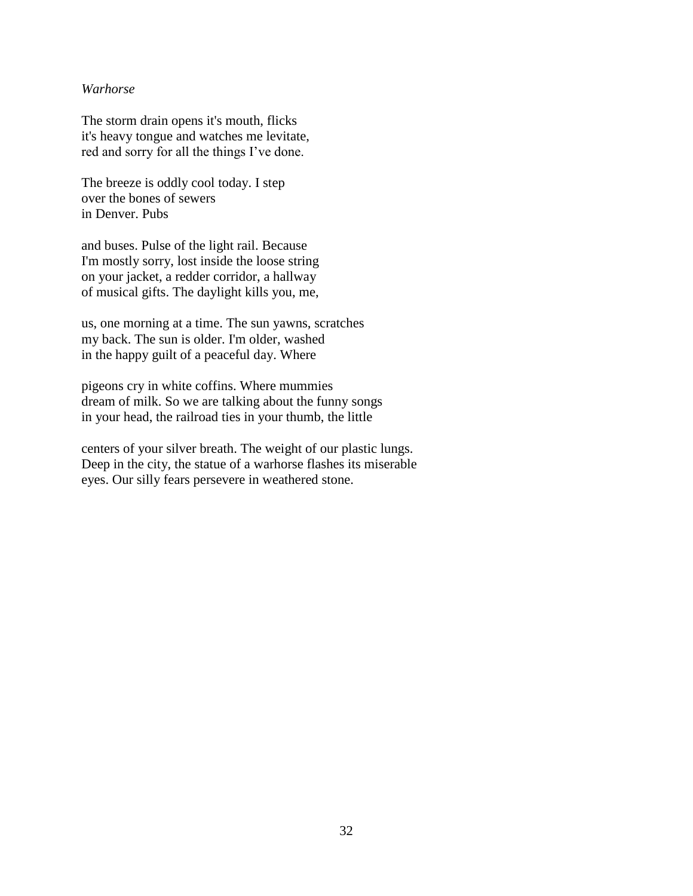*Warhorse*

The storm drain opens it's mouth, flicks
it's heavy tongue and watches me levitate,
red and sorry for all the things I've done.

The breeze is oddly cool today. I step
over the bones of sewers
in Denver. Pubs

and buses. Pulse of the light rail. Because
I'm mostly sorry, lost inside the loose string
on your jacket, a redder corridor, a hallway
of musical gifts. The daylight kills you, me,

us, one morning at a time. The sun yawns, scratches
my back. The sun is older. I'm older, washed
in the happy guilt of a peaceful day. Where

pigeons cry in white coffins. Where mummies
dream of milk. So we are talking about the funny songs
in your head, the railroad ties in your thumb, the little

centers of your silver breath. The weight of our plastic lungs.
Deep in the city, the statue of a warhorse flashes its miserable
eyes. Our silly fears persevere in weathered stone.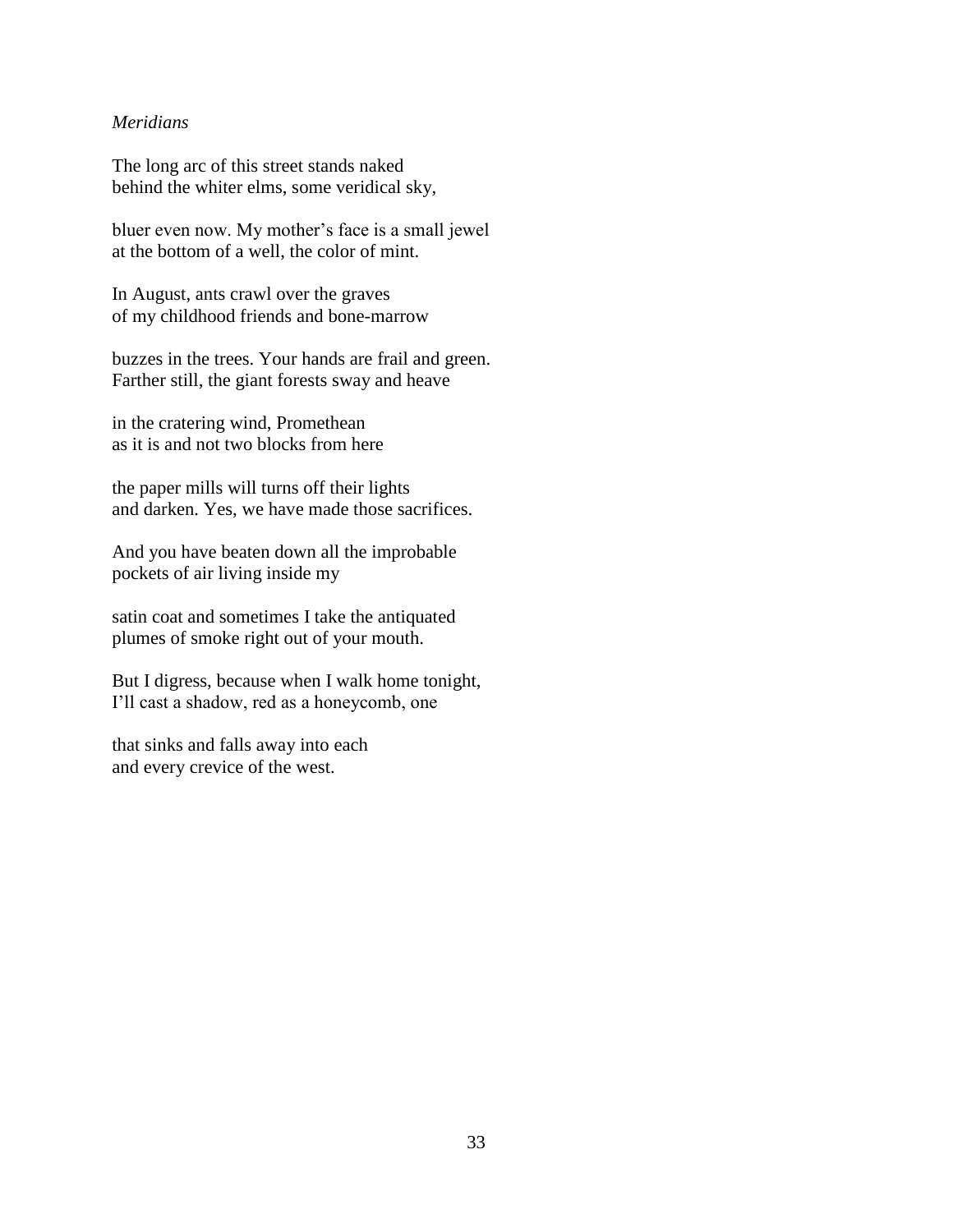*Meridians*

The long arc of this street stands naked
behind the whiter elms, some veridical sky,

bluer even now. My mother's face is a small jewel
at the bottom of a well, the color of mint.

In August, ants crawl over the graves
of my childhood friends and bone-marrow

buzzes in the trees. Your hands are frail and green.
Farther still, the giant forests sway and heave

in the cratering wind, Promethean
as it is and not two blocks from here

the paper mills will turns off their lights
and darken. Yes, we have made those sacrifices.

And you have beaten down all the improbable
pockets of air living inside my

satin coat and sometimes I take the antiquated
plumes of smoke right out of your mouth.

But I digress, because when I walk home tonight,
I'll cast a shadow, red as a honeycomb, one

that sinks and falls away into each
and every crevice of the west.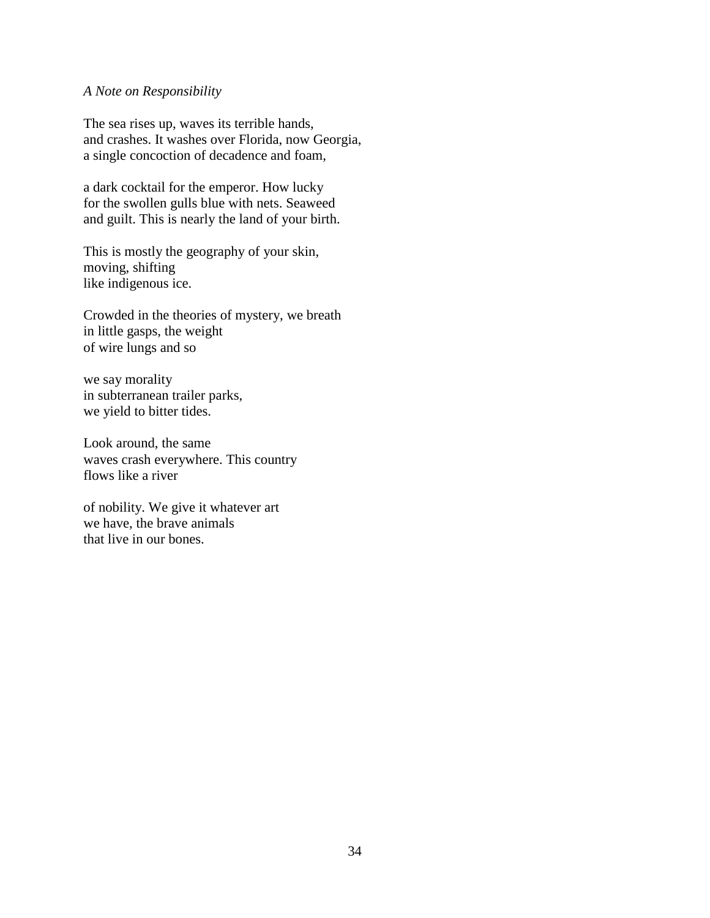*A Note on Responsibility*

The sea rises up, waves its terrible hands,  
and crashes. It washes over Florida, now Georgia,  
a single concoction of decadence and foam,

a dark cocktail for the emperor. How lucky  
for the swollen gulls blue with nets. Seaweed  
and guilt. This is nearly the land of your birth.

This is mostly the geography of your skin,  
moving, shifting  
like indigenous ice.

Crowded in the theories of mystery, we breath  
in little gasps, the weight  
of wire lungs and so

we say morality  
in subterranean trailer parks,  
we yield to bitter tides.

Look around, the same  
waves crash everywhere. This country  
flows like a river

of nobility. We give it whatever art  
we have, the brave animals  
that live in our bones.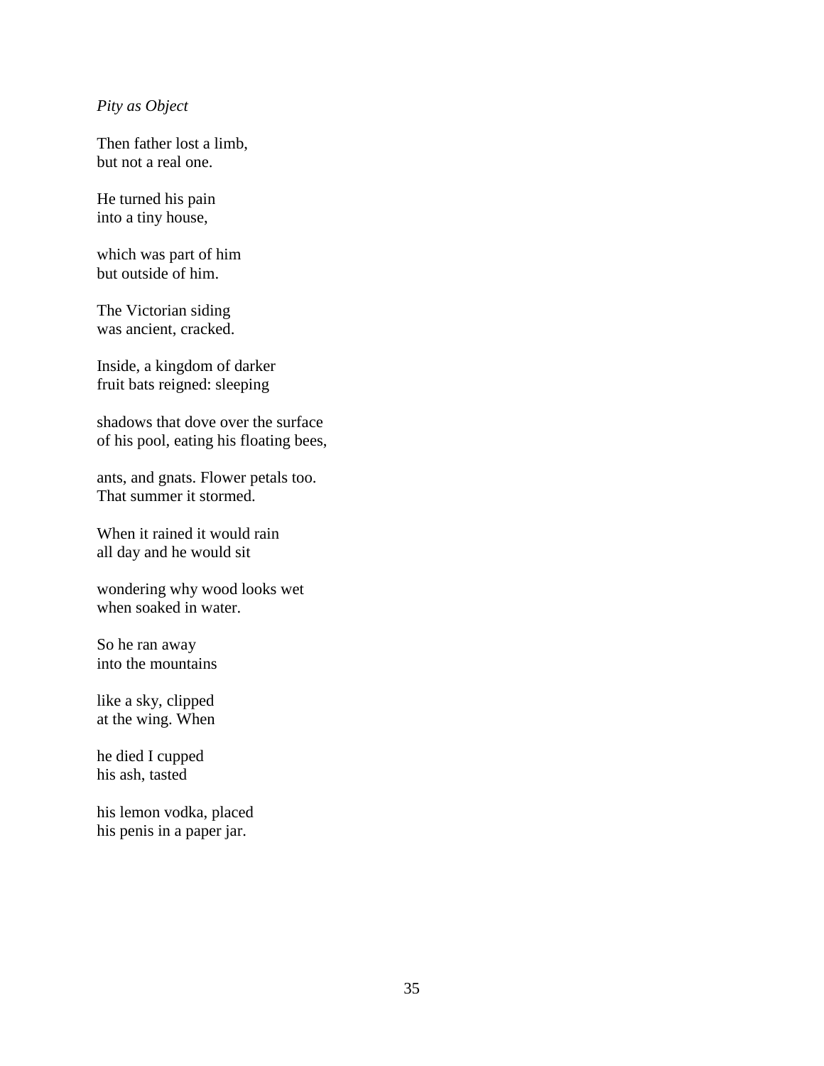*Pity as Object*

Then father lost a limb,
but not a real one.

He turned his pain
into a tiny house,

which was part of him
but outside of him.

The Victorian siding
was ancient, cracked.

Inside, a kingdom of darker
fruit bats reigned: sleeping

shadows that dove over the surface
of his pool, eating his floating bees,

ants, and gnats. Flower petals too.
That summer it stormed.

When it rained it would rain
all day and he would sit

wondering why wood looks wet
when soaked in water.

So he ran away
into the mountains

like a sky, clipped
at the wing. When

he died I cupped
his ash, tasted

his lemon vodka, placed
his penis in a paper jar.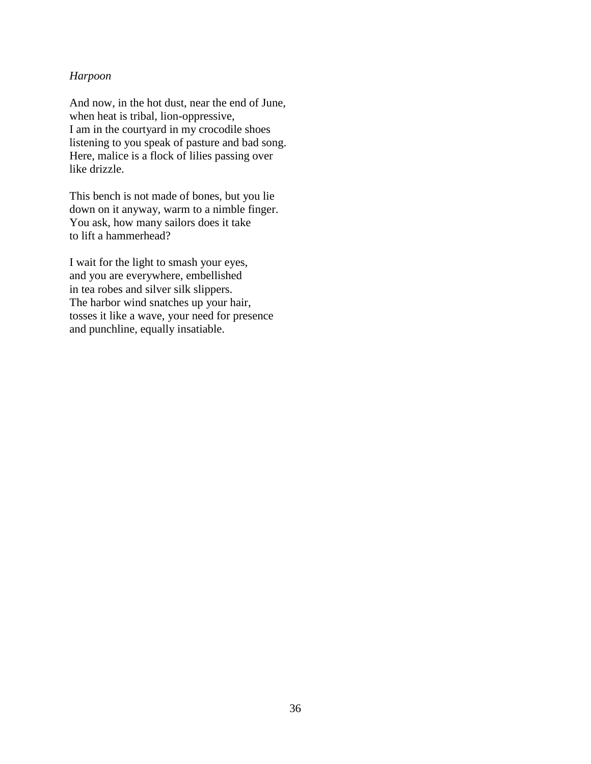*Harpoon*

And now, in the hot dust, near the end of June,
when heat is tribal, lion-oppressive,
I am in the courtyard in my crocodile shoes
listening to you speak of pasture and bad song.
Here, malice is a flock of lilies passing over
like drizzle.

This bench is not made of bones, but you lie
down on it anyway, warm to a nimble finger.
You ask, how many sailors does it take
to lift a hammerhead?

I wait for the light to smash your eyes,
and you are everywhere, embellished
in tea robes and silver silk slippers.
The harbor wind snatches up your hair,
tosses it like a wave, your need for presence
and punchline, equally insatiable.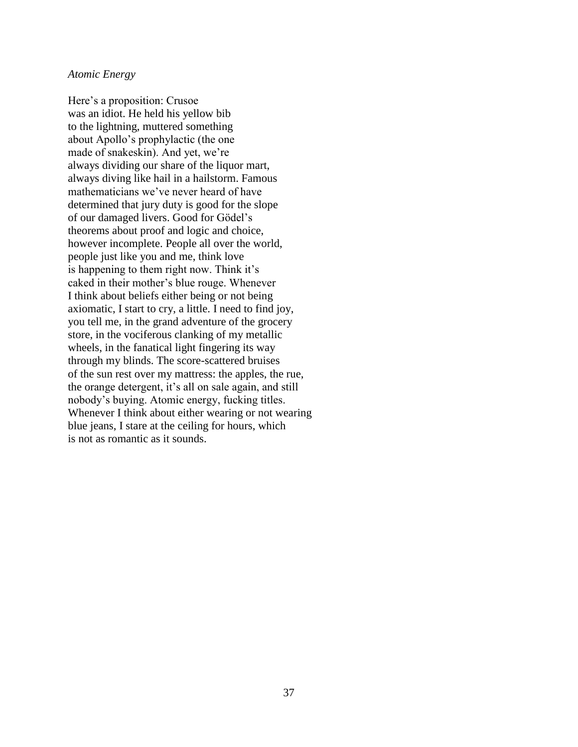*Atomic Energy*

Here’s a proposition: Crusoe
was an idiot. He held his yellow bib
to the lightning, muttered something
about Apollo’s prophylactic (the one
made of snakeskin). And yet, we’re
always dividing our share of the liquor mart,
always diving like hail in a hailstorm. Famous
mathematicians we’ve never heard of have
determined that jury duty is good for the slope
of our damaged livers. Good for Gödel’s
theorems about proof and logic and choice,
however incomplete. People all over the world,
people just like you and me, think love
is happening to them right now. Think it’s
caked in their mother’s blue rouge. Whenever
I think about beliefs either being or not being
axiomatic, I start to cry, a little. I need to find joy,
you tell me, in the grand adventure of the grocery
store, in the vociferous clanking of my metallic
wheels, in the fanatical light fingering its way
through my blinds. The score-scattered bruises
of the sun rest over my mattress: the apples, the rue,
the orange detergent, it’s all on sale again, and still
nobody’s buying. Atomic energy, fucking titles.
Whenever I think about either wearing or not wearing
blue jeans, I stare at the ceiling for hours, which
is not as romantic as it sounds.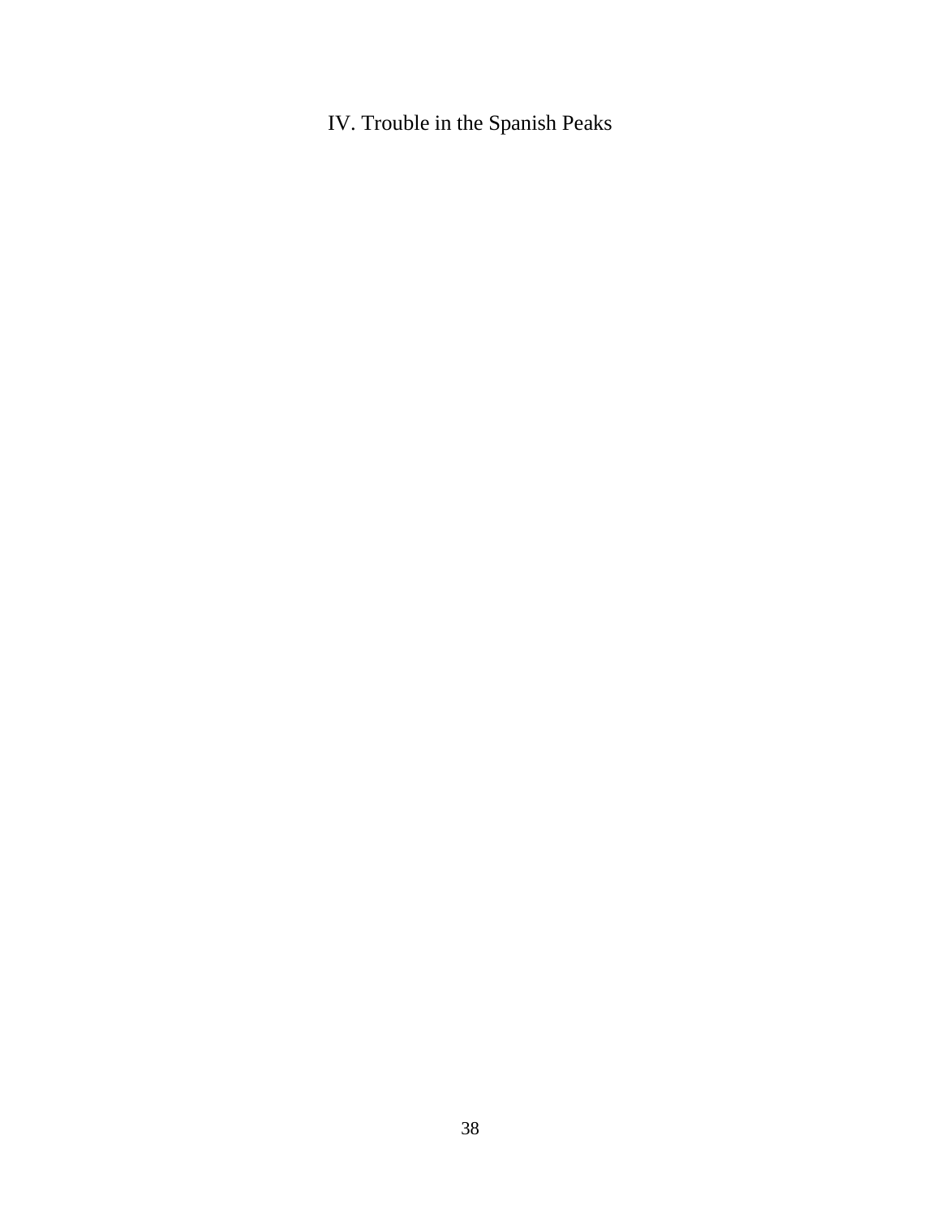# IV. Trouble in the Spanish Peaks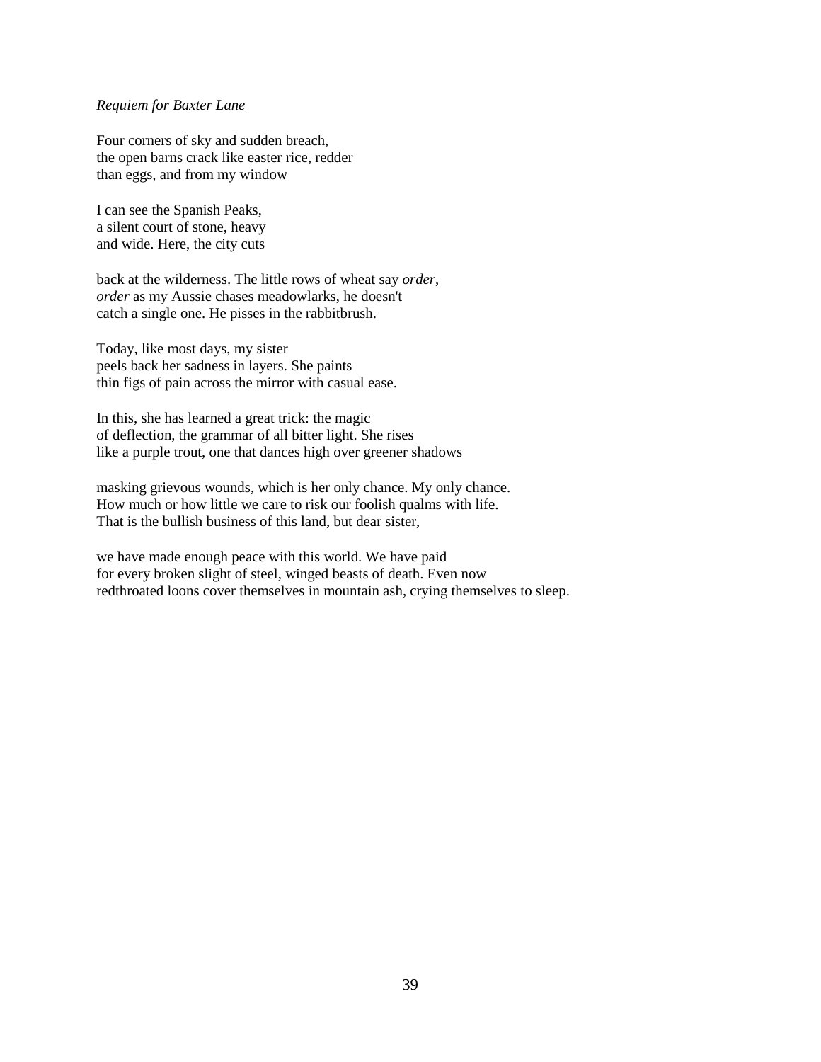*Requiem for Baxter Lane*

Four corners of sky and sudden breach,
the open barns crack like easter rice, redder
than eggs, and from my window

I can see the Spanish Peaks,
a silent court of stone, heavy
and wide. Here, the city cuts

back at the wilderness. The little rows of wheat say *order*,
*order* as my Aussie chases meadowlarks, he doesn't
catch a single one. He pisses in the rabbitbrush.

Today, like most days, my sister
peels back her sadness in layers. She paints
thin figs of pain across the mirror with casual ease.

In this, she has learned a great trick: the magic
of deflection, the grammar of all bitter light. She rises
like a purple trout, one that dances high over greener shadows

masking grievous wounds, which is her only chance. My only chance.
How much or how little we care to risk our foolish qualms with life.
That is the bullish business of this land, but dear sister,

we have made enough peace with this world. We have paid
for every broken slight of steel, winged beasts of death. Even now
redthroated loons cover themselves in mountain ash, crying themselves to sleep.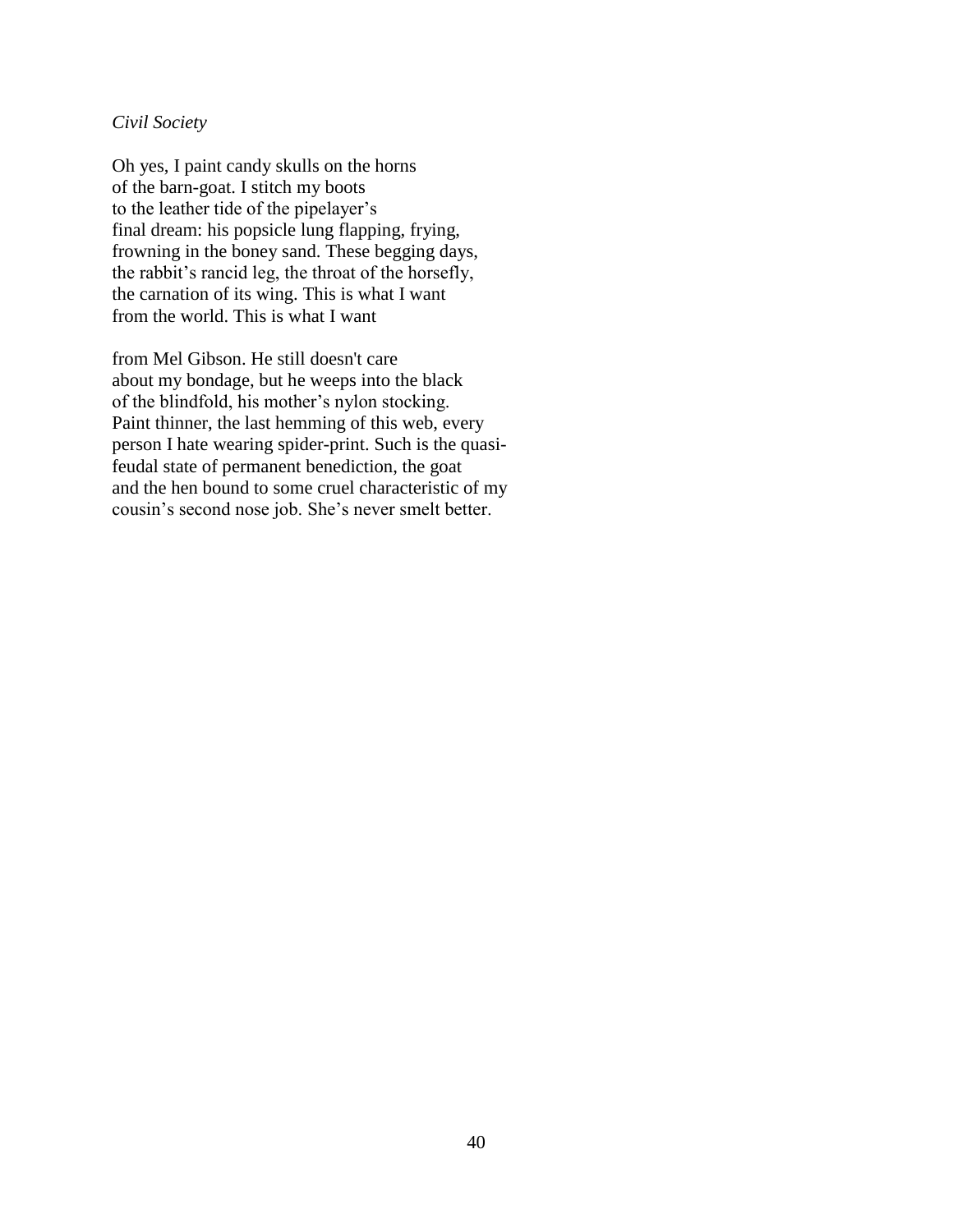*Civil Society*

Oh yes, I paint candy skulls on the horns  
of the barn-goat. I stitch my boots  
to the leather tide of the pipelayer's  
final dream: his popsicle lung flapping, frying,  
frowning in the boney sand. These begging days,  
the rabbit's rancid leg, the throat of the horsefly,  
the carnation of its wing. This is what I want  
from the world. This is what I want

from Mel Gibson. He still doesn't care  
about my bondage, but he weeps into the black  
of the blindfold, his mother's nylon stocking.  
Paint thinner, the last hemming of this web, every  
person I hate wearing spider-print. Such is the quasi-  
feudal state of permanent benediction, the goat  
and the hen bound to some cruel characteristic of my  
cousin's second nose job. She's never smelt better.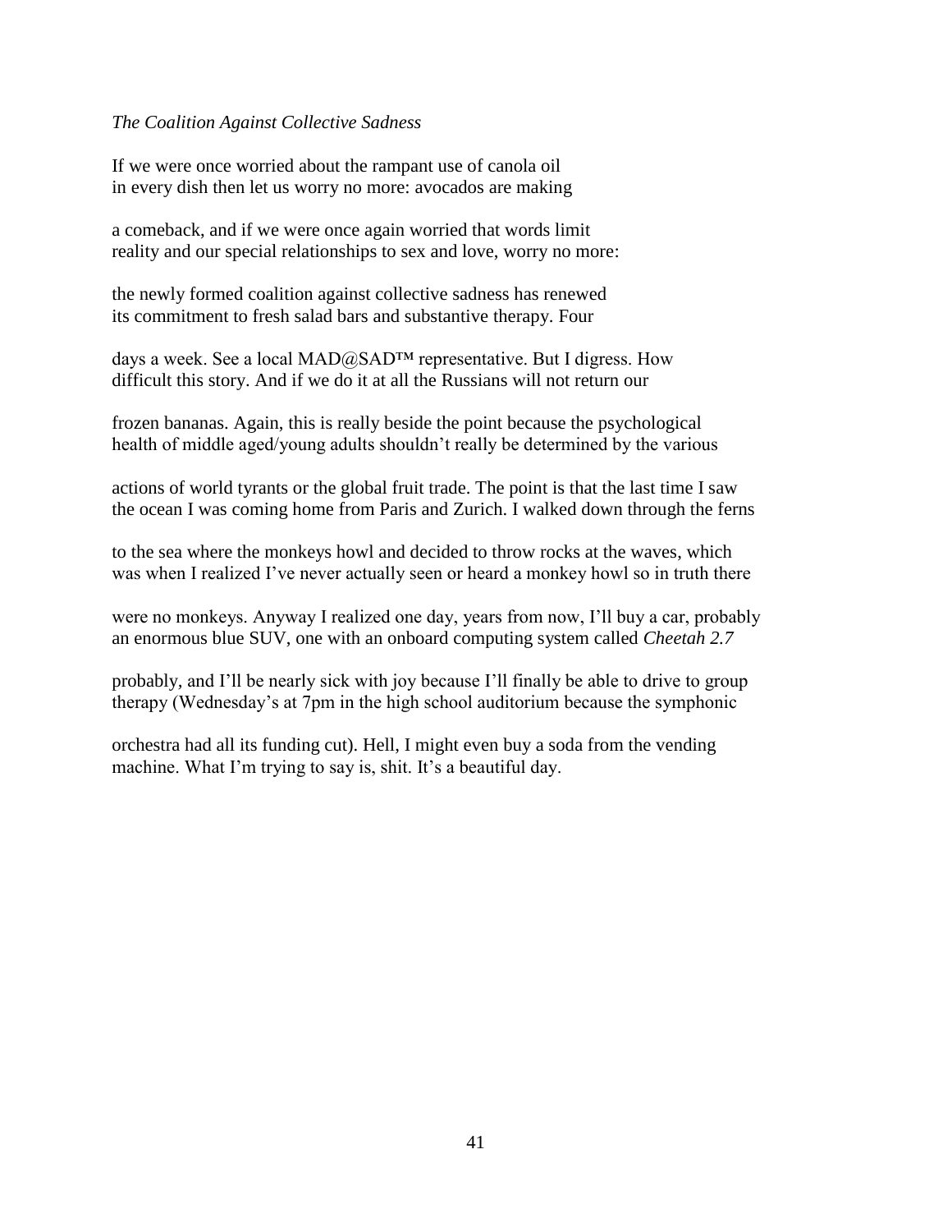*The Coalition Against Collective Sadness*

If we were once worried about the rampant use of canola oil
in every dish then let us worry no more: avocados are making

a comeback, and if we were once again worried that words limit
reality and our special relationships to sex and love, worry no more:

the newly formed coalition against collective sadness has renewed
its commitment to fresh salad bars and substantive therapy. Four

days a week. See a local MAD@SAD™ representative. But I digress. How
difficult this story. And if we do it at all the Russians will not return our

frozen bananas. Again, this is really beside the point because the psychological
health of middle aged/young adults shouldn't really be determined by the various

actions of world tyrants or the global fruit trade. The point is that the last time I saw
the ocean I was coming home from Paris and Zurich. I walked down through the ferns

to the sea where the monkeys howl and decided to throw rocks at the waves, which
was when I realized I've never actually seen or heard a monkey howl so in truth there

were no monkeys. Anyway I realized one day, years from now, I'll buy a car, probably
an enormous blue SUV, one with an onboard computing system called *Cheetah 2.7*

probably, and I'll be nearly sick with joy because I'll finally be able to drive to group
therapy (Wednesday's at 7pm in the high school auditorium because the symphonic

orchestra had all its funding cut). Hell, I might even buy a soda from the vending
machine. What I'm trying to say is, shit. It's a beautiful day.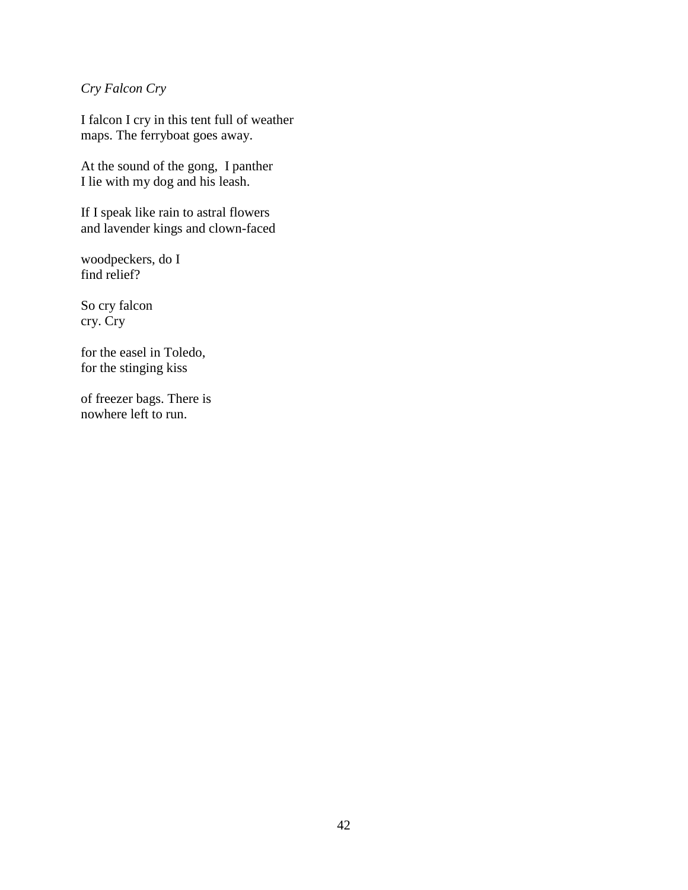*Cry Falcon Cry*

I falcon I cry in this tent full of weather  
maps. The ferryboat goes away.

At the sound of the gong, I panther  
I lie with my dog and his leash.

If I speak like rain to astral flowers  
and lavender kings and clown-faced

woodpeckers, do I  
find relief?

So cry falcon  
cry. Cry

for the easel in Toledo,  
for the stinging kiss

of freezer bags. There is  
nowhere left to run.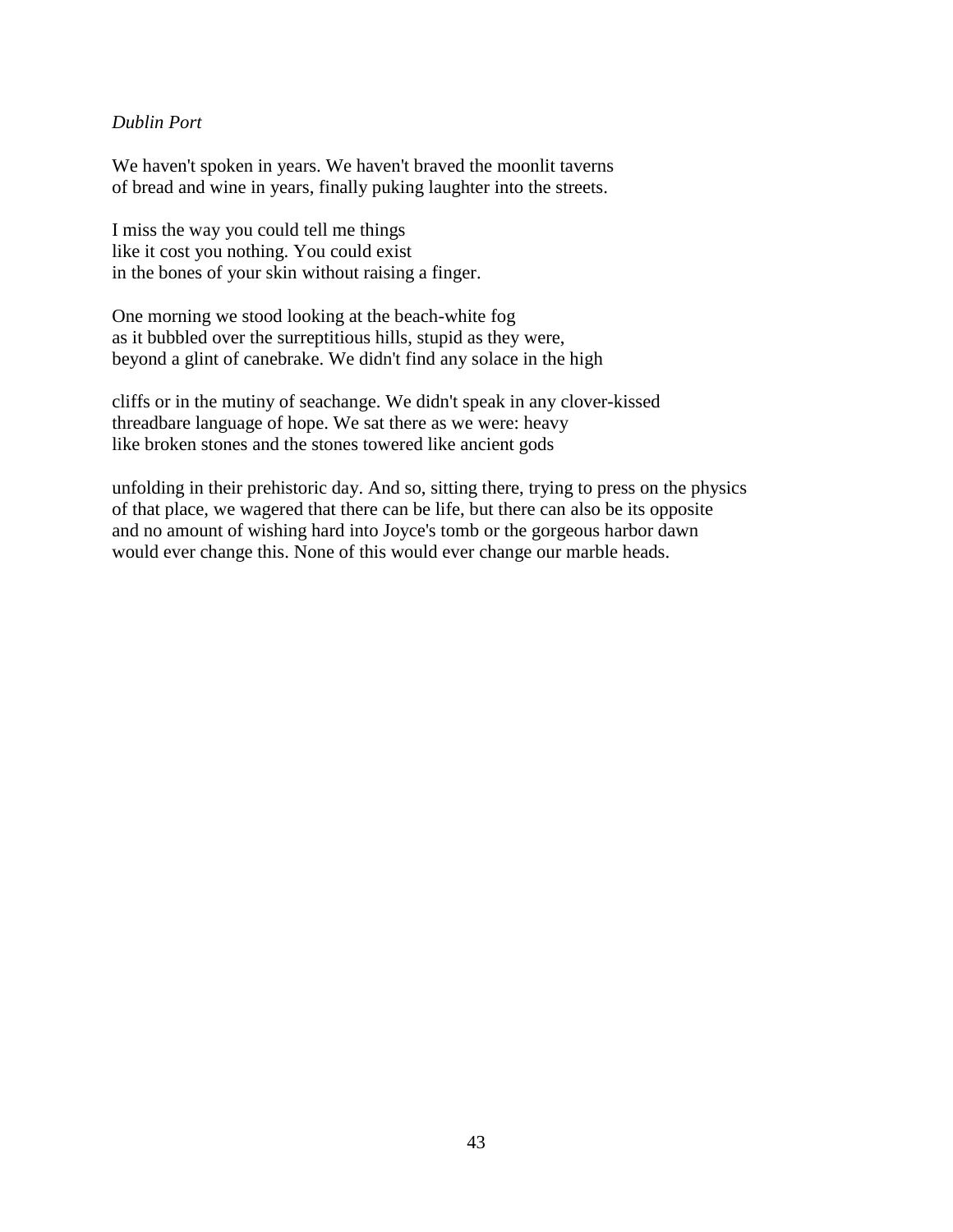*Dublin Port*

We haven't spoken in years. We haven't braved the moonlit taverns
of bread and wine in years, finally puking laughter into the streets.

I miss the way you could tell me things
like it cost you nothing. You could exist
in the bones of your skin without raising a finger.

One morning we stood looking at the beach-white fog
as it bubbled over the surreptitious hills, stupid as they were,
beyond a glint of canebrake. We didn't find any solace in the high

cliffs or in the mutiny of seachange. We didn't speak in any clover-kissed
threadbare language of hope. We sat there as we were: heavy
like broken stones and the stones towered like ancient gods

unfolding in their prehistoric day. And so, sitting there, trying to press on the physics
of that place, we wagered that there can be life, but there can also be its opposite
and no amount of wishing hard into Joyce's tomb or the gorgeous harbor dawn
would ever change this. None of this would ever change our marble heads.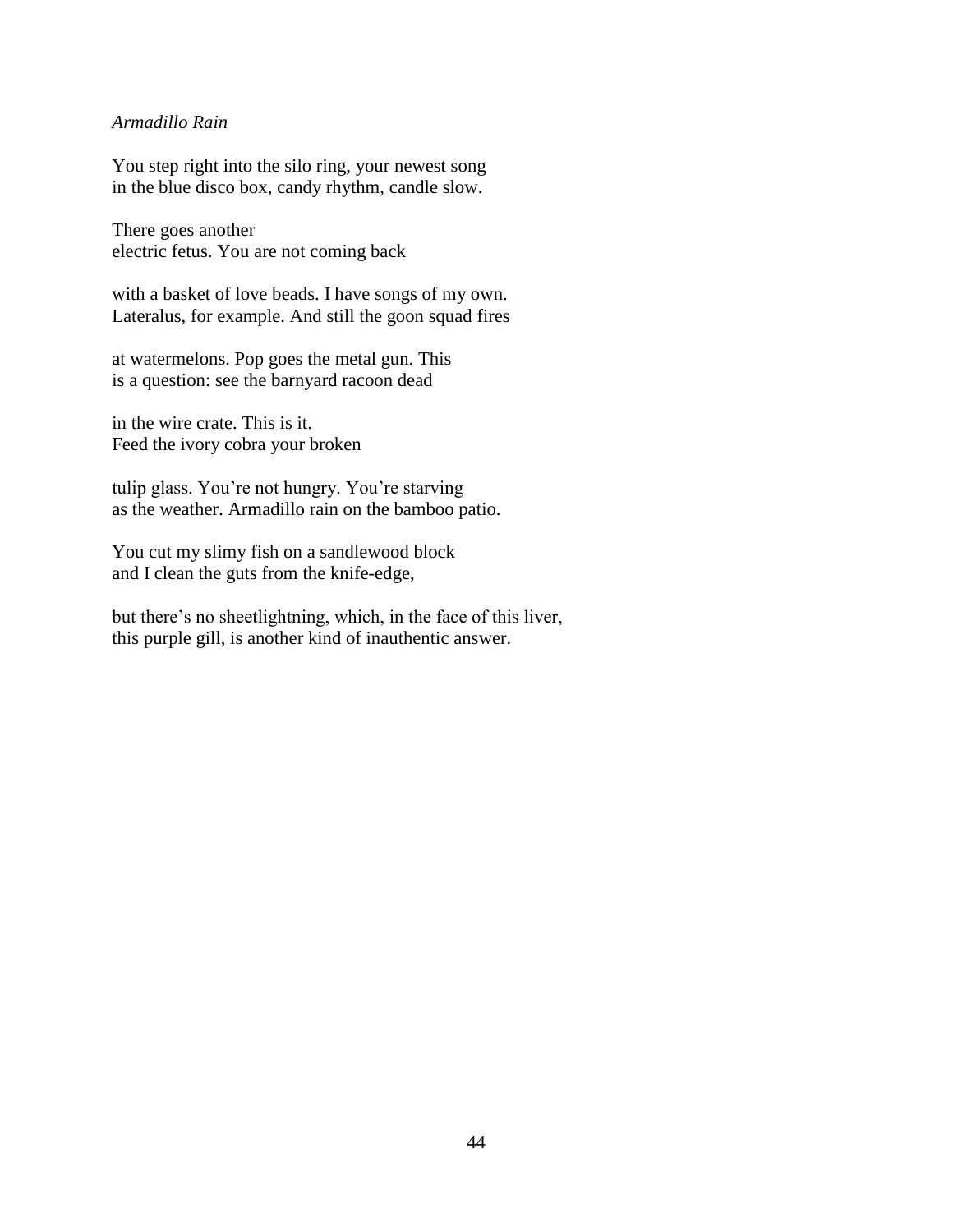*Armadillo Rain*

You step right into the silo ring, your newest song
in the blue disco box, candy rhythm, candle slow.

There goes another
electric fetus. You are not coming back

with a basket of love beads. I have songs of my own.
Lateralus, for example. And still the goon squad fires

at watermelons. Pop goes the metal gun. This
is a question: see the barnyard racoon dead

in the wire crate. This is it.
Feed the ivory cobra your broken

tulip glass. You're not hungry. You're starving
as the weather. Armadillo rain on the bamboo patio.

You cut my slimy fish on a sandlewood block
and I clean the guts from the knife-edge,

but there's no sheetlightning, which, in the face of this liver,
this purple gill, is another kind of inauthentic answer.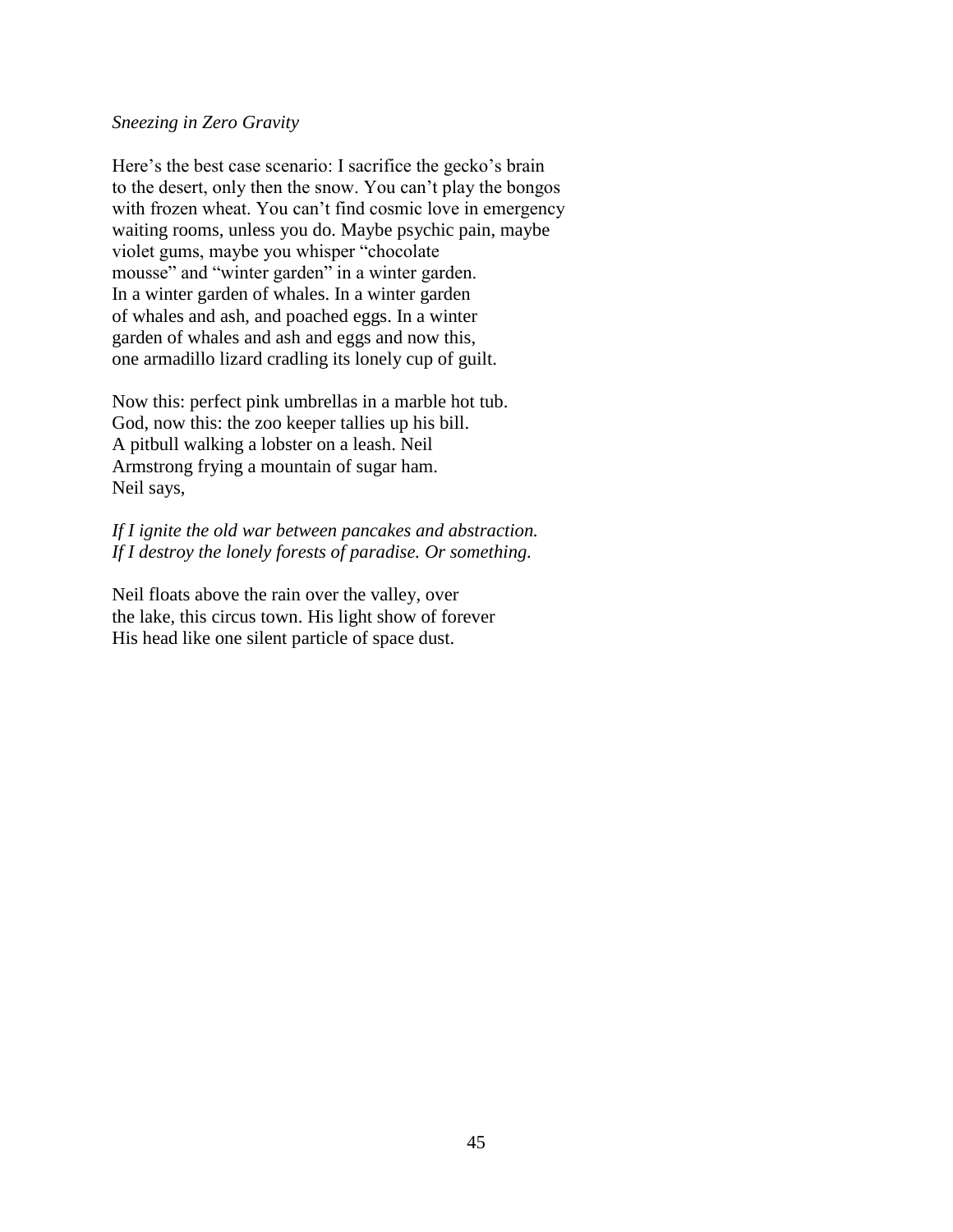*Sneezing in Zero Gravity*

Here's the best case scenario: I sacrifice the gecko's brain
to the desert, only then the snow. You can't play the bongos
with frozen wheat. You can't find cosmic love in emergency
waiting rooms, unless you do. Maybe psychic pain, maybe
violet gums, maybe you whisper "chocolate
mousse" and "winter garden" in a winter garden.
In a winter garden of whales. In a winter garden
of whales and ash, and poached eggs. In a winter
garden of whales and ash and eggs and now this,
one armadillo lizard cradling its lonely cup of guilt.

Now this: perfect pink umbrellas in a marble hot tub.
God, now this: the zoo keeper tallies up his bill.
A pitbull walking a lobster on a leash. Neil
Armstrong frying a mountain of sugar ham.
Neil says,

*If I ignite the old war between pancakes and abstraction.*
*If I destroy the lonely forests of paradise. Or something.*

Neil floats above the rain over the valley, over
the lake, this circus town. His light show of forever
His head like one silent particle of space dust.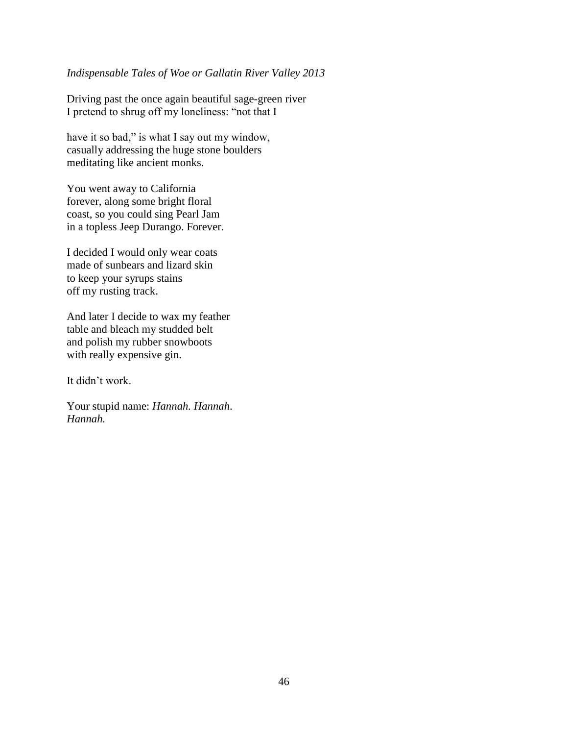*Indispensable Tales of Woe or Gallatin River Valley 2013*

Driving past the once again beautiful sage-green river
I pretend to shrug off my loneliness: "not that I

have it so bad," is what I say out my window,
casually addressing the huge stone boulders
meditating like ancient monks.

You went away to California
forever, along some bright floral
coast, so you could sing Pearl Jam
in a topless Jeep Durango. Forever.

I decided I would only wear coats
made of sunbears and lizard skin
to keep your syrups stains
off my rusting track.

And later I decide to wax my feather
table and bleach my studded belt
and polish my rubber snowboots
with really expensive gin.

It didn't work.

Your stupid name: *Hannah. Hannah.*
*Hannah.*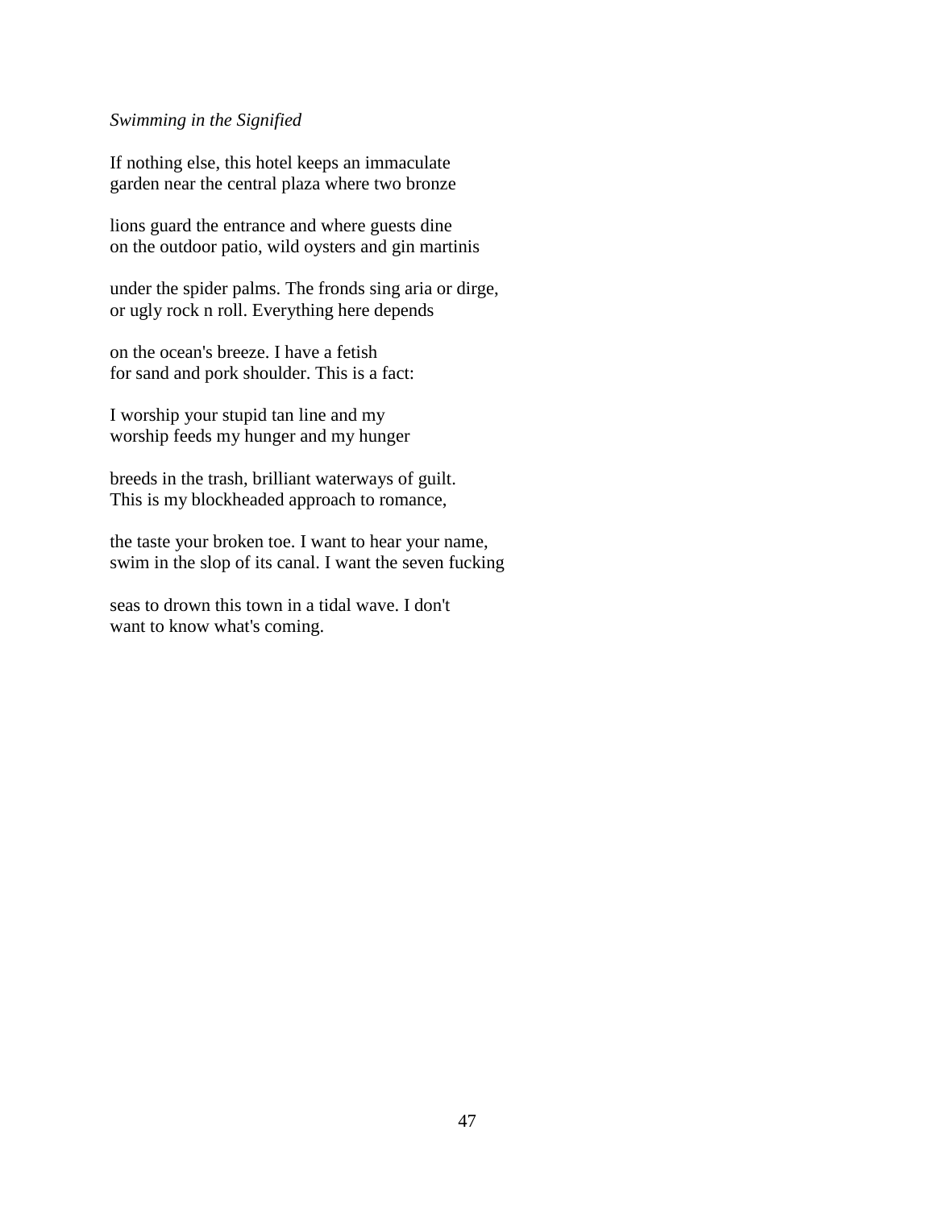*Swimming in the Signified*

If nothing else, this hotel keeps an immaculate
garden near the central plaza where two bronze

lions guard the entrance and where guests dine
on the outdoor patio, wild oysters and gin martinis

under the spider palms. The fronds sing aria or dirge,
or ugly rock n roll. Everything here depends

on the ocean's breeze. I have a fetish
for sand and pork shoulder. This is a fact:

I worship your stupid tan line and my
worship feeds my hunger and my hunger

breeds in the trash, brilliant waterways of guilt.
This is my blockheaded approach to romance,

the taste your broken toe. I want to hear your name,
swim in the slop of its canal. I want the seven fucking

seas to drown this town in a tidal wave. I don't
want to know what's coming.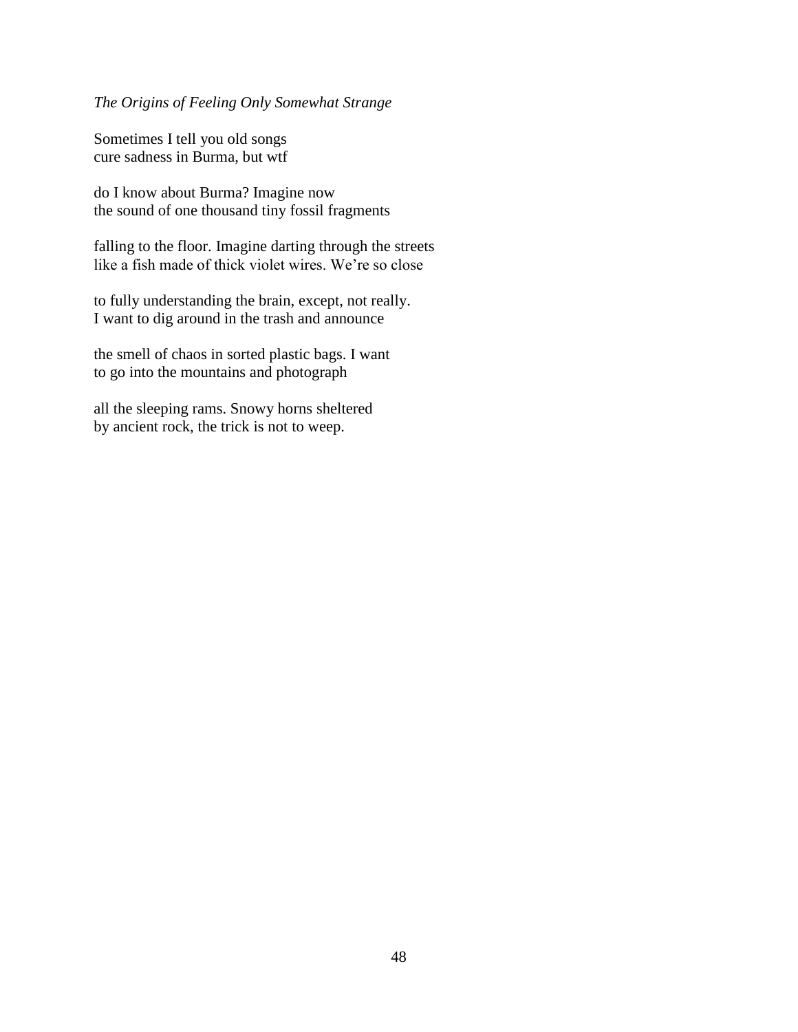*The Origins of Feeling Only Somewhat Strange*

Sometimes I tell you old songs
cure sadness in Burma, but wtf

do I know about Burma? Imagine now
the sound of one thousand tiny fossil fragments

falling to the floor. Imagine darting through the streets
like a fish made of thick violet wires. We're so close

to fully understanding the brain, except, not really.
I want to dig around in the trash and announce

the smell of chaos in sorted plastic bags. I want
to go into the mountains and photograph

all the sleeping rams. Snowy horns sheltered
by ancient rock, the trick is not to weep.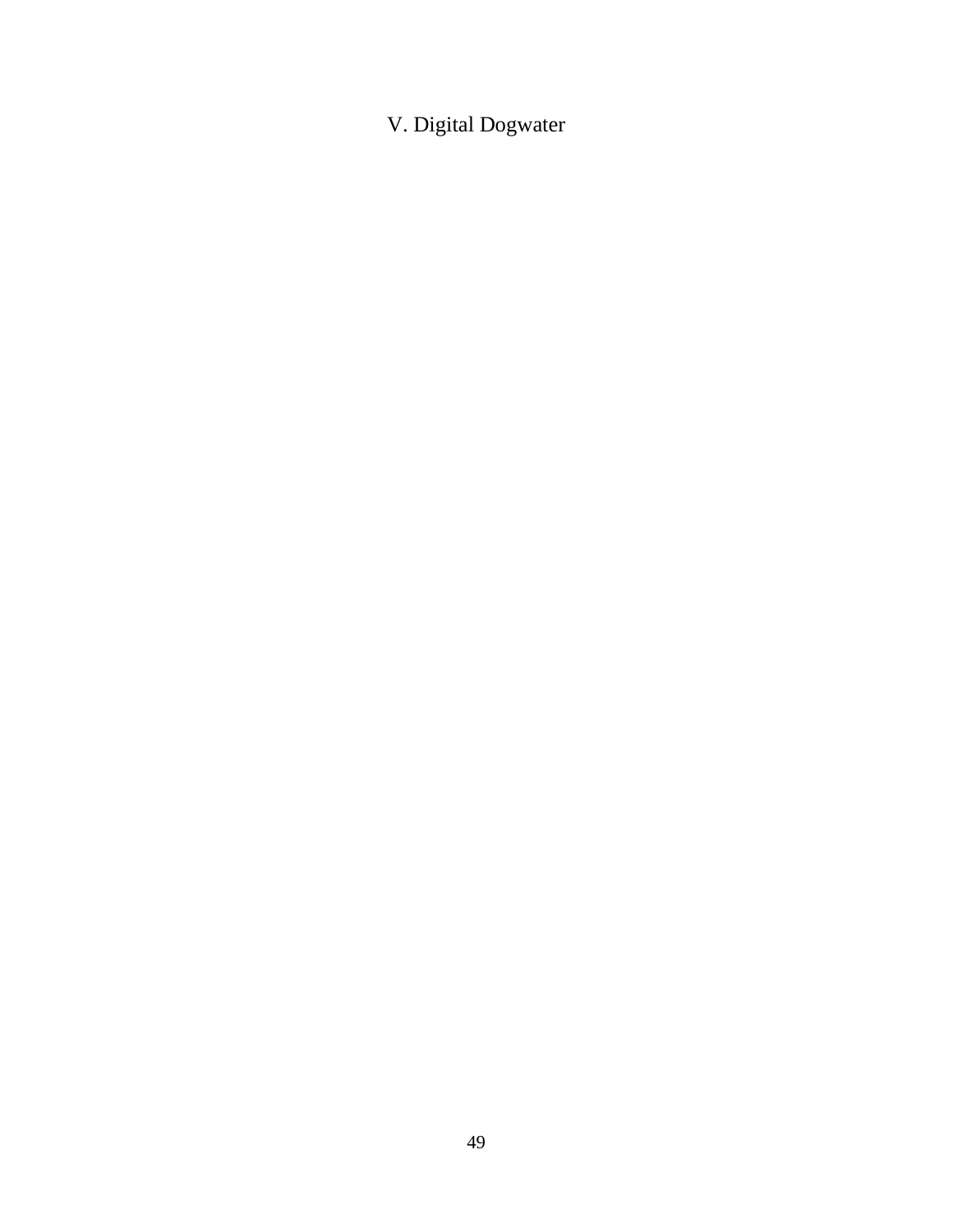# V. Digital Dogwater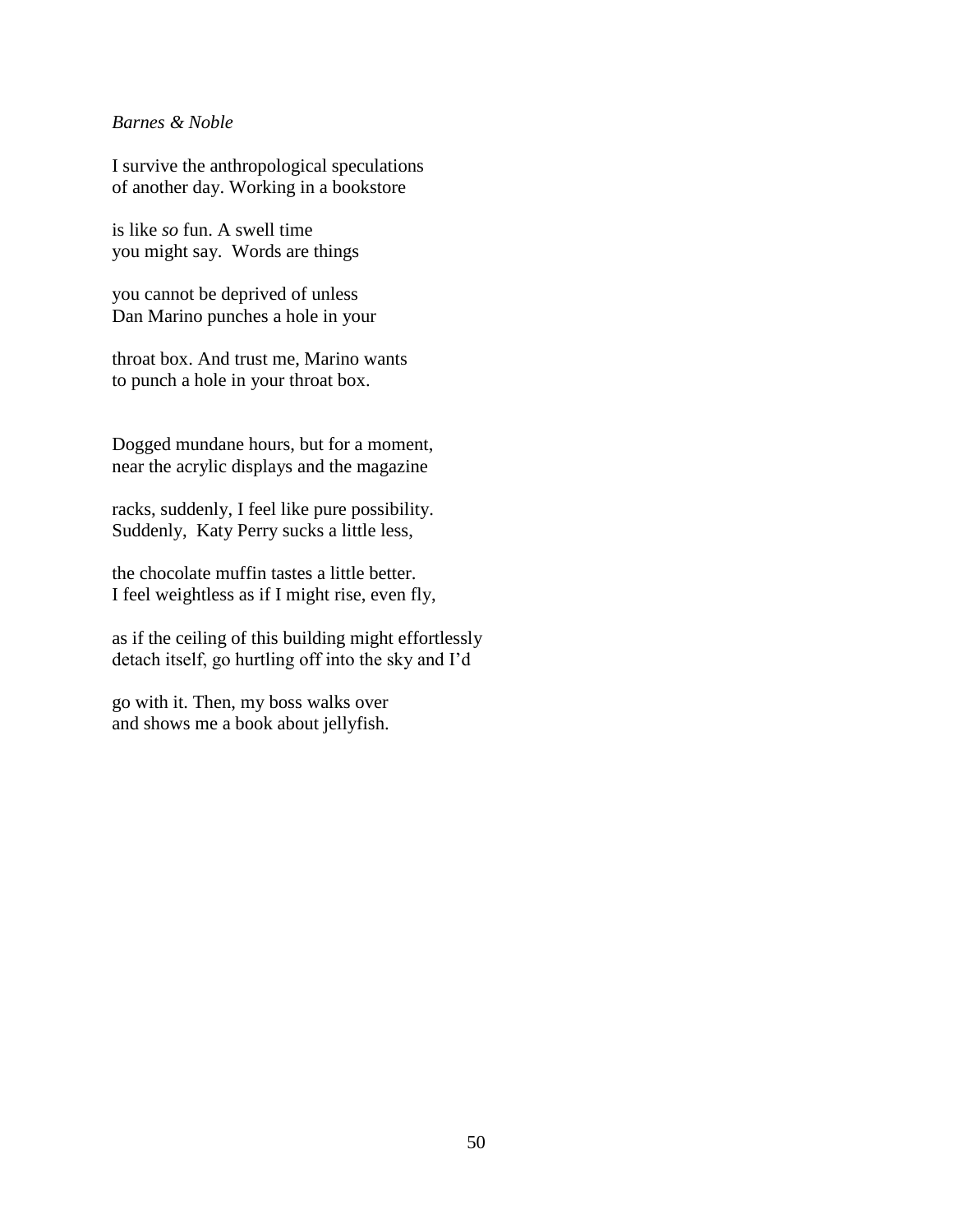*Barnes & Noble*

I survive the anthropological speculations
of another day. Working in a bookstore

is like *so* fun. A swell time
you might say. Words are things

you cannot be deprived of unless
Dan Marino punches a hole in your

throat box. And trust me, Marino wants
to punch a hole in your throat box.

Dogged mundane hours, but for a moment,
near the acrylic displays and the magazine

racks, suddenly, I feel like pure possibility.
Suddenly, Katy Perry sucks a little less,

the chocolate muffin tastes a little better.
I feel weightless as if I might rise, even fly,

as if the ceiling of this building might effortlessly
detach itself, go hurtling off into the sky and I'd

go with it. Then, my boss walks over
and shows me a book about jellyfish.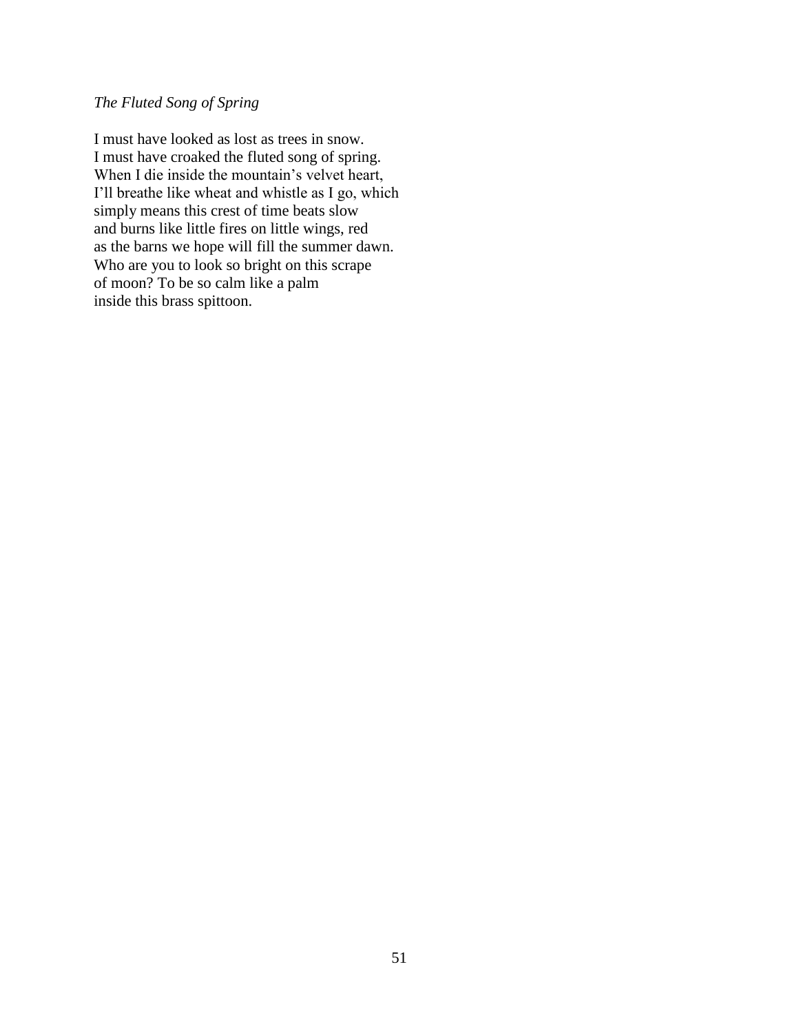*The Fluted Song of Spring*

I must have looked as lost as trees in snow.  
I must have croaked the fluted song of spring.  
When I die inside the mountain's velvet heart,  
I'll breathe like wheat and whistle as I go, which  
simply means this crest of time beats slow  
and burns like little fires on little wings, red  
as the barns we hope will fill the summer dawn.  
Who are you to look so bright on this scrape  
of moon? To be so calm like a palm  
inside this brass spittoon.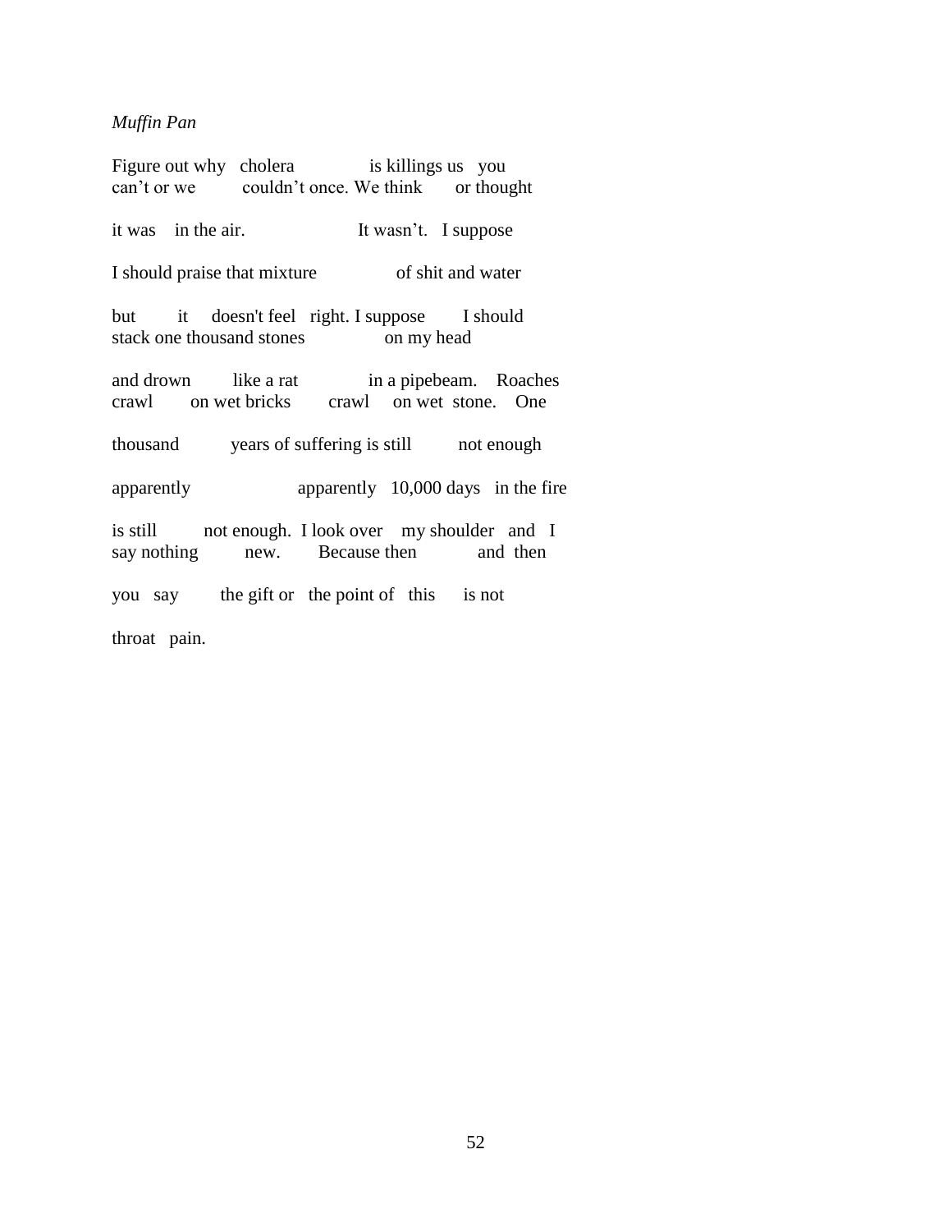*Muffin Pan*

Figure out why cholera is killings us you
can't or we couldn't once. We think or thought

it was in the air. It wasn't. I suppose

I should praise that mixture of shit and water

but it doesn't feel right. I suppose I should
stack one thousand stones on my head

and drown like a rat in a pipebeam. Roaches
crawl on wet bricks crawl on wet stone. One

thousand years of suffering is still not enough

apparently apparently 10,000 days in the fire

is still not enough. I look over my shoulder and I
say nothing new. Because then and then

you say the gift or the point of this is not

throat pain.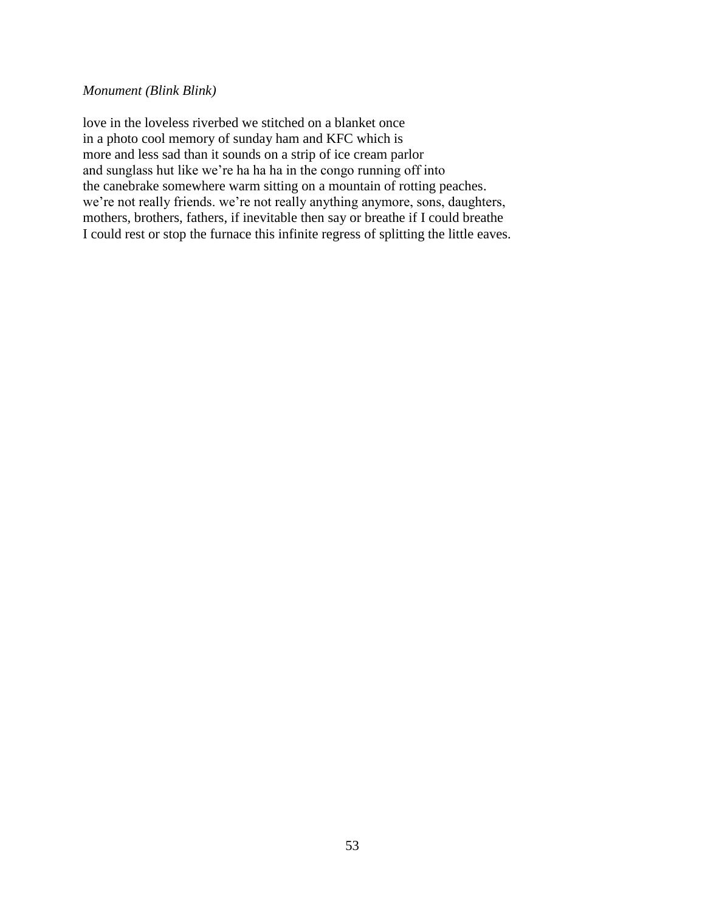*Monument (Blink Blink)*

love in the loveless riverbed we stitched on a blanket once
in a photo cool memory of sunday ham and KFC which is
more and less sad than it sounds on a strip of ice cream parlor
and sunglass hut like we're ha ha ha in the congo running off into
the canebrake somewhere warm sitting on a mountain of rotting peaches.
we're not really friends. we're not really anything anymore, sons, daughters,
mothers, brothers, fathers, if inevitable then say or breathe if I could breathe
I could rest or stop the furnace this infinite regress of splitting the little eaves.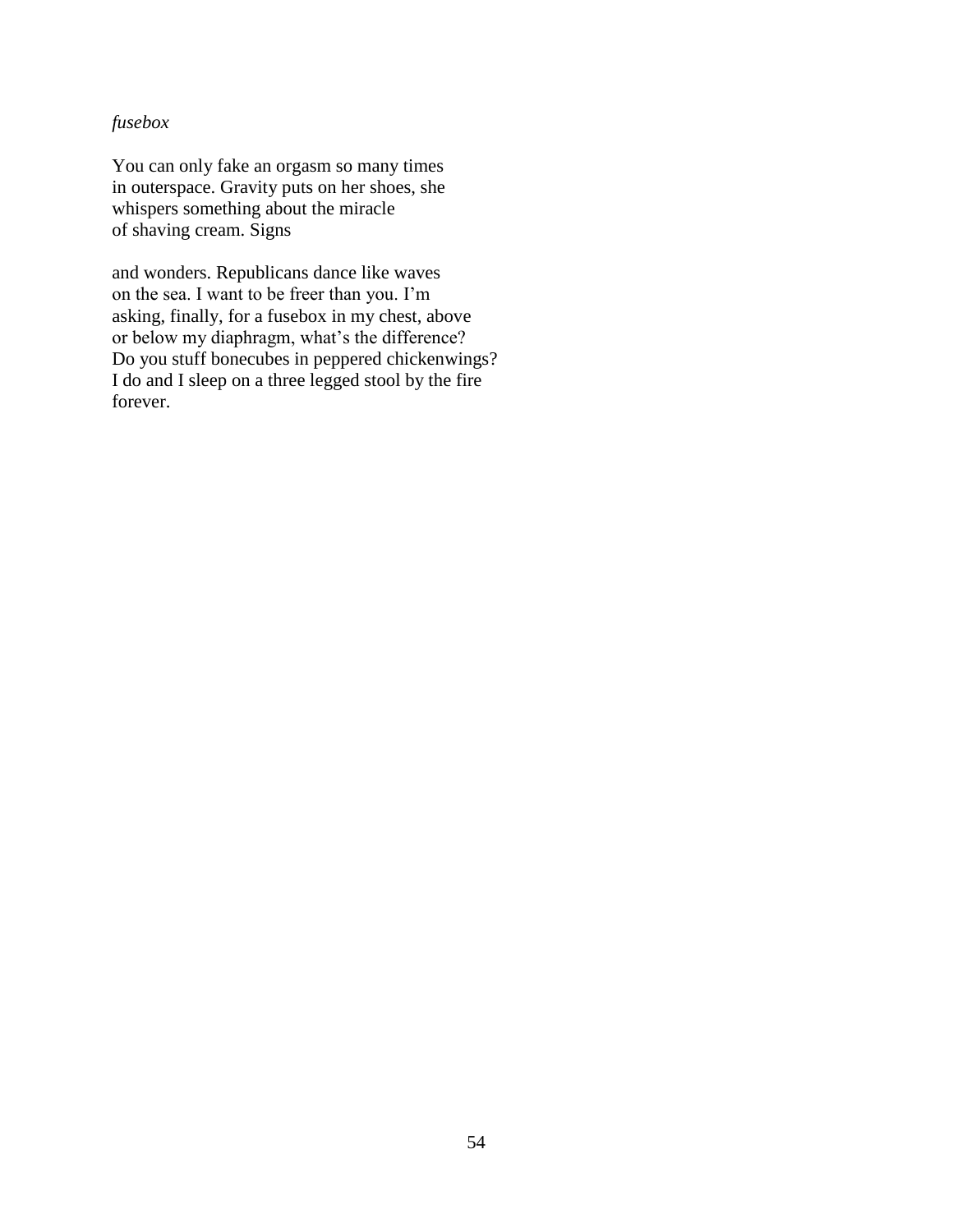*fusebox*

You can only fake an orgasm so many times  
in outerspace. Gravity puts on her shoes, she  
whispers something about the miracle  
of shaving cream. Signs

and wonders. Republicans dance like waves  
on the sea. I want to be freer than you. I'm  
asking, finally, for a fusebox in my chest, above  
or below my diaphragm, what's the difference?  
Do you stuff bonecubes in peppered chickenwings?  
I do and I sleep on a three legged stool by the fire  
forever.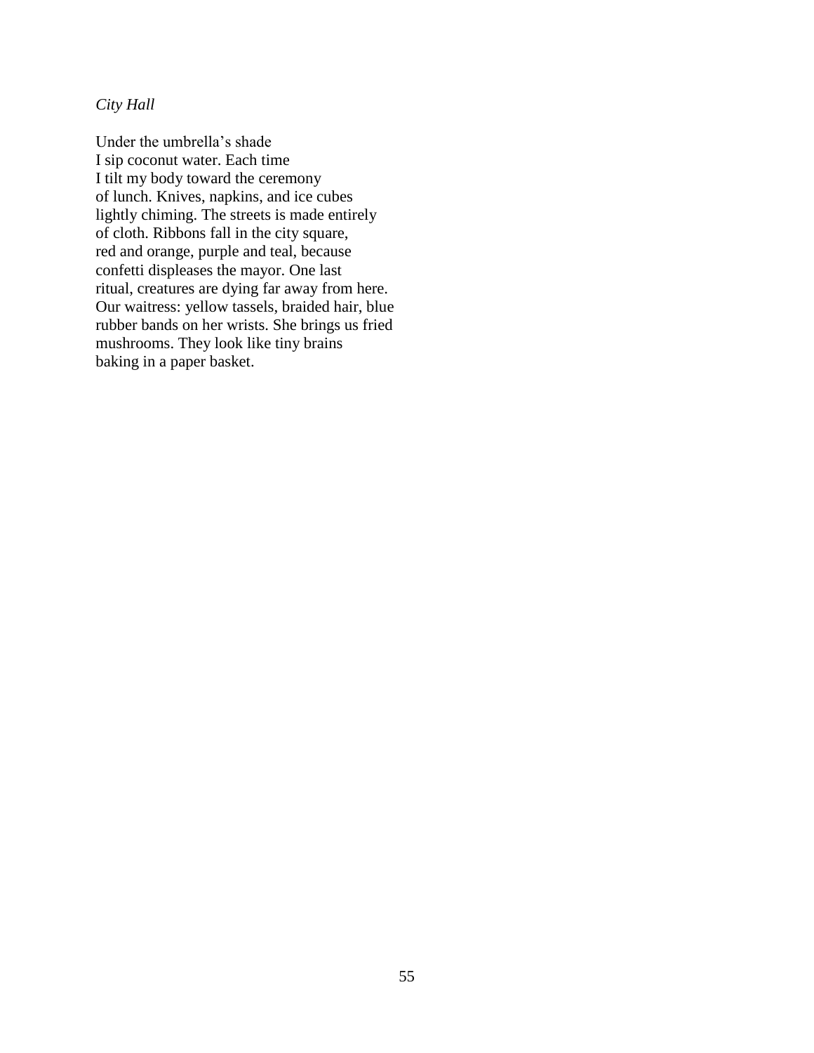*City Hall*

Under the umbrella's shade  
I sip coconut water. Each time  
I tilt my body toward the ceremony  
of lunch. Knives, napkins, and ice cubes  
lightly chiming. The streets is made entirely  
of cloth. Ribbons fall in the city square,  
red and orange, purple and teal, because  
confetti displeases the mayor. One last  
ritual, creatures are dying far away from here.  
Our waitress: yellow tassels, braided hair, blue  
rubber bands on her wrists. She brings us fried  
mushrooms. They look like tiny brains  
baking in a paper basket.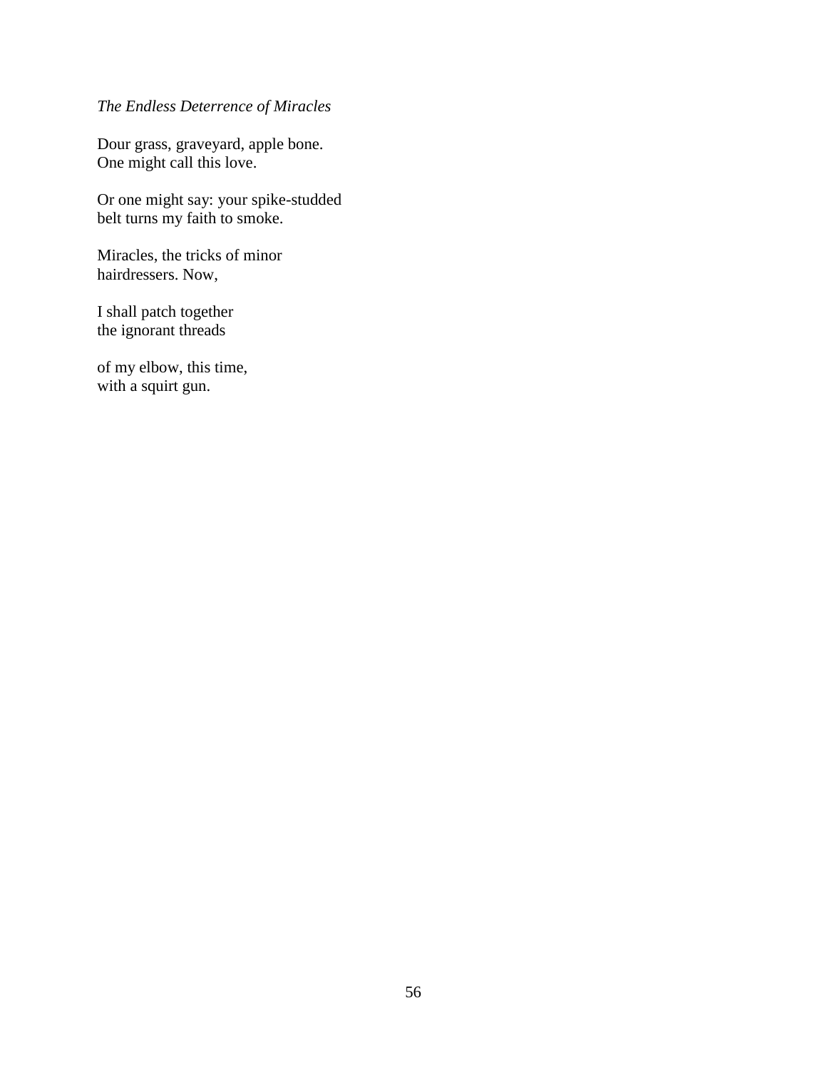*The Endless Deterrence of Miracles*

Dour grass, graveyard, apple bone.  
One might call this love.

Or one might say: your spike-studded  
belt turns my faith to smoke.

Miracles, the tricks of minor  
hairdressers. Now,

I shall patch together  
the ignorant threads

of my elbow, this time,  
with a squirt gun.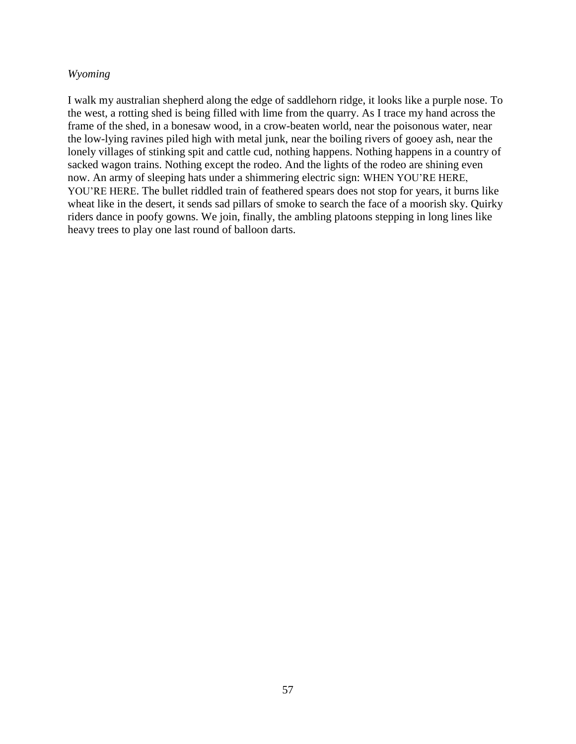*Wyoming*

I walk my australian shepherd along the edge of saddlehorn ridge, it looks like a purple nose. To the west, a rotting shed is being filled with lime from the quarry. As I trace my hand across the frame of the shed, in a bonesaw wood, in a crow-beaten world, near the poisonous water, near the low-lying ravines piled high with metal junk, near the boiling rivers of gooey ash, near the lonely villages of stinking spit and cattle cud, nothing happens. Nothing happens in a country of sacked wagon trains. Nothing except the rodeo. And the lights of the rodeo are shining even now. An army of sleeping hats under a shimmering electric sign: WHEN YOU'RE HERE, YOU'RE HERE. The bullet riddled train of feathered spears does not stop for years, it burns like wheat like in the desert, it sends sad pillars of smoke to search the face of a moorish sky. Quirky riders dance in poofy gowns. We join, finally, the ambling platoons stepping in long lines like heavy trees to play one last round of balloon darts.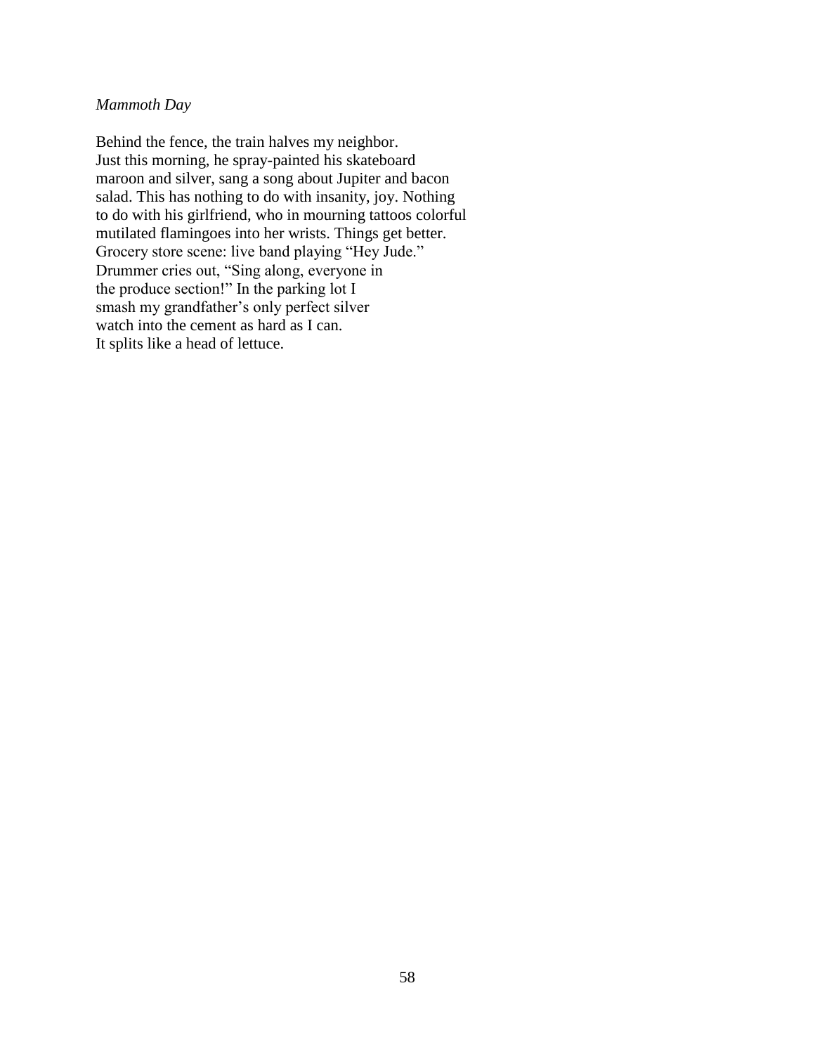*Mammoth Day*

Behind the fence, the train halves my neighbor.  
Just this morning, he spray-painted his skateboard  
maroon and silver, sang a song about Jupiter and bacon  
salad. This has nothing to do with insanity, joy. Nothing  
to do with his girlfriend, who in mourning tattoos colorful  
mutilated flamingoes into her wrists. Things get better.  
Grocery store scene: live band playing "Hey Jude."  
Drummer cries out, "Sing along, everyone in  
the produce section!" In the parking lot I  
smash my grandfather's only perfect silver  
watch into the cement as hard as I can.  
It splits like a head of lettuce.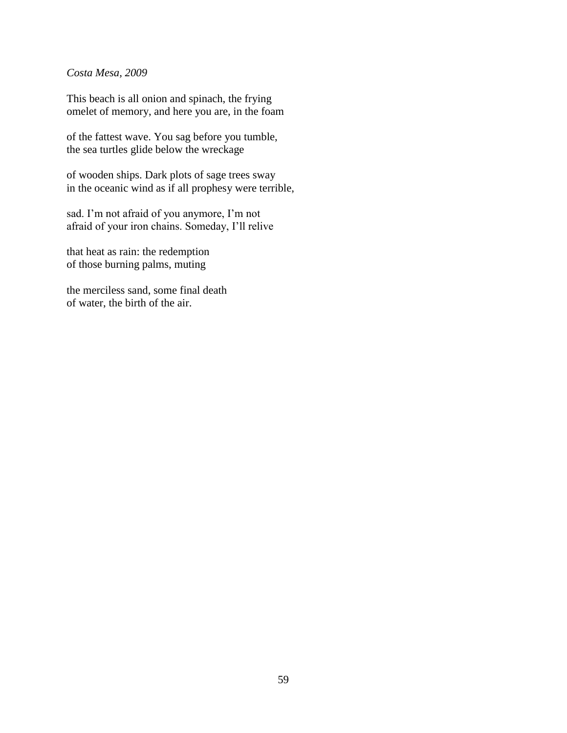*Costa Mesa, 2009*

This beach is all onion and spinach, the frying
omelet of memory, and here you are, in the foam

of the fattest wave. You sag before you tumble,
the sea turtles glide below the wreckage

of wooden ships. Dark plots of sage trees sway
in the oceanic wind as if all prophesy were terrible,

sad. I'm not afraid of you anymore, I'm not
afraid of your iron chains. Someday, I'll relive

that heat as rain: the redemption
of those burning palms, muting

the merciless sand, some final death
of water, the birth of the air.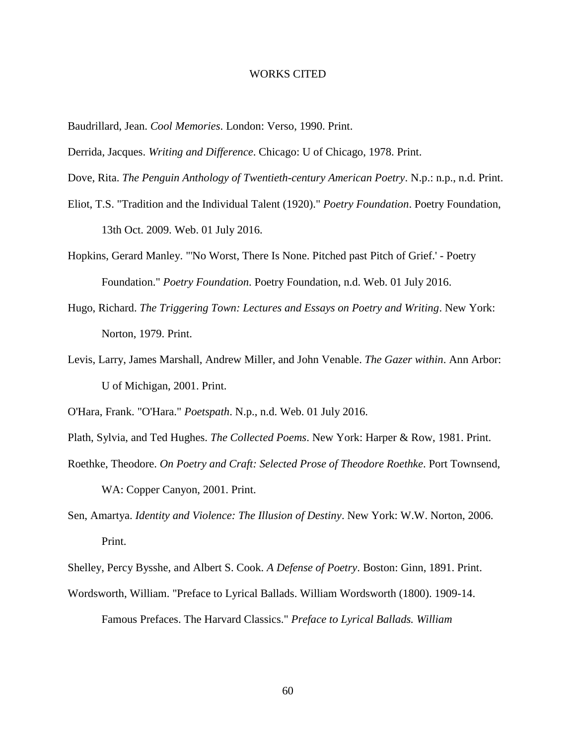# WORKS CITED

Baudrillard, Jean. *Cool Memories*. London: Verso, 1990. Print.

Derrida, Jacques. *Writing and Difference*. Chicago: U of Chicago, 1978. Print.

Dove, Rita. *The Penguin Anthology of Twentieth-century American Poetry*. N.p.: n.p., n.d. Print.

Eliot, T.S. "Tradition and the Individual Talent (1920)." *Poetry Foundation*. Poetry Foundation, 13th Oct. 2009. Web. 01 July 2016.

Hopkins, Gerard Manley. "'No Worst, There Is None. Pitched past Pitch of Grief.' - Poetry Foundation." *Poetry Foundation*. Poetry Foundation, n.d. Web. 01 July 2016.

Hugo, Richard. *The Triggering Town: Lectures and Essays on Poetry and Writing*. New York: Norton, 1979. Print.

Levis, Larry, James Marshall, Andrew Miller, and John Venable. *The Gazer within*. Ann Arbor: U of Michigan, 2001. Print.

O'Hara, Frank. "O'Hara." *Poetspath*. N.p., n.d. Web. 01 July 2016.

Plath, Sylvia, and Ted Hughes. *The Collected Poems*. New York: Harper & Row, 1981. Print.

Roethke, Theodore. *On Poetry and Craft: Selected Prose of Theodore Roethke*. Port Townsend, WA: Copper Canyon, 2001. Print.

Sen, Amartya. *Identity and Violence: The Illusion of Destiny*. New York: W.W. Norton, 2006. Print.

Shelley, Percy Bysshe, and Albert S. Cook. *A Defense of Poetry*. Boston: Ginn, 1891. Print.

Wordsworth, William. "Preface to Lyrical Ballads. William Wordsworth (1800). 1909-14. Famous Prefaces. The Harvard Classics." *Preface to Lyrical Ballads. William*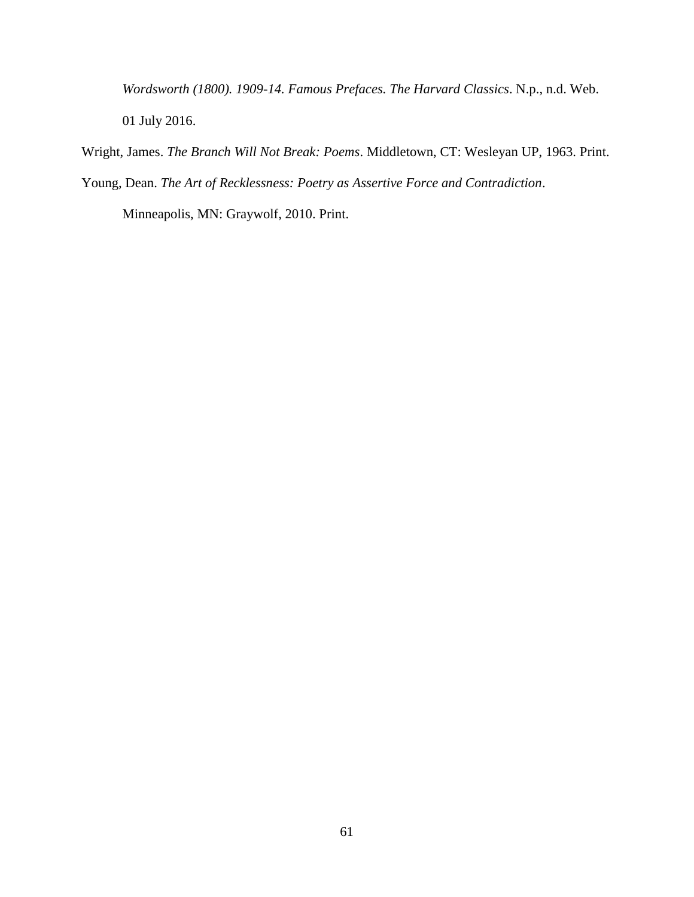*Wordsworth (1800). 1909-14. Famous Prefaces. The Harvard Classics*. N.p., n.d. Web. 01 July 2016.

Wright, James. *The Branch Will Not Break: Poems*. Middletown, CT: Wesleyan UP, 1963. Print.

Young, Dean. *The Art of Recklessness: Poetry as Assertive Force and Contradiction*. Minneapolis, MN: Graywolf, 2010. Print.